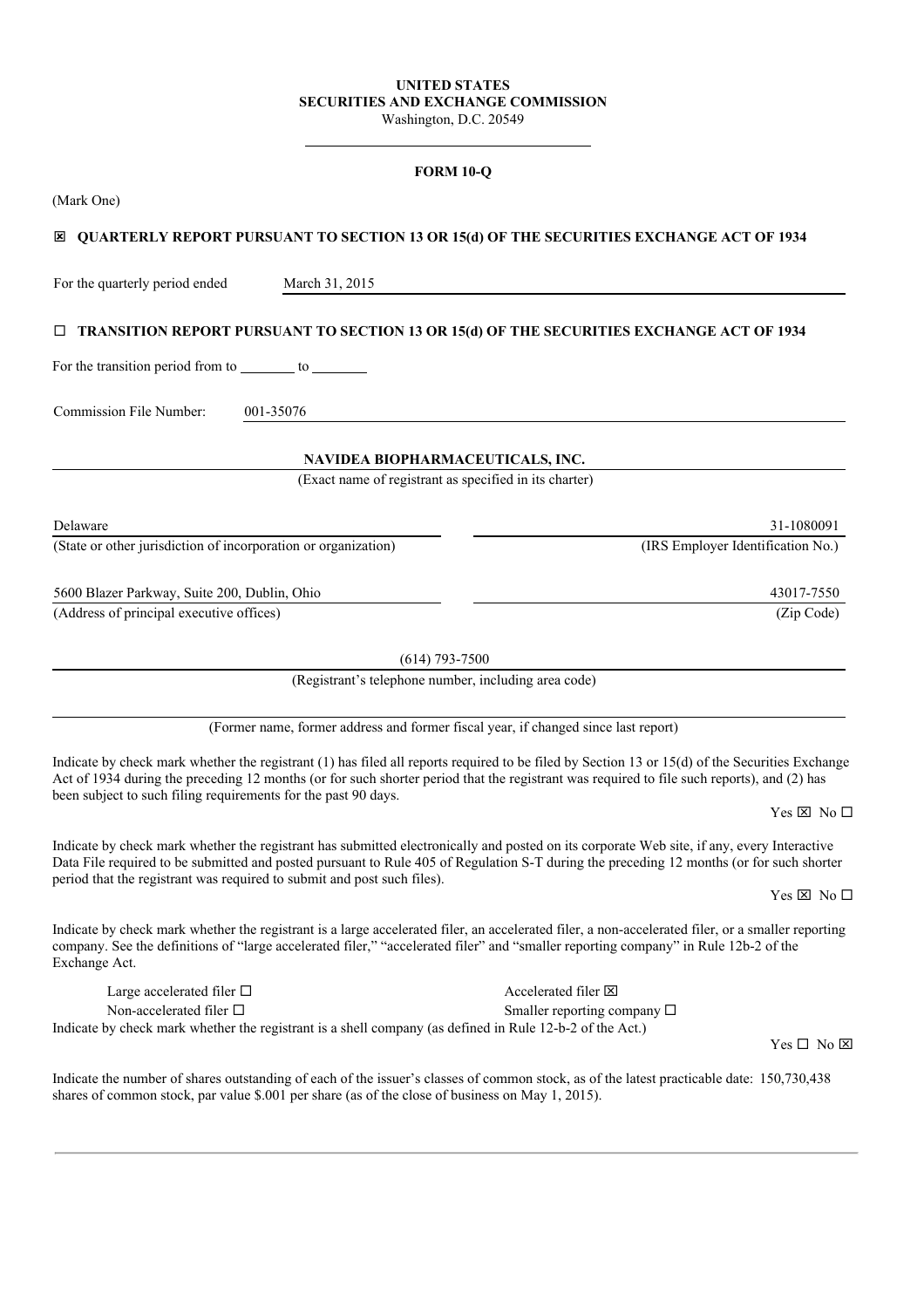**UNITED STATES**
**SECURITIES AND EXCHANGE COMMISSION**
Washington, D.C. 20549

---

**FORM 10-Q**

(Mark One)

☒ **QUARTERLY REPORT PURSUANT TO SECTION 13 OR 15(d) OF THE SECURITIES EXCHANGE ACT OF 1934**

For the quarterly period ended March 31, 2015

☐ **TRANSITION REPORT PURSUANT TO SECTION 13 OR 15(d) OF THE SECURITIES EXCHANGE ACT OF 1934**

For the transition period from to ________ to ________

Commission File Number: 001-35076

**NAVIDEA BIOPHARMACEUTICALS, INC.**
(Exact name of registrant as specified in its charter)

| | |
|---|---|
| Delaware | 31-1080091 |
| (State or other jurisdiction of incorporation or organization) | (IRS Employer Identification No.) |
| 5600 Blazer Parkway, Suite 200, Dublin, Ohio | 43017-7550 |
| (Address of principal executive offices) | (Zip Code) |

(614) 793-7500
(Registrant's telephone number, including area code)

(Former name, former address and former fiscal year, if changed since last report)

Indicate by check mark whether the registrant (1) has filed all reports required to be filed by Section 13 or 15(d) of the Securities Exchange Act of 1934 during the preceding 12 months (or for such shorter period that the registrant was required to file such reports), and (2) has been subject to such filing requirements for the past 90 days.

Yes ☒ No ☐

Indicate by check mark whether the registrant has submitted electronically and posted on its corporate Web site, if any, every Interactive Data File required to be submitted and posted pursuant to Rule 405 of Regulation S-T during the preceding 12 months (or for such shorter period that the registrant was required to submit and post such files).

Yes ☒ No ☐

Indicate by check mark whether the registrant is a large accelerated filer, an accelerated filer, a non-accelerated filer, or a smaller reporting company. See the definitions of "large accelerated filer," "accelerated filer" and "smaller reporting company" in Rule 12b-2 of the Exchange Act.

| | |
|---|---|
| Large accelerated filer ☐ | Accelerated filer ☒ |
| Non-accelerated filer ☐ | Smaller reporting company ☐ |

Indicate by check mark whether the registrant is a shell company (as defined in Rule 12-b-2 of the Act.)

Yes ☐ No ☒

Indicate the number of shares outstanding of each of the issuer's classes of common stock, as of the latest practicable date: 150,730,438 shares of common stock, par value $.001 per share (as of the close of business on May 1, 2015).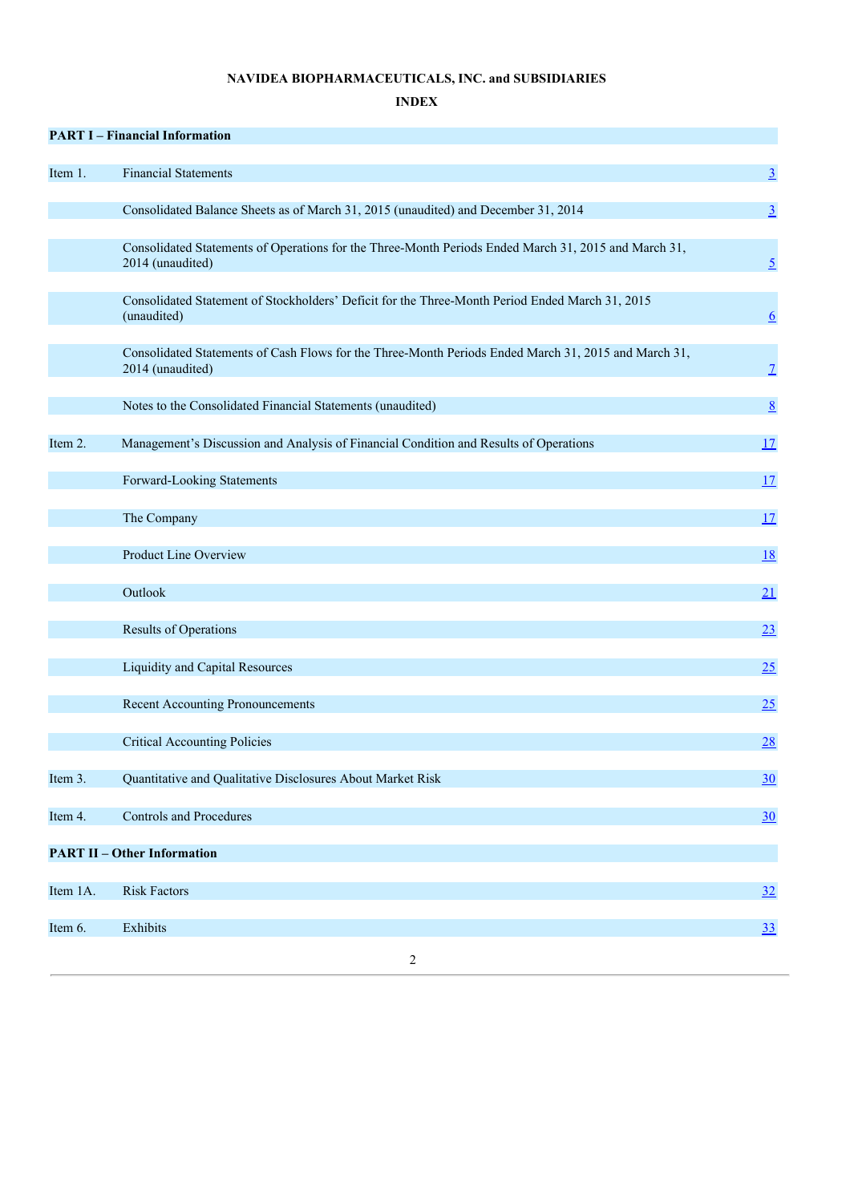**NAVIDEA BIOPHARMACEUTICALS, INC. and SUBSIDIARIES**

**INDEX**

| | | |
|---|---|---|
| **PART I – Financial Information** | | |
| Item 1. | Financial Statements | 3 |
| | Consolidated Balance Sheets as of March 31, 2015 (unaudited) and December 31, 2014 | 3 |
| | Consolidated Statements of Operations for the Three-Month Periods Ended March 31, 2015 and March 31, 2014 (unaudited) | 5 |
| | Consolidated Statement of Stockholders' Deficit for the Three-Month Period Ended March 31, 2015 (unaudited) | 6 |
| | Consolidated Statements of Cash Flows for the Three-Month Periods Ended March 31, 2015 and March 31, 2014 (unaudited) | 7 |
| | Notes to the Consolidated Financial Statements (unaudited) | 8 |
| Item 2. | Management's Discussion and Analysis of Financial Condition and Results of Operations | 17 |
| | Forward-Looking Statements | 17 |
| | The Company | 17 |
| | Product Line Overview | 18 |
| | Outlook | 21 |
| | Results of Operations | 23 |
| | Liquidity and Capital Resources | 25 |
| | Recent Accounting Pronouncements | 25 |
| | Critical Accounting Policies | 28 |
| Item 3. | Quantitative and Qualitative Disclosures About Market Risk | 30 |
| Item 4. | Controls and Procedures | 30 |
| **PART II – Other Information** | | |
| Item 1A. | Risk Factors | 32 |
| Item 6. | Exhibits | 33 |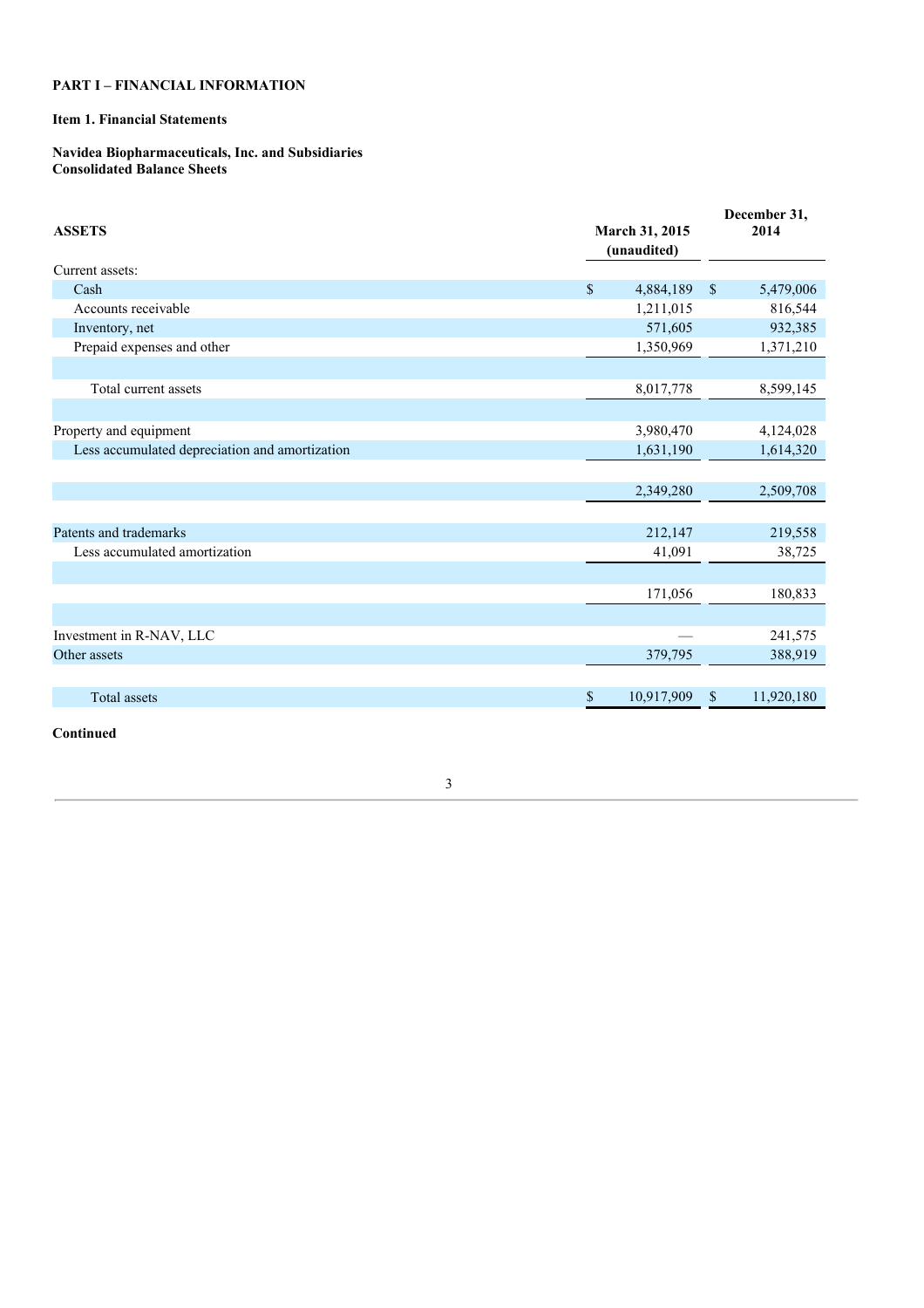**PART I – FINANCIAL INFORMATION**

**Item 1. Financial Statements**

**Navidea Biopharmaceuticals, Inc. and Subsidiaries**
**Consolidated Balance Sheets**

| ASSETS | March 31, 2015 (unaudited) | December 31, 2014 |
|---|---|---|
| Current assets: | | |
| Cash | $ 4,884,189 | $ 5,479,006 |
| Accounts receivable | 1,211,015 | 816,544 |
| Inventory, net | 571,605 | 932,385 |
| Prepaid expenses and other | 1,350,969 | 1,371,210 |
| | | |
| Total current assets | 8,017,778 | 8,599,145 |
| | | |
| Property and equipment | 3,980,470 | 4,124,028 |
| Less accumulated depreciation and amortization | 1,631,190 | 1,614,320 |
| | | |
| | 2,349,280 | 2,509,708 |
| | | |
| Patents and trademarks | 212,147 | 219,558 |
| Less accumulated amortization | 41,091 | 38,725 |
| | | |
| | 171,056 | 180,833 |
| | | |
| Investment in R-NAV, LLC | — | 241,575 |
| Other assets | 379,795 | 388,919 |
| | | |
| Total assets | $ 10,917,909 | $ 11,920,180 |

**Continued**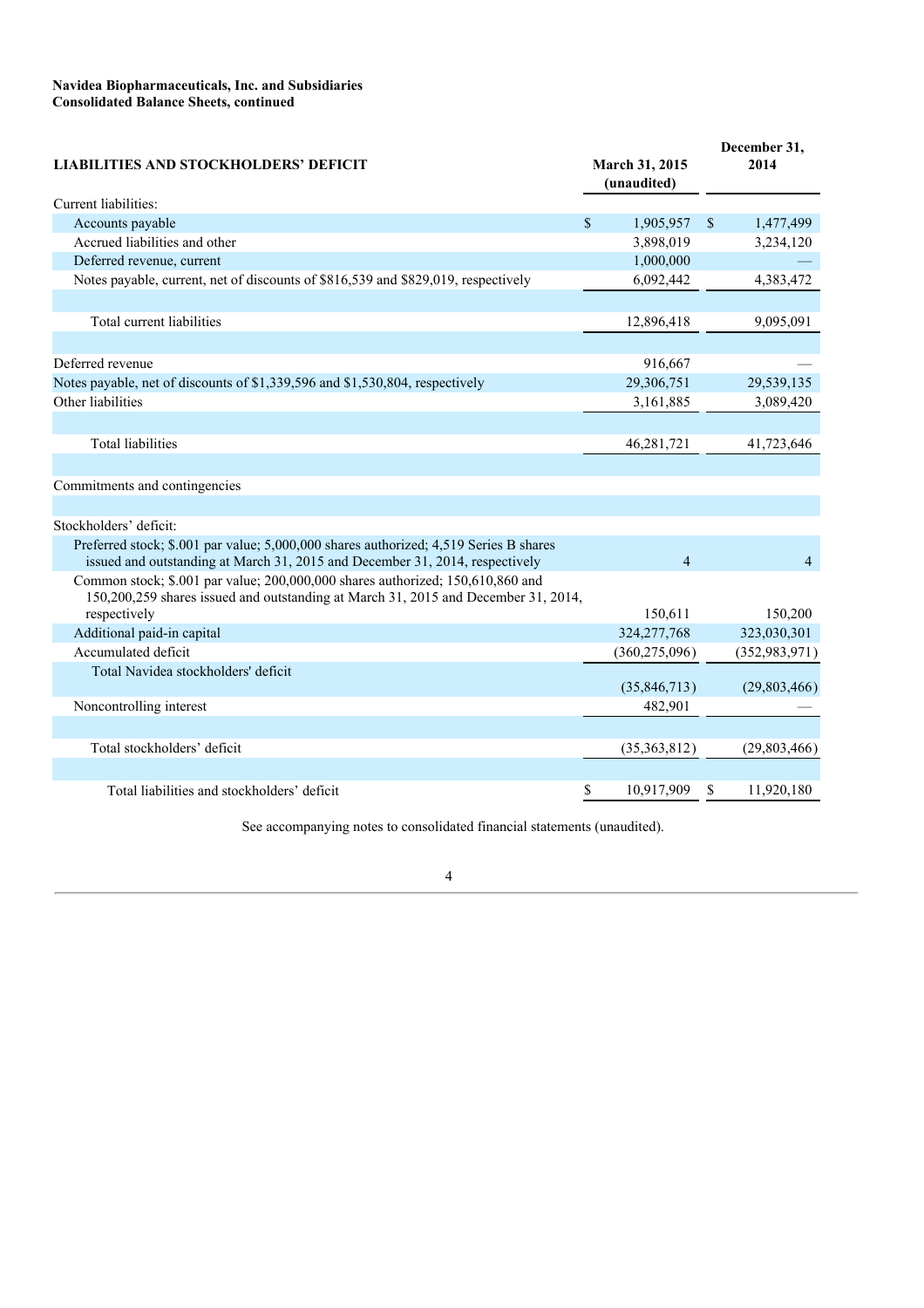**Navidea Biopharmaceuticals, Inc. and Subsidiaries**
**Consolidated Balance Sheets, continued**

| LIABILITIES AND STOCKHOLDERS' DEFICIT | March 31, 2015 (unaudited) | December 31, 2014 |
|---|---|---|
| Current liabilities: | | |
| Accounts payable | $ 1,905,957 | $ 1,477,499 |
| Accrued liabilities and other | 3,898,019 | 3,234,120 |
| Deferred revenue, current | 1,000,000 | — |
| Notes payable, current, net of discounts of $816,539 and $829,019, respectively | 6,092,442 | 4,383,472 |
| Total current liabilities | 12,896,418 | 9,095,091 |
| Deferred revenue | 916,667 | — |
| Notes payable, net of discounts of $1,339,596 and $1,530,804, respectively | 29,306,751 | 29,539,135 |
| Other liabilities | 3,161,885 | 3,089,420 |
| Total liabilities | 46,281,721 | 41,723,646 |
| Commitments and contingencies | | |
| Stockholders' deficit: | | |
| Preferred stock; $.001 par value; 5,000,000 shares authorized; 4,519 Series B shares issued and outstanding at March 31, 2015 and December 31, 2014, respectively | 4 | 4 |
| Common stock; $.001 par value; 200,000,000 shares authorized; 150,610,860 and 150,200,259 shares issued and outstanding at March 31, 2015 and December 31, 2014, respectively | 150,611 | 150,200 |
| Additional paid-in capital | 324,277,768 | 323,030,301 |
| Accumulated deficit | (360,275,096) | (352,983,971) |
| Total Navidea stockholders' deficit | (35,846,713) | (29,803,466) |
| Noncontrolling interest | 482,901 | — |
| Total stockholders' deficit | (35,363,812) | (29,803,466) |
| Total liabilities and stockholders' deficit | $ 10,917,909 | $ 11,920,180 |

See accompanying notes to consolidated financial statements (unaudited).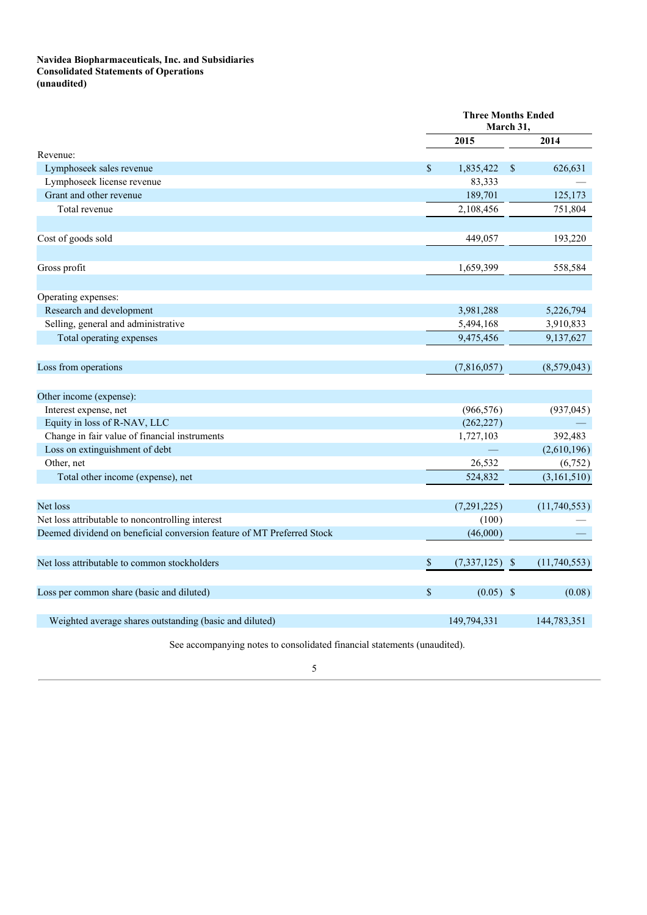**Navidea Biopharmaceuticals, Inc. and Subsidiaries**
**Consolidated Statements of Operations**
**(unaudited)**

| | Three Months Ended March 31, | |
|---|---|---|
| | **2015** | **2014** |
| Revenue: | | |
| Lymphoseek sales revenue | $ 1,835,422 | $ 626,631 |
| Lymphoseek license revenue | 83,333 | — |
| Grant and other revenue | 189,701 | 125,173 |
| Total revenue | 2,108,456 | 751,804 |
| | | |
| Cost of goods sold | 449,057 | 193,220 |
| | | |
| Gross profit | 1,659,399 | 558,584 |
| | | |
| Operating expenses: | | |
| Research and development | 3,981,288 | 5,226,794 |
| Selling, general and administrative | 5,494,168 | 3,910,833 |
| Total operating expenses | 9,475,456 | 9,137,627 |
| | | |
| Loss from operations | (7,816,057) | (8,579,043) |
| | | |
| Other income (expense): | | |
| Interest expense, net | (966,576) | (937,045) |
| Equity in loss of R-NAV, LLC | (262,227) | — |
| Change in fair value of financial instruments | 1,727,103 | 392,483 |
| Loss on extinguishment of debt | — | (2,610,196) |
| Other, net | 26,532 | (6,752) |
| Total other income (expense), net | 524,832 | (3,161,510) |
| | | |
| Net loss | (7,291,225) | (11,740,553) |
| Net loss attributable to noncontrolling interest | (100) | — |
| Deemed dividend on beneficial conversion feature of MT Preferred Stock | (46,000) | — |
| | | |
| Net loss attributable to common stockholders | $ (7,337,125) | $ (11,740,553) |
| | | |
| Loss per common share (basic and diluted) | $ (0.05) | $ (0.08) |
| | | |
| Weighted average shares outstanding (basic and diluted) | 149,794,331 | 144,783,351 |

See accompanying notes to consolidated financial statements (unaudited).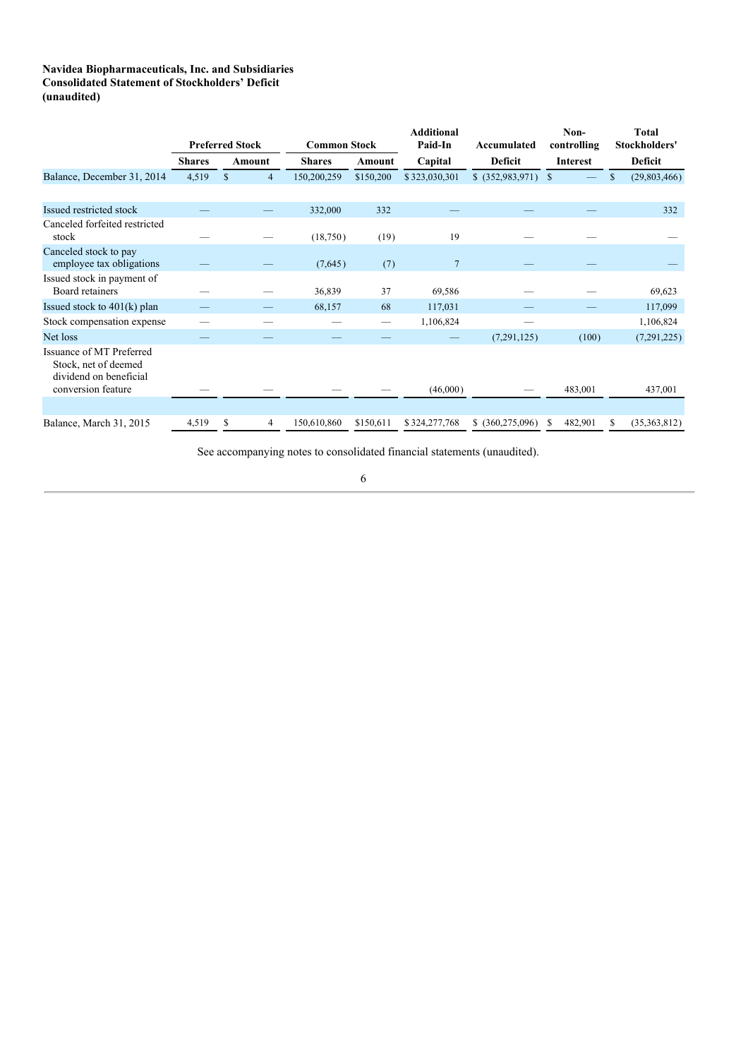**Navidea Biopharmaceuticals, Inc. and Subsidiaries**
**Consolidated Statement of Stockholders' Deficit**
**(unaudited)**

| | Preferred Stock | | Common Stock | | Additional Paid-In | Accumulated | Non-controlling | Total Stockholders' |
|---|---|---|---|---|---|---|---|---|
| | Shares | Amount | Shares | Amount | Capital | Deficit | Interest | Deficit |
| Balance, December 31, 2014 | 4,519 | $ 4 | 150,200,259 | $150,200 | $ 323,030,301 | $ (352,983,971) | $ — | $ (29,803,466) |
| Issued restricted stock | — | — | 332,000 | 332 | — | — | — | 332 |
| Canceled forfeited restricted stock | — | — | (18,750) | (19) | 19 | — | — | — |
| Canceled stock to pay employee tax obligations | — | — | (7,645) | (7) | 7 | — | — | — |
| Issued stock in payment of Board retainers | — | — | 36,839 | 37 | 69,586 | — | — | 69,623 |
| Issued stock to 401(k) plan | — | — | 68,157 | 68 | 117,031 | — | — | 117,099 |
| Stock compensation expense | — | — | — | — | 1,106,824 | — | | 1,106,824 |
| Net loss | — | — | — | — | — | (7,291,125) | (100) | (7,291,225) |
| Issuance of MT Preferred Stock, net of deemed dividend on beneficial conversion feature | — | — | — | — | (46,000) | — | 483,001 | 437,001 |
| Balance, March 31, 2015 | 4,519 | $ 4 | 150,610,860 | $150,611 | $ 324,277,768 | $ (360,275,096) | $ 482,901 | $ (35,363,812) |

See accompanying notes to consolidated financial statements (unaudited).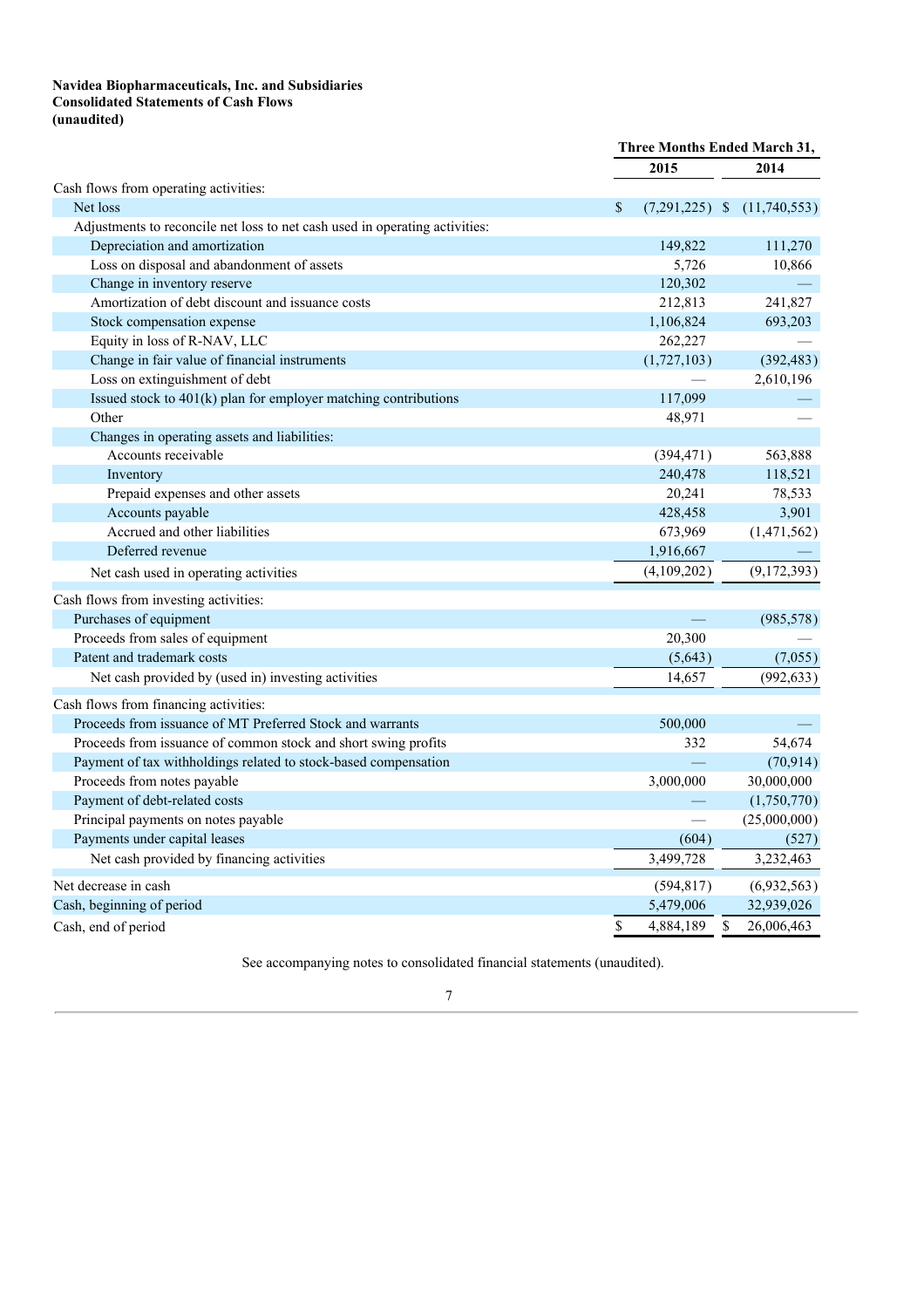**Navidea Biopharmaceuticals, Inc. and Subsidiaries**
**Consolidated Statements of Cash Flows**
**(unaudited)**

| | Three Months Ended March 31, | |
|---|---|---|
| | 2015 | 2014 |
| Cash flows from operating activities: | | |
| Net loss | $ (7,291,225) | $ (11,740,553) |
| Adjustments to reconcile net loss to net cash used in operating activities: | | |
| Depreciation and amortization | 149,822 | 111,270 |
| Loss on disposal and abandonment of assets | 5,726 | 10,866 |
| Change in inventory reserve | 120,302 | — |
| Amortization of debt discount and issuance costs | 212,813 | 241,827 |
| Stock compensation expense | 1,106,824 | 693,203 |
| Equity in loss of R-NAV, LLC | 262,227 | — |
| Change in fair value of financial instruments | (1,727,103) | (392,483) |
| Loss on extinguishment of debt | — | 2,610,196 |
| Issued stock to 401(k) plan for employer matching contributions | 117,099 | — |
| Other | 48,971 | — |
| Changes in operating assets and liabilities: | | |
| Accounts receivable | (394,471) | 563,888 |
| Inventory | 240,478 | 118,521 |
| Prepaid expenses and other assets | 20,241 | 78,533 |
| Accounts payable | 428,458 | 3,901 |
| Accrued and other liabilities | 673,969 | (1,471,562) |
| Deferred revenue | 1,916,667 | — |
| Net cash used in operating activities | (4,109,202) | (9,172,393) |
| Cash flows from investing activities: | | |
| Purchases of equipment | — | (985,578) |
| Proceeds from sales of equipment | 20,300 | — |
| Patent and trademark costs | (5,643) | (7,055) |
| Net cash provided by (used in) investing activities | 14,657 | (992,633) |
| Cash flows from financing activities: | | |
| Proceeds from issuance of MT Preferred Stock and warrants | 500,000 | — |
| Proceeds from issuance of common stock and short swing profits | 332 | 54,674 |
| Payment of tax withholdings related to stock-based compensation | — | (70,914) |
| Proceeds from notes payable | 3,000,000 | 30,000,000 |
| Payment of debt-related costs | — | (1,750,770) |
| Principal payments on notes payable | — | (25,000,000) |
| Payments under capital leases | (604) | (527) |
| Net cash provided by financing activities | 3,499,728 | 3,232,463 |
| Net decrease in cash | (594,817) | (6,932,563) |
| Cash, beginning of period | 5,479,006 | 32,939,026 |
| Cash, end of period | $ 4,884,189 | $ 26,006,463 |

See accompanying notes to consolidated financial statements (unaudited).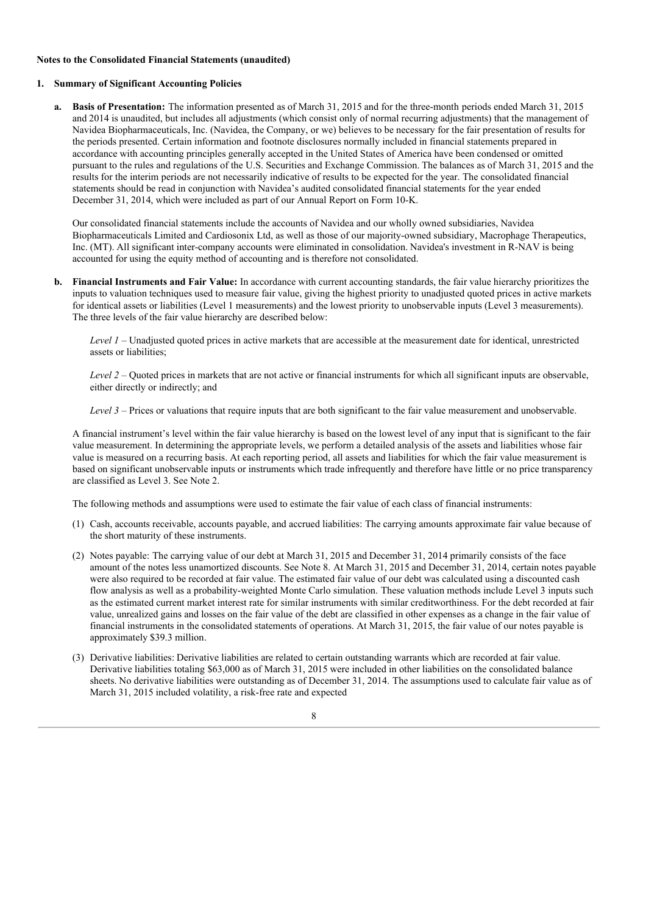**Notes to the Consolidated Financial Statements (unaudited)**

**1. Summary of Significant Accounting Policies**

**a. Basis of Presentation:** The information presented as of March 31, 2015 and for the three-month periods ended March 31, 2015 and 2014 is unaudited, but includes all adjustments (which consist only of normal recurring adjustments) that the management of Navidea Biopharmaceuticals, Inc. (Navidea, the Company, or we) believes to be necessary for the fair presentation of results for the periods presented. Certain information and footnote disclosures normally included in financial statements prepared in accordance with accounting principles generally accepted in the United States of America have been condensed or omitted pursuant to the rules and regulations of the U.S. Securities and Exchange Commission. The balances as of March 31, 2015 and the results for the interim periods are not necessarily indicative of results to be expected for the year. The consolidated financial statements should be read in conjunction with Navidea's audited consolidated financial statements for the year ended December 31, 2014, which were included as part of our Annual Report on Form 10-K.

Our consolidated financial statements include the accounts of Navidea and our wholly owned subsidiaries, Navidea Biopharmaceuticals Limited and Cardiosonix Ltd, as well as those of our majority-owned subsidiary, Macrophage Therapeutics, Inc. (MT). All significant inter-company accounts were eliminated in consolidation. Navidea's investment in R-NAV is being accounted for using the equity method of accounting and is therefore not consolidated.

**b. Financial Instruments and Fair Value:** In accordance with current accounting standards, the fair value hierarchy prioritizes the inputs to valuation techniques used to measure fair value, giving the highest priority to unadjusted quoted prices in active markets for identical assets or liabilities (Level 1 measurements) and the lowest priority to unobservable inputs (Level 3 measurements). The three levels of the fair value hierarchy are described below:

*Level 1* – Unadjusted quoted prices in active markets that are accessible at the measurement date for identical, unrestricted assets or liabilities;

*Level 2* – Quoted prices in markets that are not active or financial instruments for which all significant inputs are observable, either directly or indirectly; and

*Level 3* – Prices or valuations that require inputs that are both significant to the fair value measurement and unobservable.

A financial instrument's level within the fair value hierarchy is based on the lowest level of any input that is significant to the fair value measurement. In determining the appropriate levels, we perform a detailed analysis of the assets and liabilities whose fair value is measured on a recurring basis. At each reporting period, all assets and liabilities for which the fair value measurement is based on significant unobservable inputs or instruments which trade infrequently and therefore have little or no price transparency are classified as Level 3. See Note 2.

The following methods and assumptions were used to estimate the fair value of each class of financial instruments:

(1) Cash, accounts receivable, accounts payable, and accrued liabilities: The carrying amounts approximate fair value because of the short maturity of these instruments.

(2) Notes payable: The carrying value of our debt at March 31, 2015 and December 31, 2014 primarily consists of the face amount of the notes less unamortized discounts. See Note 8. At March 31, 2015 and December 31, 2014, certain notes payable were also required to be recorded at fair value. The estimated fair value of our debt was calculated using a discounted cash flow analysis as well as a probability-weighted Monte Carlo simulation. These valuation methods include Level 3 inputs such as the estimated current market interest rate for similar instruments with similar creditworthiness. For the debt recorded at fair value, unrealized gains and losses on the fair value of the debt are classified in other expenses as a change in the fair value of financial instruments in the consolidated statements of operations. At March 31, 2015, the fair value of our notes payable is approximately $39.3 million.

(3) Derivative liabilities: Derivative liabilities are related to certain outstanding warrants which are recorded at fair value. Derivative liabilities totaling $63,000 as of March 31, 2015 were included in other liabilities on the consolidated balance sheets. No derivative liabilities were outstanding as of December 31, 2014. The assumptions used to calculate fair value as of March 31, 2015 included volatility, a risk-free rate and expected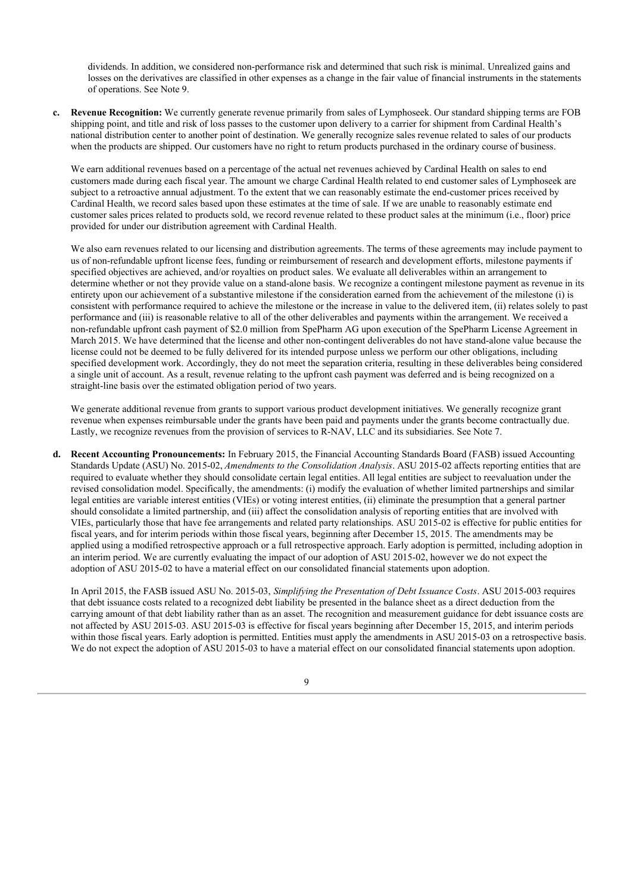dividends. In addition, we considered non-performance risk and determined that such risk is minimal. Unrealized gains and losses on the derivatives are classified in other expenses as a change in the fair value of financial instruments in the statements of operations. See Note 9.

**c. Revenue Recognition:** We currently generate revenue primarily from sales of Lymphoseek. Our standard shipping terms are FOB shipping point, and title and risk of loss passes to the customer upon delivery to a carrier for shipment from Cardinal Health's national distribution center to another point of destination. We generally recognize sales revenue related to sales of our products when the products are shipped. Our customers have no right to return products purchased in the ordinary course of business.

We earn additional revenues based on a percentage of the actual net revenues achieved by Cardinal Health on sales to end customers made during each fiscal year. The amount we charge Cardinal Health related to end customer sales of Lymphoseek are subject to a retroactive annual adjustment. To the extent that we can reasonably estimate the end-customer prices received by Cardinal Health, we record sales based upon these estimates at the time of sale. If we are unable to reasonably estimate end customer sales prices related to products sold, we record revenue related to these product sales at the minimum (i.e., floor) price provided for under our distribution agreement with Cardinal Health.

We also earn revenues related to our licensing and distribution agreements. The terms of these agreements may include payment to us of non-refundable upfront license fees, funding or reimbursement of research and development efforts, milestone payments if specified objectives are achieved, and/or royalties on product sales. We evaluate all deliverables within an arrangement to determine whether or not they provide value on a stand-alone basis. We recognize a contingent milestone payment as revenue in its entirety upon our achievement of a substantive milestone if the consideration earned from the achievement of the milestone (i) is consistent with performance required to achieve the milestone or the increase in value to the delivered item, (ii) relates solely to past performance and (iii) is reasonable relative to all of the other deliverables and payments within the arrangement. We received a non-refundable upfront cash payment of $2.0 million from SpePharm AG upon execution of the SpePharm License Agreement in March 2015. We have determined that the license and other non-contingent deliverables do not have stand-alone value because the license could not be deemed to be fully delivered for its intended purpose unless we perform our other obligations, including specified development work. Accordingly, they do not meet the separation criteria, resulting in these deliverables being considered a single unit of account. As a result, revenue relating to the upfront cash payment was deferred and is being recognized on a straight-line basis over the estimated obligation period of two years.

We generate additional revenue from grants to support various product development initiatives. We generally recognize grant revenue when expenses reimbursable under the grants have been paid and payments under the grants become contractually due. Lastly, we recognize revenues from the provision of services to R-NAV, LLC and its subsidiaries. See Note 7.

**d. Recent Accounting Pronouncements:** In February 2015, the Financial Accounting Standards Board (FASB) issued Accounting Standards Update (ASU) No. 2015-02, *Amendments to the Consolidation Analysis*. ASU 2015-02 affects reporting entities that are required to evaluate whether they should consolidate certain legal entities. All legal entities are subject to reevaluation under the revised consolidation model. Specifically, the amendments: (i) modify the evaluation of whether limited partnerships and similar legal entities are variable interest entities (VIEs) or voting interest entities, (ii) eliminate the presumption that a general partner should consolidate a limited partnership, and (iii) affect the consolidation analysis of reporting entities that are involved with VIEs, particularly those that have fee arrangements and related party relationships. ASU 2015-02 is effective for public entities for fiscal years, and for interim periods within those fiscal years, beginning after December 15, 2015. The amendments may be applied using a modified retrospective approach or a full retrospective approach. Early adoption is permitted, including adoption in an interim period. We are currently evaluating the impact of our adoption of ASU 2015-02, however we do not expect the adoption of ASU 2015-02 to have a material effect on our consolidated financial statements upon adoption.

In April 2015, the FASB issued ASU No. 2015-03, *Simplifying the Presentation of Debt Issuance Costs*. ASU 2015-003 requires that debt issuance costs related to a recognized debt liability be presented in the balance sheet as a direct deduction from the carrying amount of that debt liability rather than as an asset. The recognition and measurement guidance for debt issuance costs are not affected by ASU 2015-03. ASU 2015-03 is effective for fiscal years beginning after December 15, 2015, and interim periods within those fiscal years. Early adoption is permitted. Entities must apply the amendments in ASU 2015-03 on a retrospective basis. We do not expect the adoption of ASU 2015-03 to have a material effect on our consolidated financial statements upon adoption.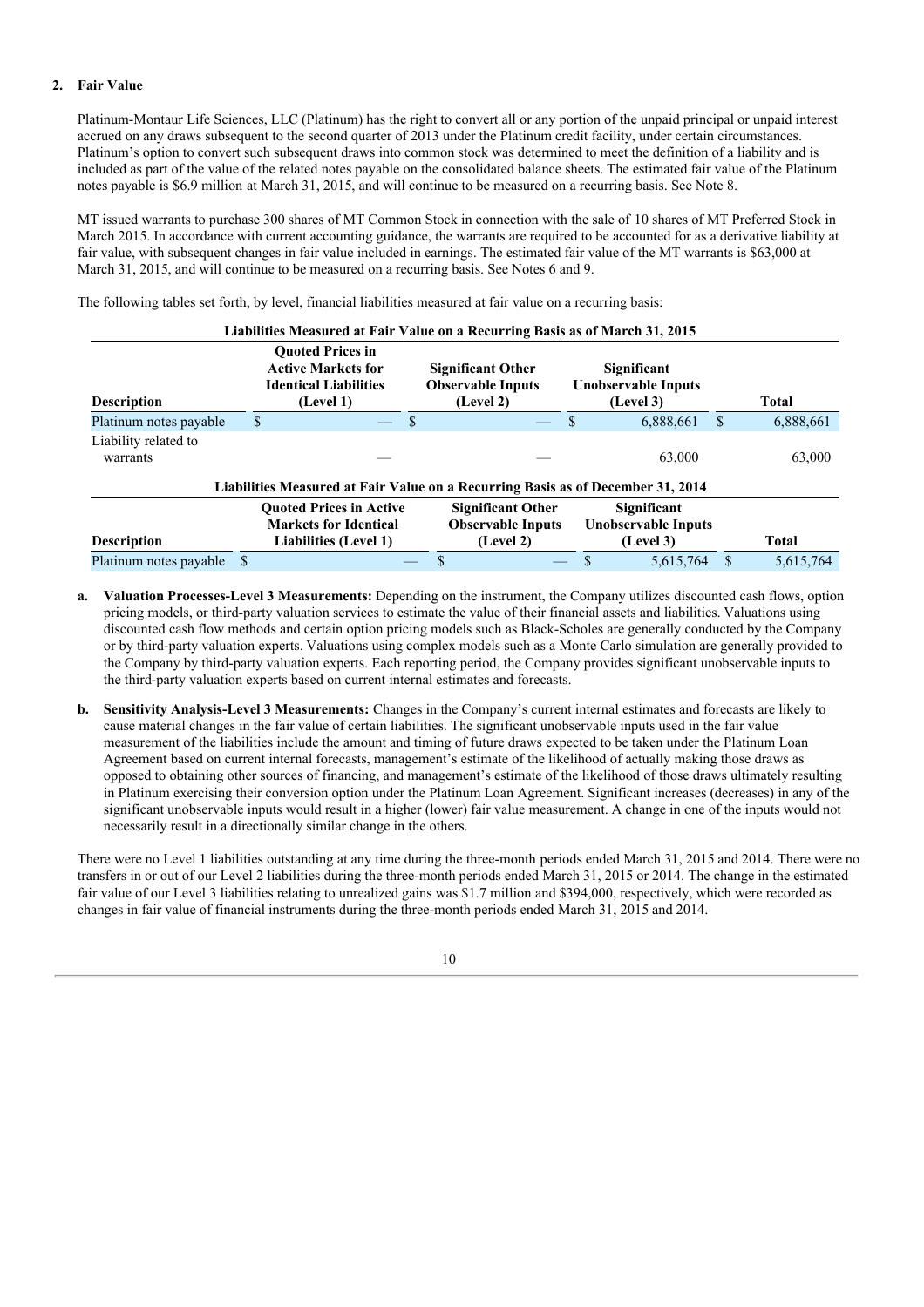## 2. Fair Value

Platinum-Montaur Life Sciences, LLC (Platinum) has the right to convert all or any portion of the unpaid principal or unpaid interest accrued on any draws subsequent to the second quarter of 2013 under the Platinum credit facility, under certain circumstances. Platinum's option to convert such subsequent draws into common stock was determined to meet the definition of a liability and is included as part of the value of the related notes payable on the consolidated balance sheets. The estimated fair value of the Platinum notes payable is $6.9 million at March 31, 2015, and will continue to be measured on a recurring basis. See Note 8.

MT issued warrants to purchase 300 shares of MT Common Stock in connection with the sale of 10 shares of MT Preferred Stock in March 2015. In accordance with current accounting guidance, the warrants are required to be accounted for as a derivative liability at fair value, with subsequent changes in fair value included in earnings. The estimated fair value of the MT warrants is $63,000 at March 31, 2015, and will continue to be measured on a recurring basis. See Notes 6 and 9.

The following tables set forth, by level, financial liabilities measured at fair value on a recurring basis:

**Liabilities Measured at Fair Value on a Recurring Basis as of March 31, 2015**

| Description | Quoted Prices in Active Markets for Identical Liabilities (Level 1) | Significant Other Observable Inputs (Level 2) | Significant Unobservable Inputs (Level 3) | Total |
|---|---|---|---|---|
| Platinum notes payable | $ — | $ — | $ 6,888,661 | $ 6,888,661 |
| Liability related to warrants | — | — | 63,000 | 63,000 |

**Liabilities Measured at Fair Value on a Recurring Basis as of December 31, 2014**

| Description | Quoted Prices in Active Markets for Identical Liabilities (Level 1) | Significant Other Observable Inputs (Level 2) | Significant Unobservable Inputs (Level 3) | Total |
|---|---|---|---|---|
| Platinum notes payable | $ — | $ — | $ 5,615,764 | $ 5,615,764 |

a. **Valuation Processes-Level 3 Measurements:** Depending on the instrument, the Company utilizes discounted cash flows, option pricing models, or third-party valuation services to estimate the value of their financial assets and liabilities. Valuations using discounted cash flow methods and certain option pricing models such as Black-Scholes are generally conducted by the Company or by third-party valuation experts. Valuations using complex models such as a Monte Carlo simulation are generally provided to the Company by third-party valuation experts. Each reporting period, the Company provides significant unobservable inputs to the third-party valuation experts based on current internal estimates and forecasts.

b. **Sensitivity Analysis-Level 3 Measurements:** Changes in the Company's current internal estimates and forecasts are likely to cause material changes in the fair value of certain liabilities. The significant unobservable inputs used in the fair value measurement of the liabilities include the amount and timing of future draws expected to be taken under the Platinum Loan Agreement based on current internal forecasts, management's estimate of the likelihood of actually making those draws as opposed to obtaining other sources of financing, and management's estimate of the likelihood of those draws ultimately resulting in Platinum exercising their conversion option under the Platinum Loan Agreement. Significant increases (decreases) in any of the significant unobservable inputs would result in a higher (lower) fair value measurement. A change in one of the inputs would not necessarily result in a directionally similar change in the others.

There were no Level 1 liabilities outstanding at any time during the three-month periods ended March 31, 2015 and 2014. There were no transfers in or out of our Level 2 liabilities during the three-month periods ended March 31, 2015 or 2014. The change in the estimated fair value of our Level 3 liabilities relating to unrealized gains was $1.7 million and $394,000, respectively, which were recorded as changes in fair value of financial instruments during the three-month periods ended March 31, 2015 and 2014.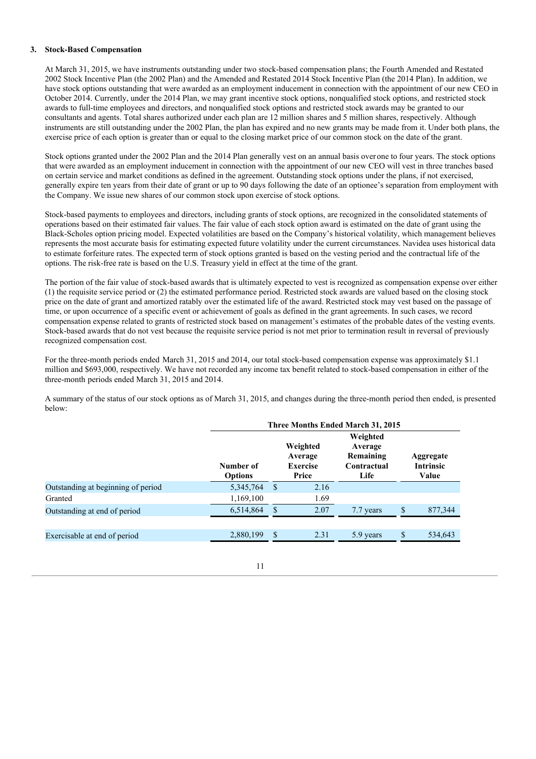### 3. Stock-Based Compensation

At March 31, 2015, we have instruments outstanding under two stock-based compensation plans; the Fourth Amended and Restated 2002 Stock Incentive Plan (the 2002 Plan) and the Amended and Restated 2014 Stock Incentive Plan (the 2014 Plan). In addition, we have stock options outstanding that were awarded as an employment inducement in connection with the appointment of our new CEO in October 2014. Currently, under the 2014 Plan, we may grant incentive stock options, nonqualified stock options, and restricted stock awards to full-time employees and directors, and nonqualified stock options and restricted stock awards may be granted to our consultants and agents. Total shares authorized under each plan are 12 million shares and 5 million shares, respectively. Although instruments are still outstanding under the 2002 Plan, the plan has expired and no new grants may be made from it. Under both plans, the exercise price of each option is greater than or equal to the closing market price of our common stock on the date of the grant.

Stock options granted under the 2002 Plan and the 2014 Plan generally vest on an annual basis over one to four years. The stock options that were awarded as an employment inducement in connection with the appointment of our new CEO will vest in three tranches based on certain service and market conditions as defined in the agreement. Outstanding stock options under the plans, if not exercised, generally expire ten years from their date of grant or up to 90 days following the date of an optionee's separation from employment with the Company. We issue new shares of our common stock upon exercise of stock options.

Stock-based payments to employees and directors, including grants of stock options, are recognized in the consolidated statements of operations based on their estimated fair values. The fair value of each stock option award is estimated on the date of grant using the Black-Scholes option pricing model. Expected volatilities are based on the Company's historical volatility, which management believes represents the most accurate basis for estimating expected future volatility under the current circumstances. Navidea uses historical data to estimate forfeiture rates. The expected term of stock options granted is based on the vesting period and the contractual life of the options. The risk-free rate is based on the U.S. Treasury yield in effect at the time of the grant.

The portion of the fair value of stock-based awards that is ultimately expected to vest is recognized as compensation expense over either (1) the requisite service period or (2) the estimated performance period. Restricted stock awards are valued based on the closing stock price on the date of grant and amortized ratably over the estimated life of the award. Restricted stock may vest based on the passage of time, or upon occurrence of a specific event or achievement of goals as defined in the grant agreements. In such cases, we record compensation expense related to grants of restricted stock based on management's estimates of the probable dates of the vesting events. Stock-based awards that do not vest because the requisite service period is not met prior to termination result in reversal of previously recognized compensation cost.

For the three-month periods ended March 31, 2015 and 2014, our total stock-based compensation expense was approximately $1.1 million and $693,000, respectively. We have not recorded any income tax benefit related to stock-based compensation in either of the three-month periods ended March 31, 2015 and 2014.

A summary of the status of our stock options as of March 31, 2015, and changes during the three-month period then ended, is presented below:

| | Three Months Ended March 31, 2015 | | | |
|---|---|---|---|---|
| | Number of Options | Weighted Average Exercise Price | Weighted Average Remaining Contractual Life | Aggregate Intrinsic Value |
| Outstanding at beginning of period | 5,345,764 | $ 2.16 | | |
| Granted | 1,169,100 | 1.69 | | |
| Outstanding at end of period | 6,514,864 | $ 2.07 | 7.7 years | $ 877,344 |
| Exercisable at end of period | 2,880,199 | $ 2.31 | 5.9 years | $ 534,643 |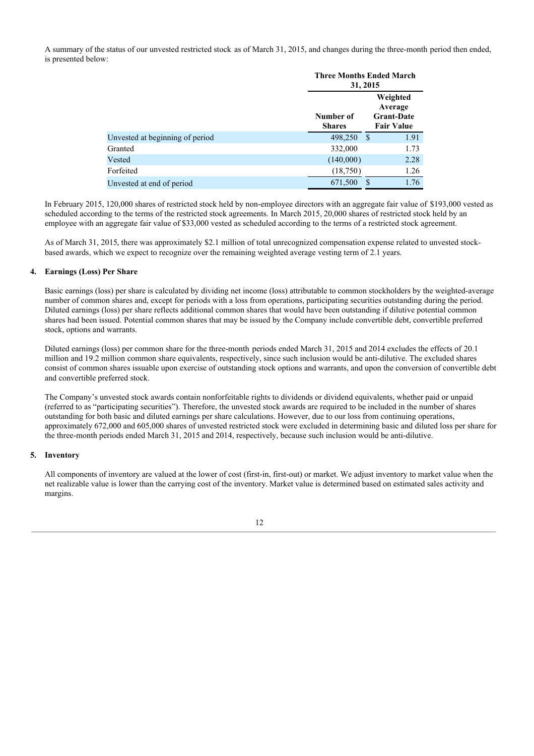A summary of the status of our unvested restricted stock as of March 31, 2015, and changes during the three-month period then ended, is presented below:

| | Three Months Ended March 31, 2015 | |
|---|---|---|
| | Number of Shares | Weighted Average Grant-Date Fair Value |
| Unvested at beginning of period | 498,250 | $ 1.91 |
| Granted | 332,000 | 1.73 |
| Vested | (140,000) | 2.28 |
| Forfeited | (18,750) | 1.26 |
| Unvested at end of period | 671,500 | $ 1.76 |

In February 2015, 120,000 shares of restricted stock held by non-employee directors with an aggregate fair value of $193,000 vested as scheduled according to the terms of the restricted stock agreements. In March 2015, 20,000 shares of restricted stock held by an employee with an aggregate fair value of $33,000 vested as scheduled according to the terms of a restricted stock agreement.

As of March 31, 2015, there was approximately $2.1 million of total unrecognized compensation expense related to unvested stock-based awards, which we expect to recognize over the remaining weighted average vesting term of 2.1 years.

## 4. Earnings (Loss) Per Share

Basic earnings (loss) per share is calculated by dividing net income (loss) attributable to common stockholders by the weighted-average number of common shares and, except for periods with a loss from operations, participating securities outstanding during the period. Diluted earnings (loss) per share reflects additional common shares that would have been outstanding if dilutive potential common shares had been issued. Potential common shares that may be issued by the Company include convertible debt, convertible preferred stock, options and warrants.

Diluted earnings (loss) per common share for the three-month periods ended March 31, 2015 and 2014 excludes the effects of 20.1 million and 19.2 million common share equivalents, respectively, since such inclusion would be anti-dilutive. The excluded shares consist of common shares issuable upon exercise of outstanding stock options and warrants, and upon the conversion of convertible debt and convertible preferred stock.

The Company's unvested stock awards contain nonforfeitable rights to dividends or dividend equivalents, whether paid or unpaid (referred to as "participating securities"). Therefore, the unvested stock awards are required to be included in the number of shares outstanding for both basic and diluted earnings per share calculations. However, due to our loss from continuing operations, approximately 672,000 and 605,000 shares of unvested restricted stock were excluded in determining basic and diluted loss per share for the three-month periods ended March 31, 2015 and 2014, respectively, because such inclusion would be anti-dilutive.

## 5. Inventory

All components of inventory are valued at the lower of cost (first-in, first-out) or market. We adjust inventory to market value when the net realizable value is lower than the carrying cost of the inventory. Market value is determined based on estimated sales activity and margins.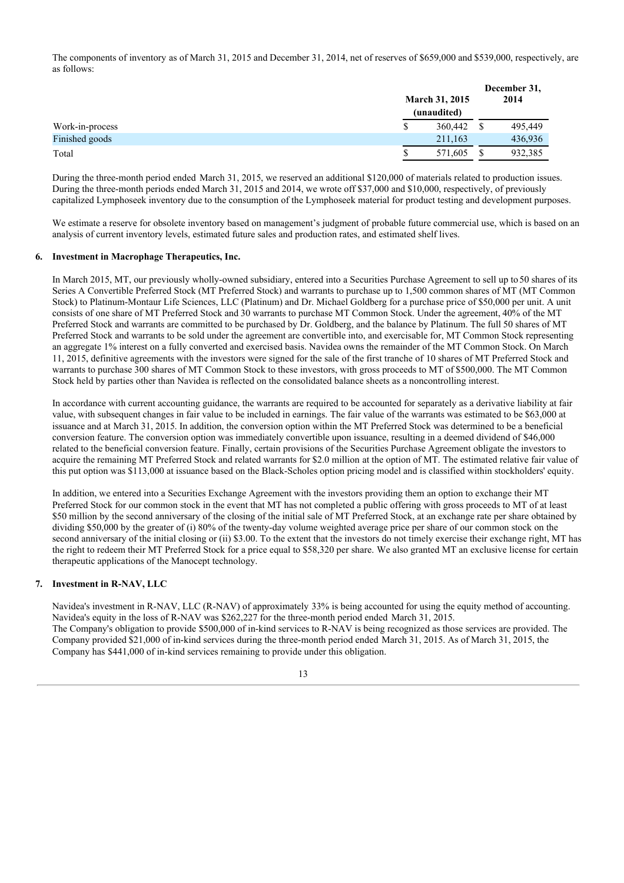The components of inventory as of March 31, 2015 and December 31, 2014, net of reserves of $659,000 and $539,000, respectively, are as follows:

| | March 31, 2015 (unaudited) | December 31, 2014 |
|---|---|---|
| Work-in-process | $ 360,442 | $ 495,449 |
| Finished goods | 211,163 | 436,936 |
| Total | $ 571,605 | $ 932,385 |

During the three-month period ended March 31, 2015, we reserved an additional $120,000 of materials related to production issues. During the three-month periods ended March 31, 2015 and 2014, we wrote off $37,000 and $10,000, respectively, of previously capitalized Lymphoseek inventory due to the consumption of the Lymphoseek material for product testing and development purposes.

We estimate a reserve for obsolete inventory based on management's judgment of probable future commercial use, which is based on an analysis of current inventory levels, estimated future sales and production rates, and estimated shelf lives.

## 6. Investment in Macrophage Therapeutics, Inc.

In March 2015, MT, our previously wholly-owned subsidiary, entered into a Securities Purchase Agreement to sell up to 50 shares of its Series A Convertible Preferred Stock (MT Preferred Stock) and warrants to purchase up to 1,500 common shares of MT (MT Common Stock) to Platinum-Montaur Life Sciences, LLC (Platinum) and Dr. Michael Goldberg for a purchase price of $50,000 per unit. A unit consists of one share of MT Preferred Stock and 30 warrants to purchase MT Common Stock. Under the agreement, 40% of the MT Preferred Stock and warrants are committed to be purchased by Dr. Goldberg, and the balance by Platinum. The full 50 shares of MT Preferred Stock and warrants to be sold under the agreement are convertible into, and exercisable for, MT Common Stock representing an aggregate 1% interest on a fully converted and exercised basis. Navidea owns the remainder of the MT Common Stock. On March 11, 2015, definitive agreements with the investors were signed for the sale of the first tranche of 10 shares of MT Preferred Stock and warrants to purchase 300 shares of MT Common Stock to these investors, with gross proceeds to MT of $500,000. The MT Common Stock held by parties other than Navidea is reflected on the consolidated balance sheets as a noncontrolling interest.

In accordance with current accounting guidance, the warrants are required to be accounted for separately as a derivative liability at fair value, with subsequent changes in fair value to be included in earnings. The fair value of the warrants was estimated to be $63,000 at issuance and at March 31, 2015. In addition, the conversion option within the MT Preferred Stock was determined to be a beneficial conversion feature. The conversion option was immediately convertible upon issuance, resulting in a deemed dividend of $46,000 related to the beneficial conversion feature. Finally, certain provisions of the Securities Purchase Agreement obligate the investors to acquire the remaining MT Preferred Stock and related warrants for $2.0 million at the option of MT. The estimated relative fair value of this put option was $113,000 at issuance based on the Black-Scholes option pricing model and is classified within stockholders' equity.

In addition, we entered into a Securities Exchange Agreement with the investors providing them an option to exchange their MT Preferred Stock for our common stock in the event that MT has not completed a public offering with gross proceeds to MT of at least $50 million by the second anniversary of the closing of the initial sale of MT Preferred Stock, at an exchange rate per share obtained by dividing $50,000 by the greater of (i) 80% of the twenty-day volume weighted average price per share of our common stock on the second anniversary of the initial closing or (ii) $3.00. To the extent that the investors do not timely exercise their exchange right, MT has the right to redeem their MT Preferred Stock for a price equal to $58,320 per share. We also granted MT an exclusive license for certain therapeutic applications of the Manocept technology.

## 7. Investment in R-NAV, LLC

Navidea's investment in R-NAV, LLC (R-NAV) of approximately 33% is being accounted for using the equity method of accounting. Navidea's equity in the loss of R-NAV was $262,227 for the three-month period ended March 31, 2015.
The Company's obligation to provide $500,000 of in-kind services to R-NAV is being recognized as those services are provided. The Company provided $21,000 of in-kind services during the three-month period ended March 31, 2015. As of March 31, 2015, the Company has $441,000 of in-kind services remaining to provide under this obligation.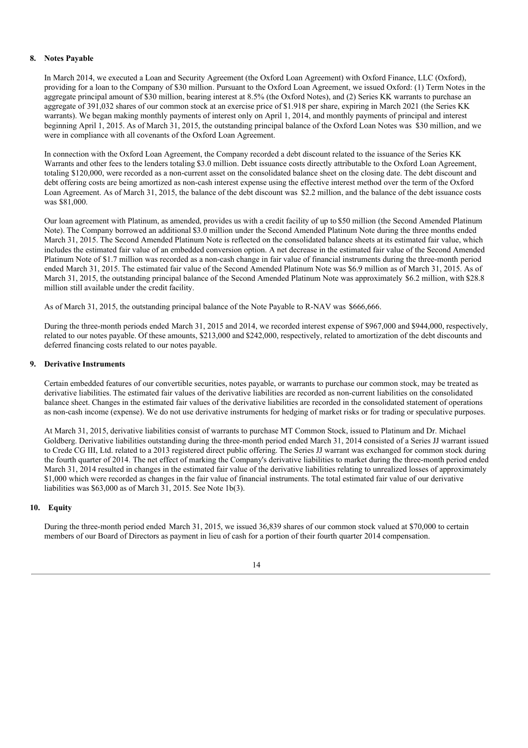## 8. Notes Payable

In March 2014, we executed a Loan and Security Agreement (the Oxford Loan Agreement) with Oxford Finance, LLC (Oxford), providing for a loan to the Company of $30 million. Pursuant to the Oxford Loan Agreement, we issued Oxford: (1) Term Notes in the aggregate principal amount of $30 million, bearing interest at 8.5% (the Oxford Notes), and (2) Series KK warrants to purchase an aggregate of 391,032 shares of our common stock at an exercise price of $1.918 per share, expiring in March 2021 (the Series KK warrants). We began making monthly payments of interest only on April 1, 2014, and monthly payments of principal and interest beginning April 1, 2015. As of March 31, 2015, the outstanding principal balance of the Oxford Loan Notes was $30 million, and we were in compliance with all covenants of the Oxford Loan Agreement.

In connection with the Oxford Loan Agreement, the Company recorded a debt discount related to the issuance of the Series KK Warrants and other fees to the lenders totaling $3.0 million. Debt issuance costs directly attributable to the Oxford Loan Agreement, totaling $120,000, were recorded as a non-current asset on the consolidated balance sheet on the closing date. The debt discount and debt offering costs are being amortized as non-cash interest expense using the effective interest method over the term of the Oxford Loan Agreement. As of March 31, 2015, the balance of the debt discount was $2.2 million, and the balance of the debt issuance costs was $81,000.

Our loan agreement with Platinum, as amended, provides us with a credit facility of up to $50 million (the Second Amended Platinum Note). The Company borrowed an additional $3.0 million under the Second Amended Platinum Note during the three months ended March 31, 2015. The Second Amended Platinum Note is reflected on the consolidated balance sheets at its estimated fair value, which includes the estimated fair value of an embedded conversion option. A net decrease in the estimated fair value of the Second Amended Platinum Note of $1.7 million was recorded as a non-cash change in fair value of financial instruments during the three-month period ended March 31, 2015. The estimated fair value of the Second Amended Platinum Note was $6.9 million as of March 31, 2015. As of March 31, 2015, the outstanding principal balance of the Second Amended Platinum Note was approximately $6.2 million, with $28.8 million still available under the credit facility.

As of March 31, 2015, the outstanding principal balance of the Note Payable to R-NAV was $666,666.

During the three-month periods ended March 31, 2015 and 2014, we recorded interest expense of $967,000 and $944,000, respectively, related to our notes payable. Of these amounts, $213,000 and $242,000, respectively, related to amortization of the debt discounts and deferred financing costs related to our notes payable.

## 9. Derivative Instruments

Certain embedded features of our convertible securities, notes payable, or warrants to purchase our common stock, may be treated as derivative liabilities. The estimated fair values of the derivative liabilities are recorded as non-current liabilities on the consolidated balance sheet. Changes in the estimated fair values of the derivative liabilities are recorded in the consolidated statement of operations as non-cash income (expense). We do not use derivative instruments for hedging of market risks or for trading or speculative purposes.

At March 31, 2015, derivative liabilities consist of warrants to purchase MT Common Stock, issued to Platinum and Dr. Michael Goldberg. Derivative liabilities outstanding during the three-month period ended March 31, 2014 consisted of a Series JJ warrant issued to Crede CG III, Ltd. related to a 2013 registered direct public offering. The Series JJ warrant was exchanged for common stock during the fourth quarter of 2014. The net effect of marking the Company's derivative liabilities to market during the three-month period ended March 31, 2014 resulted in changes in the estimated fair value of the derivative liabilities relating to unrealized losses of approximately $1,000 which were recorded as changes in the fair value of financial instruments. The total estimated fair value of our derivative liabilities was $63,000 as of March 31, 2015. See Note 1b(3).

## 10. Equity

During the three-month period ended March 31, 2015, we issued 36,839 shares of our common stock valued at $70,000 to certain members of our Board of Directors as payment in lieu of cash for a portion of their fourth quarter 2014 compensation.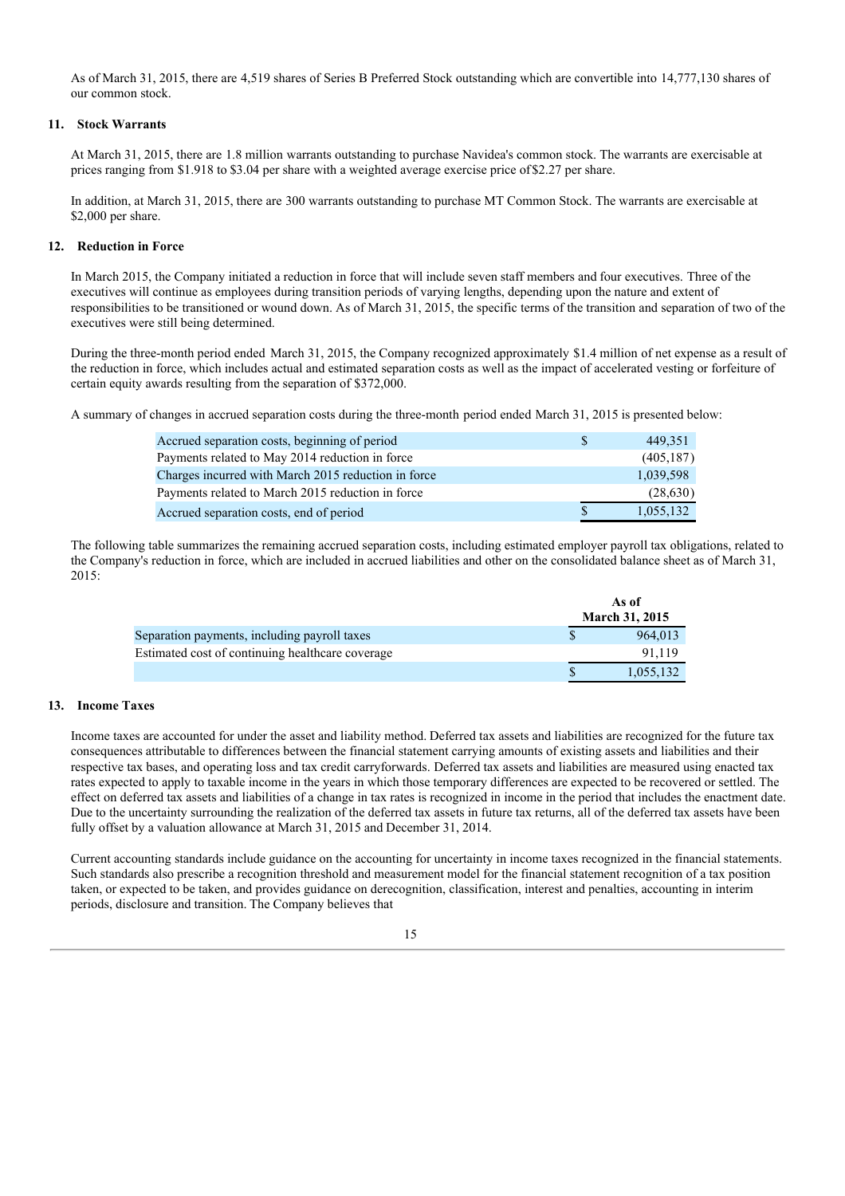As of March 31, 2015, there are 4,519 shares of Series B Preferred Stock outstanding which are convertible into 14,777,130 shares of our common stock.

## 11. Stock Warrants

At March 31, 2015, there are 1.8 million warrants outstanding to purchase Navidea's common stock. The warrants are exercisable at prices ranging from $1.918 to $3.04 per share with a weighted average exercise price of $2.27 per share.

In addition, at March 31, 2015, there are 300 warrants outstanding to purchase MT Common Stock. The warrants are exercisable at $2,000 per share.

## 12. Reduction in Force

In March 2015, the Company initiated a reduction in force that will include seven staff members and four executives. Three of the executives will continue as employees during transition periods of varying lengths, depending upon the nature and extent of responsibilities to be transitioned or wound down. As of March 31, 2015, the specific terms of the transition and separation of two of the executives were still being determined.

During the three-month period ended March 31, 2015, the Company recognized approximately $1.4 million of net expense as a result of the reduction in force, which includes actual and estimated separation costs as well as the impact of accelerated vesting or forfeiture of certain equity awards resulting from the separation of $372,000.

A summary of changes in accrued separation costs during the three-month period ended March 31, 2015 is presented below:

| | |
|---|---|
| Accrued separation costs, beginning of period | $ 449,351 |
| Payments related to May 2014 reduction in force | (405,187) |
| Charges incurred with March 2015 reduction in force | 1,039,598 |
| Payments related to March 2015 reduction in force | (28,630) |
| Accrued separation costs, end of period | $ 1,055,132 |

The following table summarizes the remaining accrued separation costs, including estimated employer payroll tax obligations, related to the Company's reduction in force, which are included in accrued liabilities and other on the consolidated balance sheet as of March 31, 2015:

| | As of March 31, 2015 |
|---|---|
| Separation payments, including payroll taxes | $ 964,013 |
| Estimated cost of continuing healthcare coverage | 91,119 |
| | $ 1,055,132 |

## 13. Income Taxes

Income taxes are accounted for under the asset and liability method. Deferred tax assets and liabilities are recognized for the future tax consequences attributable to differences between the financial statement carrying amounts of existing assets and liabilities and their respective tax bases, and operating loss and tax credit carryforwards. Deferred tax assets and liabilities are measured using enacted tax rates expected to apply to taxable income in the years in which those temporary differences are expected to be recovered or settled. The effect on deferred tax assets and liabilities of a change in tax rates is recognized in income in the period that includes the enactment date. Due to the uncertainty surrounding the realization of the deferred tax assets in future tax returns, all of the deferred tax assets have been fully offset by a valuation allowance at March 31, 2015 and December 31, 2014.

Current accounting standards include guidance on the accounting for uncertainty in income taxes recognized in the financial statements. Such standards also prescribe a recognition threshold and measurement model for the financial statement recognition of a tax position taken, or expected to be taken, and provides guidance on derecognition, classification, interest and penalties, accounting in interim periods, disclosure and transition. The Company believes that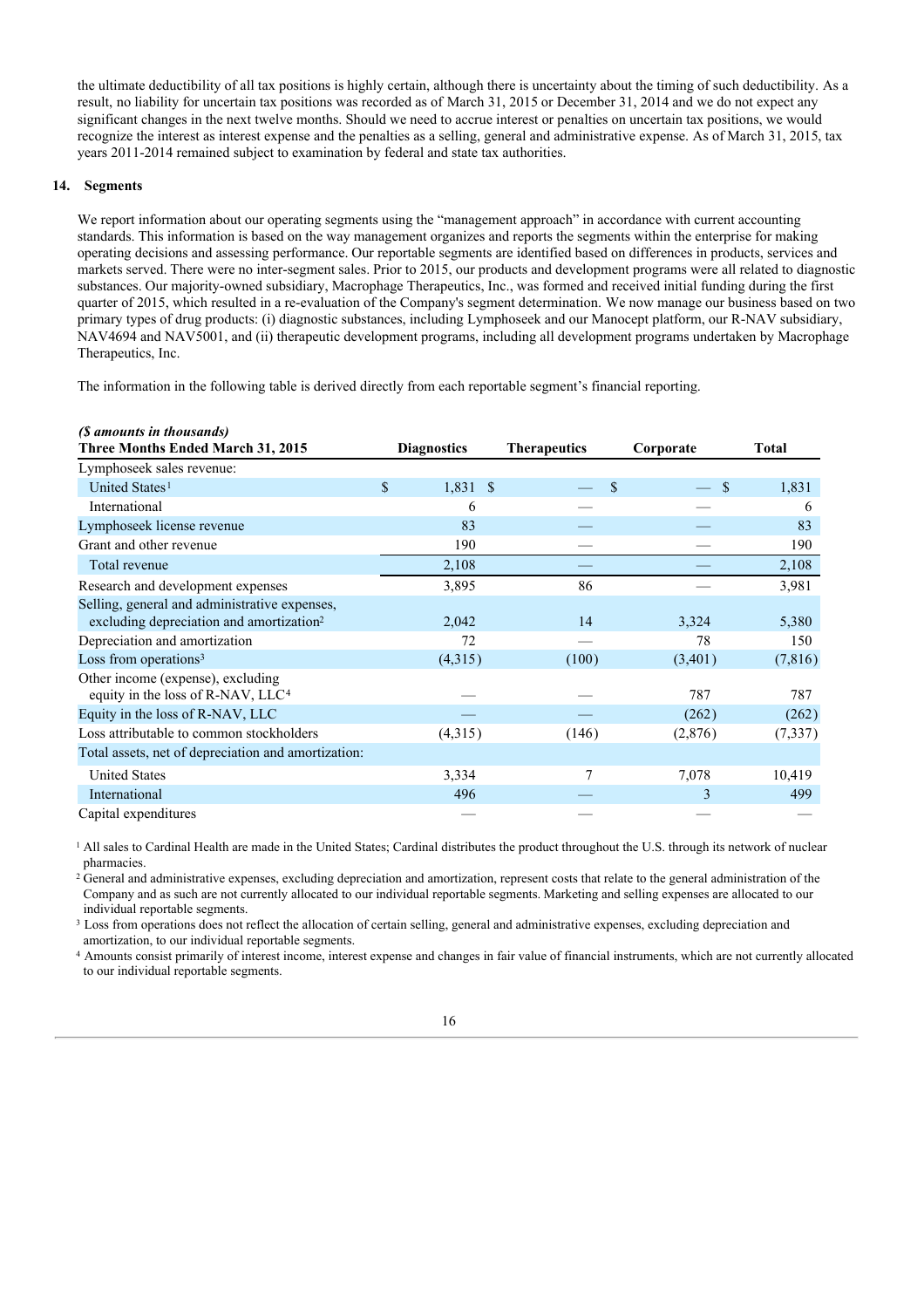the ultimate deductibility of all tax positions is highly certain, although there is uncertainty about the timing of such deductibility. As a result, no liability for uncertain tax positions was recorded as of March 31, 2015 or December 31, 2014 and we do not expect any significant changes in the next twelve months. Should we need to accrue interest or penalties on uncertain tax positions, we would recognize the interest as interest expense and the penalties as a selling, general and administrative expense. As of March 31, 2015, tax years 2011-2014 remained subject to examination by federal and state tax authorities.

## 14. Segments

We report information about our operating segments using the "management approach" in accordance with current accounting standards. This information is based on the way management organizes and reports the segments within the enterprise for making operating decisions and assessing performance. Our reportable segments are identified based on differences in products, services and markets served. There were no inter-segment sales. Prior to 2015, our products and development programs were all related to diagnostic substances. Our majority-owned subsidiary, Macrophage Therapeutics, Inc., was formed and received initial funding during the first quarter of 2015, which resulted in a re-evaluation of the Company's segment determination. We now manage our business based on two primary types of drug products: (i) diagnostic substances, including Lymphoseek and our Manocept platform, our R-NAV subsidiary, NAV4694 and NAV5001, and (ii) therapeutic development programs, including all development programs undertaken by Macrophage Therapeutics, Inc.

The information in the following table is derived directly from each reportable segment's financial reporting.

***($ amounts in thousands)***

| **Three Months Ended March 31, 2015** | **Diagnostics** | **Therapeutics** | **Corporate** | **Total** |
|---|---|---|---|---|
| Lymphoseek sales revenue: | | | | |
| United States[1] | $ 1,831 | $ — | $ — | $ 1,831 |
| International | 6 | — | — | 6 |
| Lymphoseek license revenue | 83 | — | — | 83 |
| Grant and other revenue | 190 | — | — | 190 |
| Total revenue | 2,108 | — | — | 2,108 |
| Research and development expenses | 3,895 | 86 | — | 3,981 |
| Selling, general and administrative expenses, excluding depreciation and amortization[2] | 2,042 | 14 | 3,324 | 5,380 |
| Depreciation and amortization | 72 | — | 78 | 150 |
| Loss from operations[3] | (4,315) | (100) | (3,401) | (7,816) |
| Other income (expense), excluding equity in the loss of R-NAV, LLC[4] | — | — | 787 | 787 |
| Equity in the loss of R-NAV, LLC | — | — | (262) | (262) |
| Loss attributable to common stockholders | (4,315) | (146) | (2,876) | (7,337) |
| Total assets, net of depreciation and amortization: | | | | |
| United States | 3,334 | 7 | 7,078 | 10,419 |
| International | 496 | — | 3 | 499 |
| Capital expenditures | — | — | — | — |

[1] All sales to Cardinal Health are made in the United States; Cardinal distributes the product throughout the U.S. through its network of nuclear pharmacies.

[2] General and administrative expenses, excluding depreciation and amortization, represent costs that relate to the general administration of the Company and as such are not currently allocated to our individual reportable segments. Marketing and selling expenses are allocated to our individual reportable segments.

[3] Loss from operations does not reflect the allocation of certain selling, general and administrative expenses, excluding depreciation and amortization, to our individual reportable segments.

[4] Amounts consist primarily of interest income, interest expense and changes in fair value of financial instruments, which are not currently allocated to our individual reportable segments.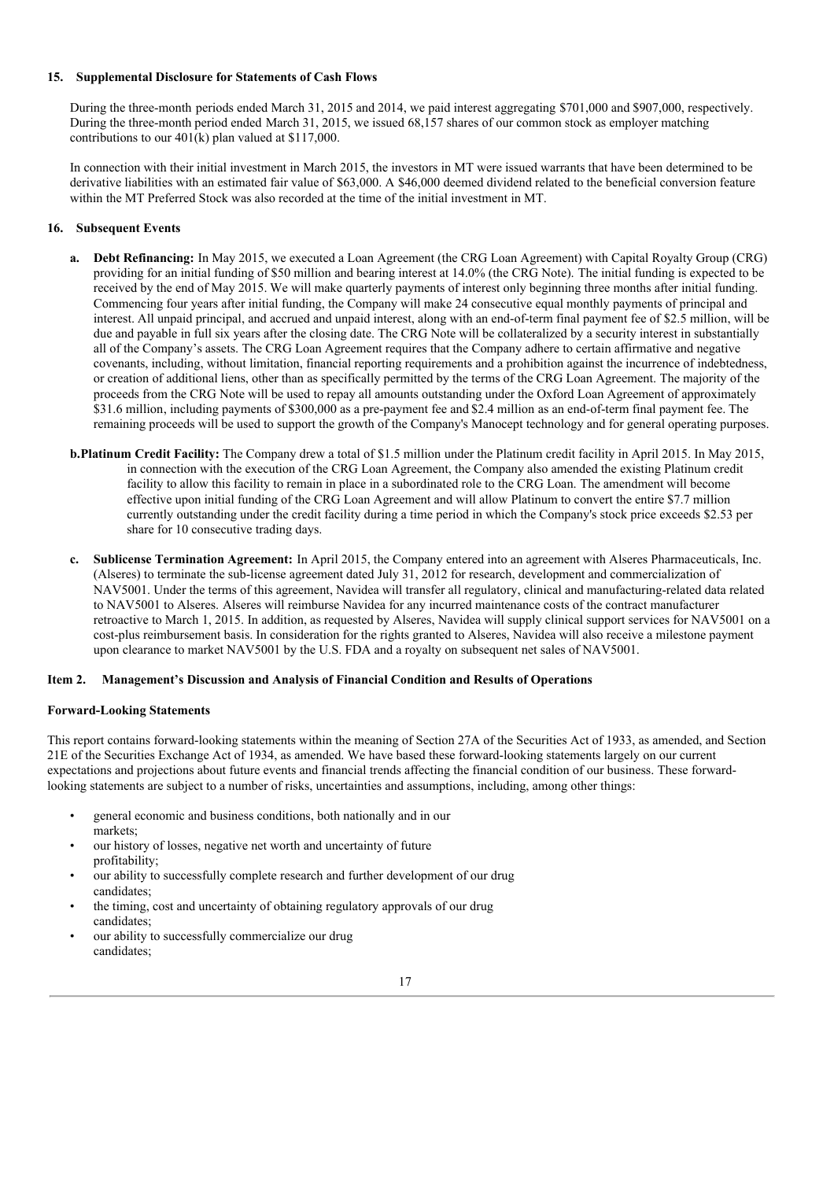### 15. Supplemental Disclosure for Statements of Cash Flows

During the three-month periods ended March 31, 2015 and 2014, we paid interest aggregating $701,000 and $907,000, respectively. During the three-month period ended March 31, 2015, we issued 68,157 shares of our common stock as employer matching contributions to our 401(k) plan valued at $117,000.

In connection with their initial investment in March 2015, the investors in MT were issued warrants that have been determined to be derivative liabilities with an estimated fair value of $63,000. A $46,000 deemed dividend related to the beneficial conversion feature within the MT Preferred Stock was also recorded at the time of the initial investment in MT.

### 16. Subsequent Events

**a. Debt Refinancing:** In May 2015, we executed a Loan Agreement (the CRG Loan Agreement) with Capital Royalty Group (CRG) providing for an initial funding of $50 million and bearing interest at 14.0% (the CRG Note). The initial funding is expected to be received by the end of May 2015. We will make quarterly payments of interest only beginning three months after initial funding. Commencing four years after initial funding, the Company will make 24 consecutive equal monthly payments of principal and interest. All unpaid principal, and accrued and unpaid interest, along with an end-of-term final payment fee of $2.5 million, will be due and payable in full six years after the closing date. The CRG Note will be collateralized by a security interest in substantially all of the Company's assets. The CRG Loan Agreement requires that the Company adhere to certain affirmative and negative covenants, including, without limitation, financial reporting requirements and a prohibition against the incurrence of indebtedness, or creation of additional liens, other than as specifically permitted by the terms of the CRG Loan Agreement. The majority of the proceeds from the CRG Note will be used to repay all amounts outstanding under the Oxford Loan Agreement of approximately $31.6 million, including payments of $300,000 as a pre-payment fee and $2.4 million as an end-of-term final payment fee. The remaining proceeds will be used to support the growth of the Company's Manocept technology and for general operating purposes.

**b. Platinum Credit Facility:** The Company drew a total of $1.5 million under the Platinum credit facility in April 2015. In May 2015, in connection with the execution of the CRG Loan Agreement, the Company also amended the existing Platinum credit facility to allow this facility to remain in place in a subordinated role to the CRG Loan. The amendment will become effective upon initial funding of the CRG Loan Agreement and will allow Platinum to convert the entire $7.7 million currently outstanding under the credit facility during a time period in which the Company's stock price exceeds $2.53 per share for 10 consecutive trading days.

**c. Sublicense Termination Agreement:** In April 2015, the Company entered into an agreement with Alseres Pharmaceuticals, Inc. (Alseres) to terminate the sub-license agreement dated July 31, 2012 for research, development and commercialization of NAV5001. Under the terms of this agreement, Navidea will transfer all regulatory, clinical and manufacturing-related data related to NAV5001 to Alseres. Alseres will reimburse Navidea for any incurred maintenance costs of the contract manufacturer retroactive to March 1, 2015. In addition, as requested by Alseres, Navidea will supply clinical support services for NAV5001 on a cost-plus reimbursement basis. In consideration for the rights granted to Alseres, Navidea will also receive a milestone payment upon clearance to market NAV5001 by the U.S. FDA and a royalty on subsequent net sales of NAV5001.

## Item 2. Management's Discussion and Analysis of Financial Condition and Results of Operations

### Forward-Looking Statements

This report contains forward-looking statements within the meaning of Section 27A of the Securities Act of 1933, as amended, and Section 21E of the Securities Exchange Act of 1934, as amended. We have based these forward-looking statements largely on our current expectations and projections about future events and financial trends affecting the financial condition of our business. These forward-looking statements are subject to a number of risks, uncertainties and assumptions, including, among other things:

- general economic and business conditions, both nationally and in our markets;
- our history of losses, negative net worth and uncertainty of future profitability;
- our ability to successfully complete research and further development of our drug candidates;
- the timing, cost and uncertainty of obtaining regulatory approvals of our drug candidates;
- our ability to successfully commercialize our drug candidates;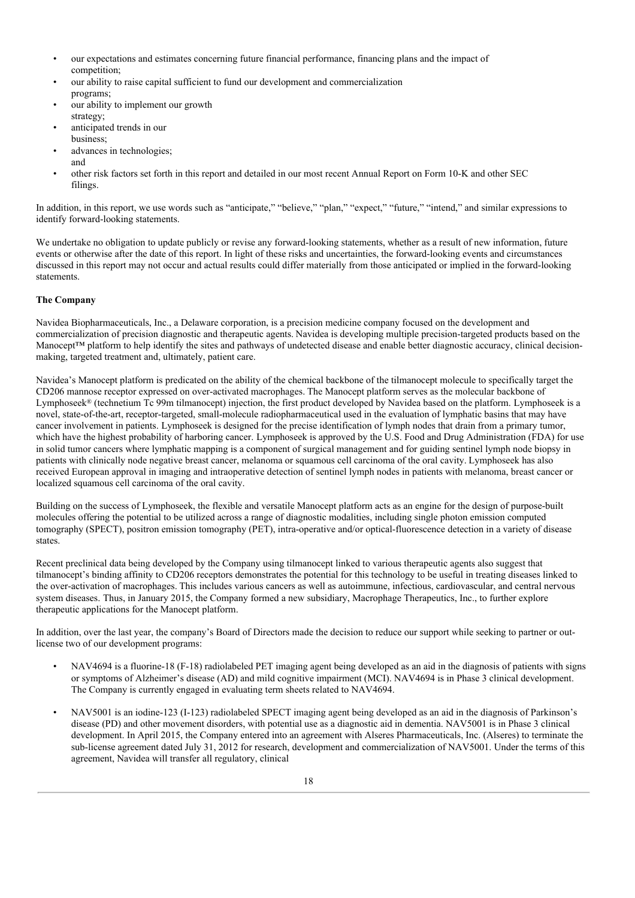- our expectations and estimates concerning future financial performance, financing plans and the impact of competition;
- our ability to raise capital sufficient to fund our development and commercialization programs;
- our ability to implement our growth strategy;
- anticipated trends in our business;
- advances in technologies; and
- other risk factors set forth in this report and detailed in our most recent Annual Report on Form 10-K and other SEC filings.

In addition, in this report, we use words such as "anticipate," "believe," "plan," "expect," "future," "intend," and similar expressions to identify forward-looking statements.

We undertake no obligation to update publicly or revise any forward-looking statements, whether as a result of new information, future events or otherwise after the date of this report. In light of these risks and uncertainties, the forward-looking events and circumstances discussed in this report may not occur and actual results could differ materially from those anticipated or implied in the forward-looking statements.

**The Company**

Navidea Biopharmaceuticals, Inc., a Delaware corporation, is a precision medicine company focused on the development and commercialization of precision diagnostic and therapeutic agents. Navidea is developing multiple precision-targeted products based on the Manocept™ platform to help identify the sites and pathways of undetected disease and enable better diagnostic accuracy, clinical decision-making, targeted treatment and, ultimately, patient care.

Navidea's Manocept platform is predicated on the ability of the chemical backbone of the tilmanocept molecule to specifically target the CD206 mannose receptor expressed on over-activated macrophages. The Manocept platform serves as the molecular backbone of Lymphoseek® (technetium Tc 99m tilmanocept) injection, the first product developed by Navidea based on the platform. Lymphoseek is a novel, state-of-the-art, receptor-targeted, small-molecule radiopharmaceutical used in the evaluation of lymphatic basins that may have cancer involvement in patients. Lymphoseek is designed for the precise identification of lymph nodes that drain from a primary tumor, which have the highest probability of harboring cancer. Lymphoseek is approved by the U.S. Food and Drug Administration (FDA) for use in solid tumor cancers where lymphatic mapping is a component of surgical management and for guiding sentinel lymph node biopsy in patients with clinically node negative breast cancer, melanoma or squamous cell carcinoma of the oral cavity. Lymphoseek has also received European approval in imaging and intraoperative detection of sentinel lymph nodes in patients with melanoma, breast cancer or localized squamous cell carcinoma of the oral cavity.

Building on the success of Lymphoseek, the flexible and versatile Manocept platform acts as an engine for the design of purpose-built molecules offering the potential to be utilized across a range of diagnostic modalities, including single photon emission computed tomography (SPECT), positron emission tomography (PET), intra-operative and/or optical-fluorescence detection in a variety of disease states.

Recent preclinical data being developed by the Company using tilmanocept linked to various therapeutic agents also suggest that tilmanocept's binding affinity to CD206 receptors demonstrates the potential for this technology to be useful in treating diseases linked to the over-activation of macrophages. This includes various cancers as well as autoimmune, infectious, cardiovascular, and central nervous system diseases. Thus, in January 2015, the Company formed a new subsidiary, Macrophage Therapeutics, Inc., to further explore therapeutic applications for the Manocept platform.

In addition, over the last year, the company's Board of Directors made the decision to reduce our support while seeking to partner or out-license two of our development programs:

- NAV4694 is a fluorine-18 (F-18) radiolabeled PET imaging agent being developed as an aid in the diagnosis of patients with signs or symptoms of Alzheimer's disease (AD) and mild cognitive impairment (MCI). NAV4694 is in Phase 3 clinical development. The Company is currently engaged in evaluating term sheets related to NAV4694.
- NAV5001 is an iodine-123 (I-123) radiolabeled SPECT imaging agent being developed as an aid in the diagnosis of Parkinson's disease (PD) and other movement disorders, with potential use as a diagnostic aid in dementia. NAV5001 is in Phase 3 clinical development. In April 2015, the Company entered into an agreement with Alseres Pharmaceuticals, Inc. (Alseres) to terminate the sub-license agreement dated July 31, 2012 for research, development and commercialization of NAV5001. Under the terms of this agreement, Navidea will transfer all regulatory, clinical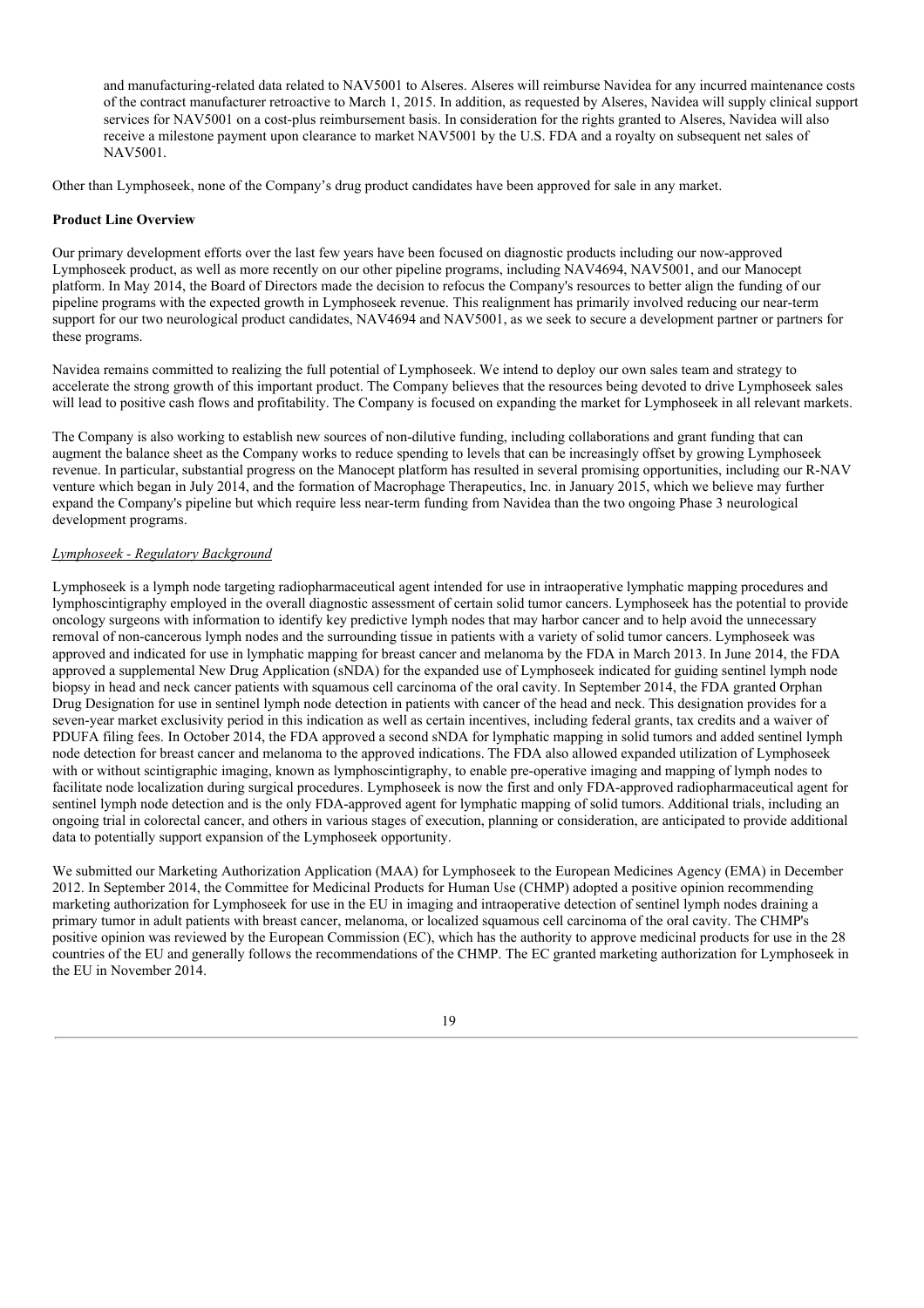and manufacturing-related data related to NAV5001 to Alseres. Alseres will reimburse Navidea for any incurred maintenance costs of the contract manufacturer retroactive to March 1, 2015. In addition, as requested by Alseres, Navidea will supply clinical support services for NAV5001 on a cost-plus reimbursement basis. In consideration for the rights granted to Alseres, Navidea will also receive a milestone payment upon clearance to market NAV5001 by the U.S. FDA and a royalty on subsequent net sales of NAV5001.

Other than Lymphoseek, none of the Company's drug product candidates have been approved for sale in any market.

**Product Line Overview**

Our primary development efforts over the last few years have been focused on diagnostic products including our now-approved Lymphoseek product, as well as more recently on our other pipeline programs, including NAV4694, NAV5001, and our Manocept platform. In May 2014, the Board of Directors made the decision to refocus the Company's resources to better align the funding of our pipeline programs with the expected growth in Lymphoseek revenue. This realignment has primarily involved reducing our near-term support for our two neurological product candidates, NAV4694 and NAV5001, as we seek to secure a development partner or partners for these programs.

Navidea remains committed to realizing the full potential of Lymphoseek. We intend to deploy our own sales team and strategy to accelerate the strong growth of this important product. The Company believes that the resources being devoted to drive Lymphoseek sales will lead to positive cash flows and profitability. The Company is focused on expanding the market for Lymphoseek in all relevant markets.

The Company is also working to establish new sources of non-dilutive funding, including collaborations and grant funding that can augment the balance sheet as the Company works to reduce spending to levels that can be increasingly offset by growing Lymphoseek revenue. In particular, substantial progress on the Manocept platform has resulted in several promising opportunities, including our R-NAV venture which began in July 2014, and the formation of Macrophage Therapeutics, Inc. in January 2015, which we believe may further expand the Company's pipeline but which require less near-term funding from Navidea than the two ongoing Phase 3 neurological development programs.

*Lymphoseek - Regulatory Background*

Lymphoseek is a lymph node targeting radiopharmaceutical agent intended for use in intraoperative lymphatic mapping procedures and lymphoscintigraphy employed in the overall diagnostic assessment of certain solid tumor cancers. Lymphoseek has the potential to provide oncology surgeons with information to identify key predictive lymph nodes that may harbor cancer and to help avoid the unnecessary removal of non-cancerous lymph nodes and the surrounding tissue in patients with a variety of solid tumor cancers. Lymphoseek was approved and indicated for use in lymphatic mapping for breast cancer and melanoma by the FDA in March 2013. In June 2014, the FDA approved a supplemental New Drug Application (sNDA) for the expanded use of Lymphoseek indicated for guiding sentinel lymph node biopsy in head and neck cancer patients with squamous cell carcinoma of the oral cavity. In September 2014, the FDA granted Orphan Drug Designation for use in sentinel lymph node detection in patients with cancer of the head and neck. This designation provides for a seven-year market exclusivity period in this indication as well as certain incentives, including federal grants, tax credits and a waiver of PDUFA filing fees. In October 2014, the FDA approved a second sNDA for lymphatic mapping in solid tumors and added sentinel lymph node detection for breast cancer and melanoma to the approved indications. The FDA also allowed expanded utilization of Lymphoseek with or without scintigraphic imaging, known as lymphoscintigraphy, to enable pre-operative imaging and mapping of lymph nodes to facilitate node localization during surgical procedures. Lymphoseek is now the first and only FDA-approved radiopharmaceutical agent for sentinel lymph node detection and is the only FDA-approved agent for lymphatic mapping of solid tumors. Additional trials, including an ongoing trial in colorectal cancer, and others in various stages of execution, planning or consideration, are anticipated to provide additional data to potentially support expansion of the Lymphoseek opportunity.

We submitted our Marketing Authorization Application (MAA) for Lymphoseek to the European Medicines Agency (EMA) in December 2012. In September 2014, the Committee for Medicinal Products for Human Use (CHMP) adopted a positive opinion recommending marketing authorization for Lymphoseek for use in the EU in imaging and intraoperative detection of sentinel lymph nodes draining a primary tumor in adult patients with breast cancer, melanoma, or localized squamous cell carcinoma of the oral cavity. The CHMP's positive opinion was reviewed by the European Commission (EC), which has the authority to approve medicinal products for use in the 28 countries of the EU and generally follows the recommendations of the CHMP. The EC granted marketing authorization for Lymphoseek in the EU in November 2014.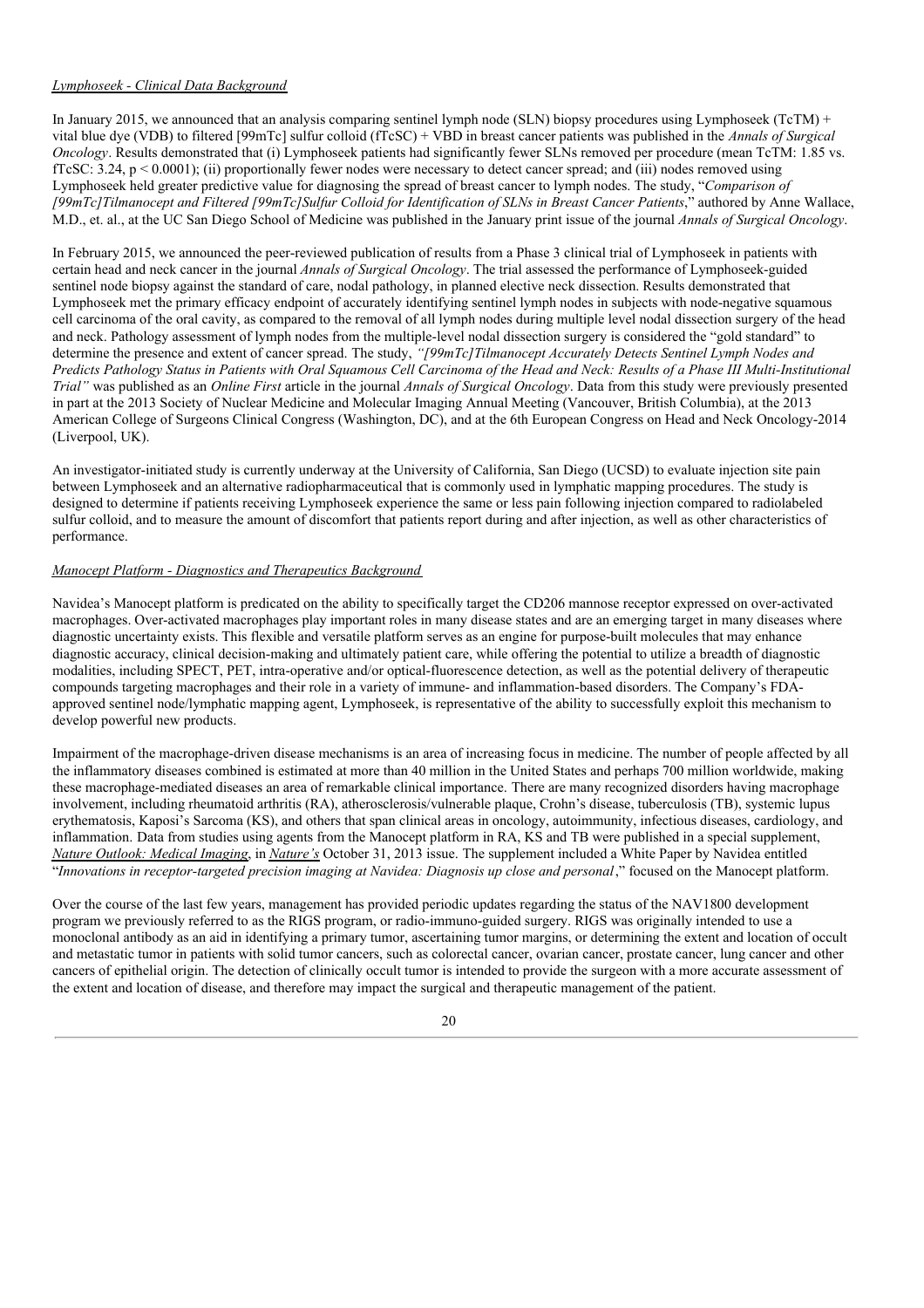*Lymphoseek - Clinical Data Background*

In January 2015, we announced that an analysis comparing sentinel lymph node (SLN) biopsy procedures using Lymphoseek (TcTM) + vital blue dye (VDB) to filtered [99mTc] sulfur colloid (fTcSC) + VBD in breast cancer patients was published in the *Annals of Surgical Oncology*. Results demonstrated that (i) Lymphoseek patients had significantly fewer SLNs removed per procedure (mean TcTM: 1.85 vs. fTcSC: 3.24, $p < 0.0001$); (ii) proportionally fewer nodes were necessary to detect cancer spread; and (iii) nodes removed using Lymphoseek held greater predictive value for diagnosing the spread of breast cancer to lymph nodes. The study, "*Comparison of [99mTc]Tilmanocept and Filtered [99mTc]Sulfur Colloid for Identification of SLNs in Breast Cancer Patients*," authored by Anne Wallace, M.D., et. al., at the UC San Diego School of Medicine was published in the January print issue of the journal *Annals of Surgical Oncology*.

In February 2015, we announced the peer-reviewed publication of results from a Phase 3 clinical trial of Lymphoseek in patients with certain head and neck cancer in the journal *Annals of Surgical Oncology*. The trial assessed the performance of Lymphoseek-guided sentinel node biopsy against the standard of care, nodal pathology, in planned elective neck dissection. Results demonstrated that Lymphoseek met the primary efficacy endpoint of accurately identifying sentinel lymph nodes in subjects with node-negative squamous cell carcinoma of the oral cavity, as compared to the removal of all lymph nodes during multiple level nodal dissection surgery of the head and neck. Pathology assessment of lymph nodes from the multiple-level nodal dissection surgery is considered the "gold standard" to determine the presence and extent of cancer spread. The study, *"[99mTc]Tilmanocept Accurately Detects Sentinel Lymph Nodes and Predicts Pathology Status in Patients with Oral Squamous Cell Carcinoma of the Head and Neck: Results of a Phase III Multi-Institutional Trial"* was published as an *Online First* article in the journal *Annals of Surgical Oncology*. Data from this study were previously presented in part at the 2013 Society of Nuclear Medicine and Molecular Imaging Annual Meeting (Vancouver, British Columbia), at the 2013 American College of Surgeons Clinical Congress (Washington, DC), and at the 6th European Congress on Head and Neck Oncology-2014 (Liverpool, UK).

An investigator-initiated study is currently underway at the University of California, San Diego (UCSD) to evaluate injection site pain between Lymphoseek and an alternative radiopharmaceutical that is commonly used in lymphatic mapping procedures. The study is designed to determine if patients receiving Lymphoseek experience the same or less pain following injection compared to radiolabeled sulfur colloid, and to measure the amount of discomfort that patients report during and after injection, as well as other characteristics of performance.

*Manocept Platform - Diagnostics and Therapeutics Background*

Navidea's Manocept platform is predicated on the ability to specifically target the CD206 mannose receptor expressed on over-activated macrophages. Over-activated macrophages play important roles in many disease states and are an emerging target in many diseases where diagnostic uncertainty exists. This flexible and versatile platform serves as an engine for purpose-built molecules that may enhance diagnostic accuracy, clinical decision-making and ultimately patient care, while offering the potential to utilize a breadth of diagnostic modalities, including SPECT, PET, intra-operative and/or optical-fluorescence detection, as well as the potential delivery of therapeutic compounds targeting macrophages and their role in a variety of immune- and inflammation-based disorders. The Company's FDA-approved sentinel node/lymphatic mapping agent, Lymphoseek, is representative of the ability to successfully exploit this mechanism to develop powerful new products.

Impairment of the macrophage-driven disease mechanisms is an area of increasing focus in medicine. The number of people affected by all the inflammatory diseases combined is estimated at more than 40 million in the United States and perhaps 700 million worldwide, making these macrophage-mediated diseases an area of remarkable clinical importance. There are many recognized disorders having macrophage involvement, including rheumatoid arthritis (RA), atherosclerosis/vulnerable plaque, Crohn's disease, tuberculosis (TB), systemic lupus erythematosis, Kaposi's Sarcoma (KS), and others that span clinical areas in oncology, autoimmunity, infectious diseases, cardiology, and inflammation. Data from studies using agents from the Manocept platform in RA, KS and TB were published in a special supplement, *Nature Outlook: Medical Imaging*, in *Nature's* October 31, 2013 issue. The supplement included a White Paper by Navidea entitled "*Innovations in receptor-targeted precision imaging at Navidea: Diagnosis up close and personal*," focused on the Manocept platform.

Over the course of the last few years, management has provided periodic updates regarding the status of the NAV1800 development program we previously referred to as the RIGS program, or radio-immuno-guided surgery. RIGS was originally intended to use a monoclonal antibody as an aid in identifying a primary tumor, ascertaining tumor margins, or determining the extent and location of occult and metastatic tumor in patients with solid tumor cancers, such as colorectal cancer, ovarian cancer, prostate cancer, lung cancer and other cancers of epithelial origin. The detection of clinically occult tumor is intended to provide the surgeon with a more accurate assessment of the extent and location of disease, and therefore may impact the surgical and therapeutic management of the patient.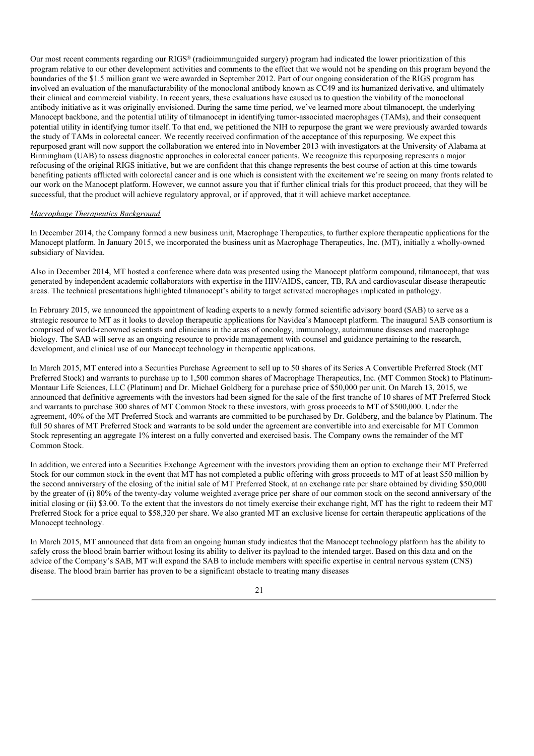Our most recent comments regarding our RIGS® (radioimmunguided surgery) program had indicated the lower prioritization of this program relative to our other development activities and comments to the effect that we would not be spending on this program beyond the boundaries of the $1.5 million grant we were awarded in September 2012. Part of our ongoing consideration of the RIGS program has involved an evaluation of the manufacturability of the monoclonal antibody known as CC49 and its humanized derivative, and ultimately their clinical and commercial viability. In recent years, these evaluations have caused us to question the viability of the monoclonal antibody initiative as it was originally envisioned. During the same time period, we've learned more about tilmanocept, the underlying Manocept backbone, and the potential utility of tilmanocept in identifying tumor-associated macrophages (TAMs), and their consequent potential utility in identifying tumor itself. To that end, we petitioned the NIH to repurpose the grant we were previously awarded towards the study of TAMs in colorectal cancer. We recently received confirmation of the acceptance of this repurposing. We expect this repurposed grant will now support the collaboration we entered into in November 2013 with investigators at the University of Alabama at Birmingham (UAB) to assess diagnostic approaches in colorectal cancer patients. We recognize this repurposing represents a major refocusing of the original RIGS initiative, but we are confident that this change represents the best course of action at this time towards benefiting patients afflicted with colorectal cancer and is one which is consistent with the excitement we're seeing on many fronts related to our work on the Manocept platform. However, we cannot assure you that if further clinical trials for this product proceed, that they will be successful, that the product will achieve regulatory approval, or if approved, that it will achieve market acceptance.

*Macrophage Therapeutics Background*

In December 2014, the Company formed a new business unit, Macrophage Therapeutics, to further explore therapeutic applications for the Manocept platform. In January 2015, we incorporated the business unit as Macrophage Therapeutics, Inc. (MT), initially a wholly-owned subsidiary of Navidea.

Also in December 2014, MT hosted a conference where data was presented using the Manocept platform compound, tilmanocept, that was generated by independent academic collaborators with expertise in the HIV/AIDS, cancer, TB, RA and cardiovascular disease therapeutic areas. The technical presentations highlighted tilmanocept's ability to target activated macrophages implicated in pathology.

In February 2015, we announced the appointment of leading experts to a newly formed scientific advisory board (SAB) to serve as a strategic resource to MT as it looks to develop therapeutic applications for Navidea's Manocept platform. The inaugural SAB consortium is comprised of world-renowned scientists and clinicians in the areas of oncology, immunology, autoimmune diseases and macrophage biology. The SAB will serve as an ongoing resource to provide management with counsel and guidance pertaining to the research, development, and clinical use of our Manocept technology in therapeutic applications.

In March 2015, MT entered into a Securities Purchase Agreement to sell up to 50 shares of its Series A Convertible Preferred Stock (MT Preferred Stock) and warrants to purchase up to 1,500 common shares of Macrophage Therapeutics, Inc. (MT Common Stock) to Platinum-Montaur Life Sciences, LLC (Platinum) and Dr. Michael Goldberg for a purchase price of $50,000 per unit. On March 13, 2015, we announced that definitive agreements with the investors had been signed for the sale of the first tranche of 10 shares of MT Preferred Stock and warrants to purchase 300 shares of MT Common Stock to these investors, with gross proceeds to MT of $500,000. Under the agreement, 40% of the MT Preferred Stock and warrants are committed to be purchased by Dr. Goldberg, and the balance by Platinum. The full 50 shares of MT Preferred Stock and warrants to be sold under the agreement are convertible into and exercisable for MT Common Stock representing an aggregate 1% interest on a fully converted and exercised basis. The Company owns the remainder of the MT Common Stock.

In addition, we entered into a Securities Exchange Agreement with the investors providing them an option to exchange their MT Preferred Stock for our common stock in the event that MT has not completed a public offering with gross proceeds to MT of at least $50 million by the second anniversary of the closing of the initial sale of MT Preferred Stock, at an exchange rate per share obtained by dividing $50,000 by the greater of (i) 80% of the twenty-day volume weighted average price per share of our common stock on the second anniversary of the initial closing or (ii) $3.00. To the extent that the investors do not timely exercise their exchange right, MT has the right to redeem their MT Preferred Stock for a price equal to $58,320 per share. We also granted MT an exclusive license for certain therapeutic applications of the Manocept technology.

In March 2015, MT announced that data from an ongoing human study indicates that the Manocept technology platform has the ability to safely cross the blood brain barrier without losing its ability to deliver its payload to the intended target. Based on this data and on the advice of the Company's SAB, MT will expand the SAB to include members with specific expertise in central nervous system (CNS) disease. The blood brain barrier has proven to be a significant obstacle to treating many diseases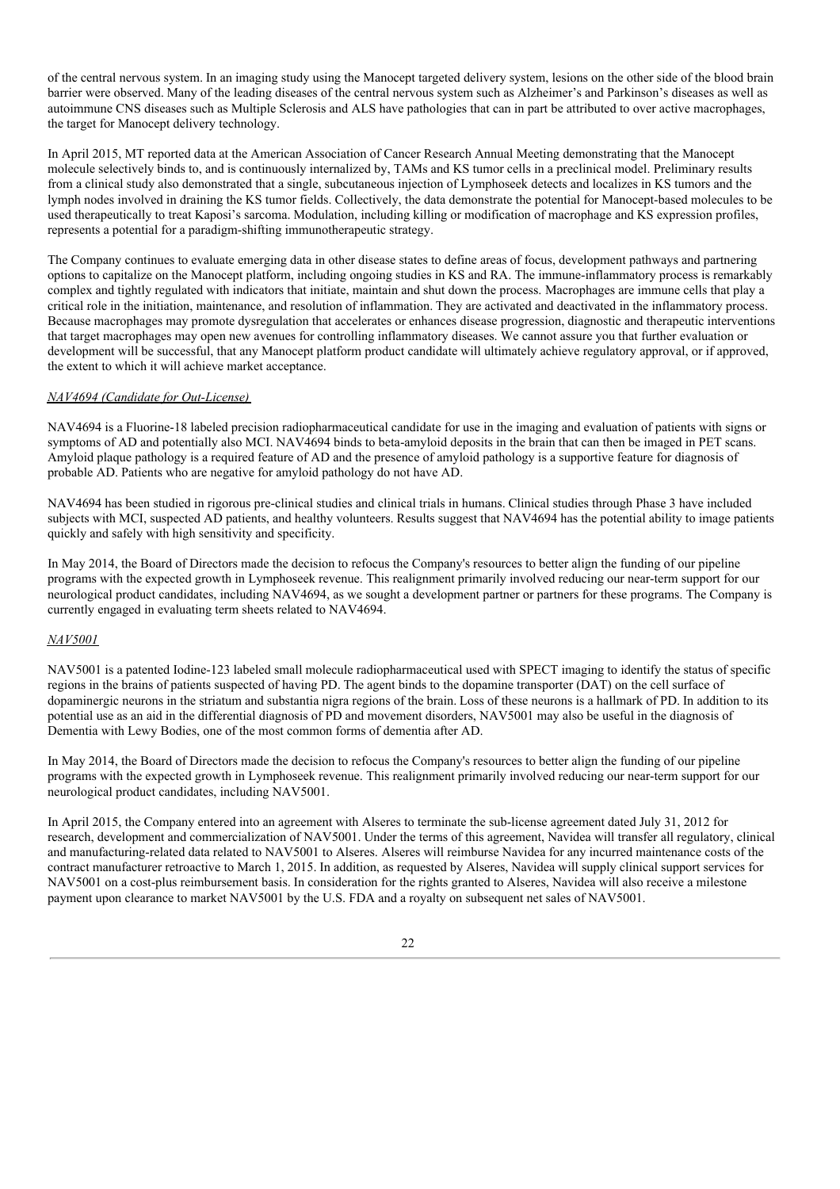of the central nervous system. In an imaging study using the Manocept targeted delivery system, lesions on the other side of the blood brain barrier were observed. Many of the leading diseases of the central nervous system such as Alzheimer's and Parkinson's diseases as well as autoimmune CNS diseases such as Multiple Sclerosis and ALS have pathologies that can in part be attributed to over active macrophages, the target for Manocept delivery technology.

In April 2015, MT reported data at the American Association of Cancer Research Annual Meeting demonstrating that the Manocept molecule selectively binds to, and is continuously internalized by, TAMs and KS tumor cells in a preclinical model. Preliminary results from a clinical study also demonstrated that a single, subcutaneous injection of Lymphoseek detects and localizes in KS tumors and the lymph nodes involved in draining the KS tumor fields. Collectively, the data demonstrate the potential for Manocept-based molecules to be used therapeutically to treat Kaposi's sarcoma. Modulation, including killing or modification of macrophage and KS expression profiles, represents a potential for a paradigm-shifting immunotherapeutic strategy.

The Company continues to evaluate emerging data in other disease states to define areas of focus, development pathways and partnering options to capitalize on the Manocept platform, including ongoing studies in KS and RA. The immune-inflammatory process is remarkably complex and tightly regulated with indicators that initiate, maintain and shut down the process. Macrophages are immune cells that play a critical role in the initiation, maintenance, and resolution of inflammation. They are activated and deactivated in the inflammatory process. Because macrophages may promote dysregulation that accelerates or enhances disease progression, diagnostic and therapeutic interventions that target macrophages may open new avenues for controlling inflammatory diseases. We cannot assure you that further evaluation or development will be successful, that any Manocept platform product candidate will ultimately achieve regulatory approval, or if approved, the extent to which it will achieve market acceptance.

*NAV4694 (Candidate for Out-License)*

NAV4694 is a Fluorine-18 labeled precision radiopharmaceutical candidate for use in the imaging and evaluation of patients with signs or symptoms of AD and potentially also MCI. NAV4694 binds to beta-amyloid deposits in the brain that can then be imaged in PET scans. Amyloid plaque pathology is a required feature of AD and the presence of amyloid pathology is a supportive feature for diagnosis of probable AD. Patients who are negative for amyloid pathology do not have AD.

NAV4694 has been studied in rigorous pre-clinical studies and clinical trials in humans. Clinical studies through Phase 3 have included subjects with MCI, suspected AD patients, and healthy volunteers. Results suggest that NAV4694 has the potential ability to image patients quickly and safely with high sensitivity and specificity.

In May 2014, the Board of Directors made the decision to refocus the Company's resources to better align the funding of our pipeline programs with the expected growth in Lymphoseek revenue. This realignment primarily involved reducing our near-term support for our neurological product candidates, including NAV4694, as we sought a development partner or partners for these programs. The Company is currently engaged in evaluating term sheets related to NAV4694.

*NAV5001*

NAV5001 is a patented Iodine-123 labeled small molecule radiopharmaceutical used with SPECT imaging to identify the status of specific regions in the brains of patients suspected of having PD. The agent binds to the dopamine transporter (DAT) on the cell surface of dopaminergic neurons in the striatum and substantia nigra regions of the brain. Loss of these neurons is a hallmark of PD. In addition to its potential use as an aid in the differential diagnosis of PD and movement disorders, NAV5001 may also be useful in the diagnosis of Dementia with Lewy Bodies, one of the most common forms of dementia after AD.

In May 2014, the Board of Directors made the decision to refocus the Company's resources to better align the funding of our pipeline programs with the expected growth in Lymphoseek revenue. This realignment primarily involved reducing our near-term support for our neurological product candidates, including NAV5001.

In April 2015, the Company entered into an agreement with Alseres to terminate the sub-license agreement dated July 31, 2012 for research, development and commercialization of NAV5001. Under the terms of this agreement, Navidea will transfer all regulatory, clinical and manufacturing-related data related to NAV5001 to Alseres. Alseres will reimburse Navidea for any incurred maintenance costs of the contract manufacturer retroactive to March 1, 2015. In addition, as requested by Alseres, Navidea will supply clinical support services for NAV5001 on a cost-plus reimbursement basis. In consideration for the rights granted to Alseres, Navidea will also receive a milestone payment upon clearance to market NAV5001 by the U.S. FDA and a royalty on subsequent net sales of NAV5001.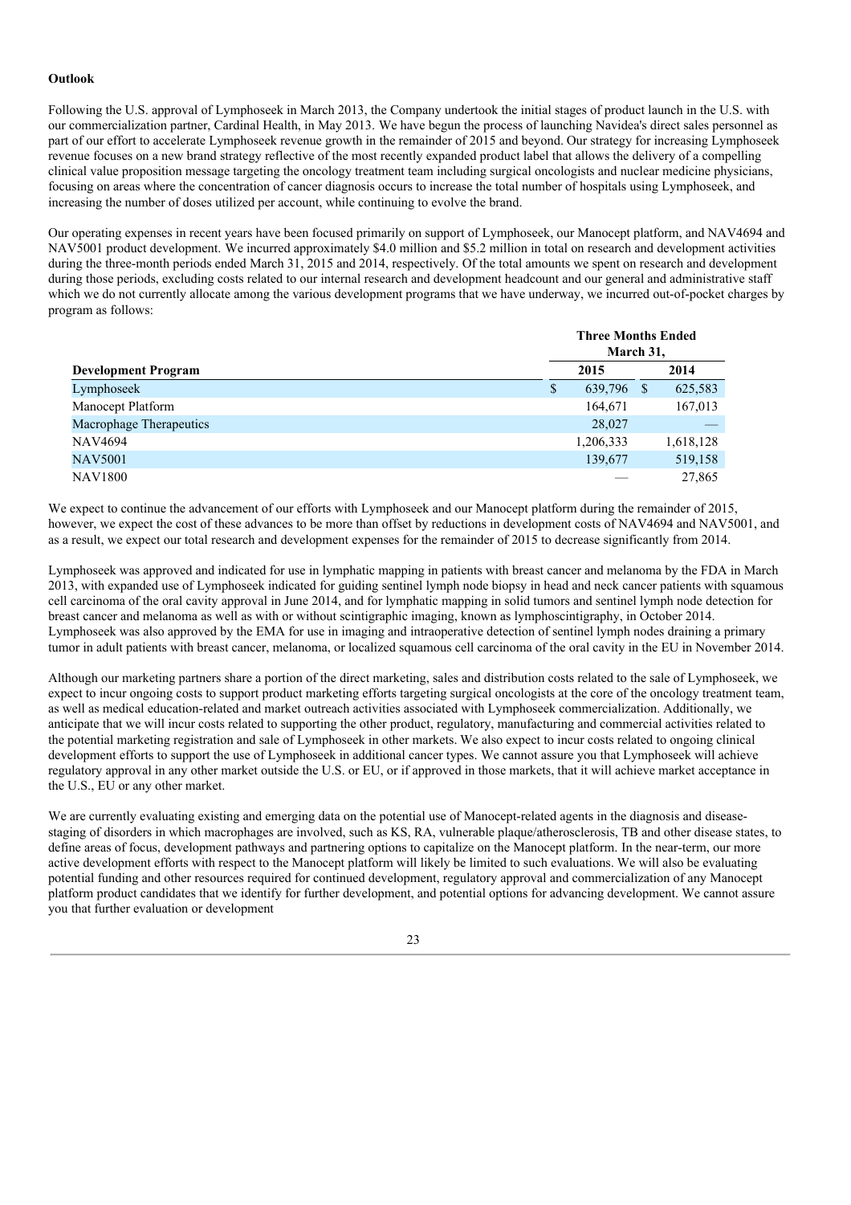**Outlook**

Following the U.S. approval of Lymphoseek in March 2013, the Company undertook the initial stages of product launch in the U.S. with our commercialization partner, Cardinal Health, in May 2013. We have begun the process of launching Navidea's direct sales personnel as part of our effort to accelerate Lymphoseek revenue growth in the remainder of 2015 and beyond. Our strategy for increasing Lymphoseek revenue focuses on a new brand strategy reflective of the most recently expanded product label that allows the delivery of a compelling clinical value proposition message targeting the oncology treatment team including surgical oncologists and nuclear medicine physicians, focusing on areas where the concentration of cancer diagnosis occurs to increase the total number of hospitals using Lymphoseek, and increasing the number of doses utilized per account, while continuing to evolve the brand.

Our operating expenses in recent years have been focused primarily on support of Lymphoseek, our Manocept platform, and NAV4694 and NAV5001 product development. We incurred approximately $4.0 million and $5.2 million in total on research and development activities during the three-month periods ended March 31, 2015 and 2014, respectively. Of the total amounts we spent on research and development during those periods, excluding costs related to our internal research and development headcount and our general and administrative staff which we do not currently allocate among the various development programs that we have underway, we incurred out-of-pocket charges by program as follows:

| | Three Months Ended March 31, | |
|---|---|---|
| **Development Program** | **2015** | **2014** |
| Lymphoseek | $ 639,796 | $ 625,583 |
| Manocept Platform | 164,671 | 167,013 |
| Macrophage Therapeutics | 28,027 | — |
| NAV4694 | 1,206,333 | 1,618,128 |
| NAV5001 | 139,677 | 519,158 |
| NAV1800 | — | 27,865 |

We expect to continue the advancement of our efforts with Lymphoseek and our Manocept platform during the remainder of 2015, however, we expect the cost of these advances to be more than offset by reductions in development costs of NAV4694 and NAV5001, and as a result, we expect our total research and development expenses for the remainder of 2015 to decrease significantly from 2014.

Lymphoseek was approved and indicated for use in lymphatic mapping in patients with breast cancer and melanoma by the FDA in March 2013, with expanded use of Lymphoseek indicated for guiding sentinel lymph node biopsy in head and neck cancer patients with squamous cell carcinoma of the oral cavity approval in June 2014, and for lymphatic mapping in solid tumors and sentinel lymph node detection for breast cancer and melanoma as well as with or without scintigraphic imaging, known as lymphoscintigraphy, in October 2014. Lymphoseek was also approved by the EMA for use in imaging and intraoperative detection of sentinel lymph nodes draining a primary tumor in adult patients with breast cancer, melanoma, or localized squamous cell carcinoma of the oral cavity in the EU in November 2014.

Although our marketing partners share a portion of the direct marketing, sales and distribution costs related to the sale of Lymphoseek, we expect to incur ongoing costs to support product marketing efforts targeting surgical oncologists at the core of the oncology treatment team, as well as medical education-related and market outreach activities associated with Lymphoseek commercialization. Additionally, we anticipate that we will incur costs related to supporting the other product, regulatory, manufacturing and commercial activities related to the potential marketing registration and sale of Lymphoseek in other markets. We also expect to incur costs related to ongoing clinical development efforts to support the use of Lymphoseek in additional cancer types. We cannot assure you that Lymphoseek will achieve regulatory approval in any other market outside the U.S. or EU, or if approved in those markets, that it will achieve market acceptance in the U.S., EU or any other market.

We are currently evaluating existing and emerging data on the potential use of Manocept-related agents in the diagnosis and disease-staging of disorders in which macrophages are involved, such as KS, RA, vulnerable plaque/atherosclerosis, TB and other disease states, to define areas of focus, development pathways and partnering options to capitalize on the Manocept platform. In the near-term, our more active development efforts with respect to the Manocept platform will likely be limited to such evaluations. We will also be evaluating potential funding and other resources required for continued development, regulatory approval and commercialization of any Manocept platform product candidates that we identify for further development, and potential options for advancing development. We cannot assure you that further evaluation or development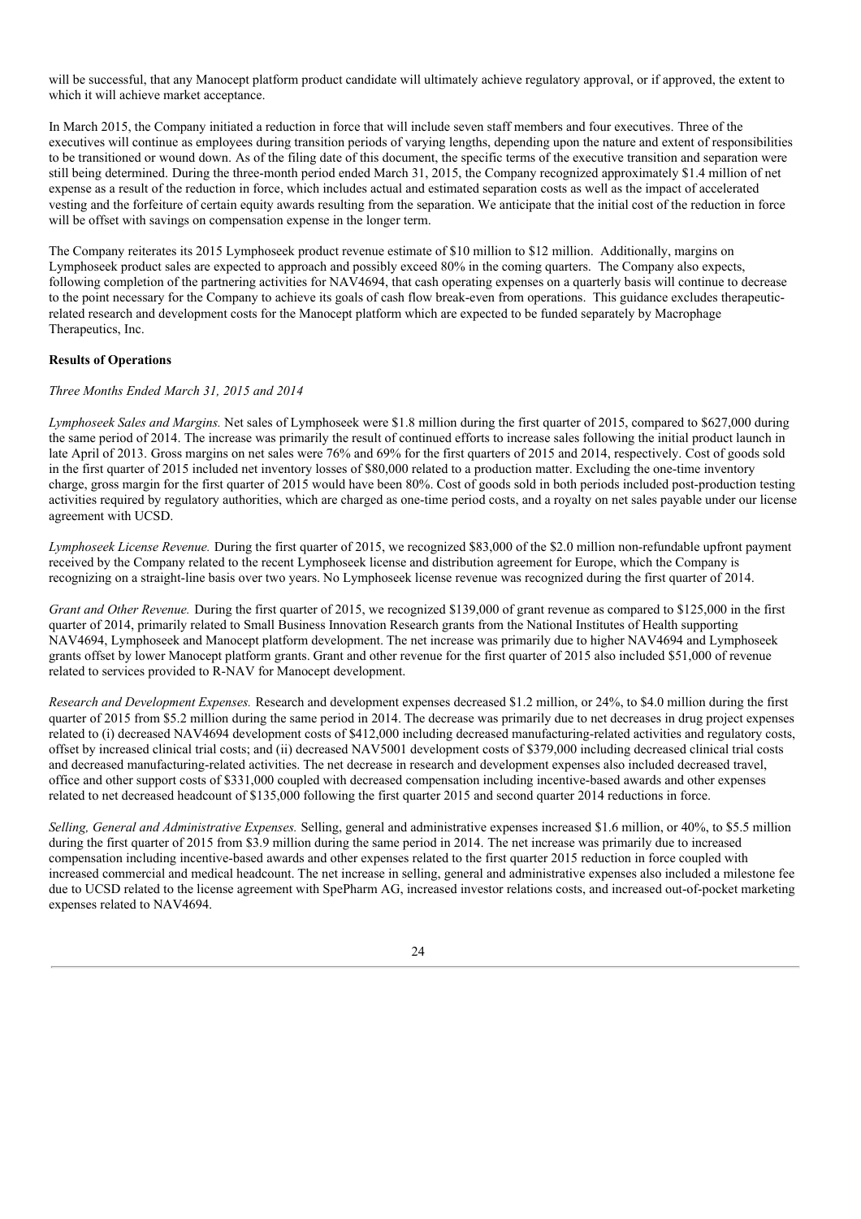will be successful, that any Manocept platform product candidate will ultimately achieve regulatory approval, or if approved, the extent to which it will achieve market acceptance.

In March 2015, the Company initiated a reduction in force that will include seven staff members and four executives. Three of the executives will continue as employees during transition periods of varying lengths, depending upon the nature and extent of responsibilities to be transitioned or wound down. As of the filing date of this document, the specific terms of the executive transition and separation were still being determined. During the three-month period ended March 31, 2015, the Company recognized approximately $1.4 million of net expense as a result of the reduction in force, which includes actual and estimated separation costs as well as the impact of accelerated vesting and the forfeiture of certain equity awards resulting from the separation. We anticipate that the initial cost of the reduction in force will be offset with savings on compensation expense in the longer term.

The Company reiterates its 2015 Lymphoseek product revenue estimate of $10 million to $12 million. Additionally, margins on Lymphoseek product sales are expected to approach and possibly exceed 80% in the coming quarters. The Company also expects, following completion of the partnering activities for NAV4694, that cash operating expenses on a quarterly basis will continue to decrease to the point necessary for the Company to achieve its goals of cash flow break-even from operations. This guidance excludes therapeutic-related research and development costs for the Manocept platform which are expected to be funded separately by Macrophage Therapeutics, Inc.

**Results of Operations**

*Three Months Ended March 31, 2015 and 2014*

*Lymphoseek Sales and Margins.* Net sales of Lymphoseek were $1.8 million during the first quarter of 2015, compared to $627,000 during the same period of 2014. The increase was primarily the result of continued efforts to increase sales following the initial product launch in late April of 2013. Gross margins on net sales were 76% and 69% for the first quarters of 2015 and 2014, respectively. Cost of goods sold in the first quarter of 2015 included net inventory losses of $80,000 related to a production matter. Excluding the one-time inventory charge, gross margin for the first quarter of 2015 would have been 80%. Cost of goods sold in both periods included post-production testing activities required by regulatory authorities, which are charged as one-time period costs, and a royalty on net sales payable under our license agreement with UCSD.

*Lymphoseek License Revenue.* During the first quarter of 2015, we recognized $83,000 of the $2.0 million non-refundable upfront payment received by the Company related to the recent Lymphoseek license and distribution agreement for Europe, which the Company is recognizing on a straight-line basis over two years. No Lymphoseek license revenue was recognized during the first quarter of 2014.

*Grant and Other Revenue.* During the first quarter of 2015, we recognized $139,000 of grant revenue as compared to $125,000 in the first quarter of 2014, primarily related to Small Business Innovation Research grants from the National Institutes of Health supporting NAV4694, Lymphoseek and Manocept platform development. The net increase was primarily due to higher NAV4694 and Lymphoseek grants offset by lower Manocept platform grants. Grant and other revenue for the first quarter of 2015 also included $51,000 of revenue related to services provided to R-NAV for Manocept development.

*Research and Development Expenses.* Research and development expenses decreased $1.2 million, or 24%, to $4.0 million during the first quarter of 2015 from $5.2 million during the same period in 2014. The decrease was primarily due to net decreases in drug project expenses related to (i) decreased NAV4694 development costs of $412,000 including decreased manufacturing-related activities and regulatory costs, offset by increased clinical trial costs; and (ii) decreased NAV5001 development costs of $379,000 including decreased clinical trial costs and decreased manufacturing-related activities. The net decrease in research and development expenses also included decreased travel, office and other support costs of $331,000 coupled with decreased compensation including incentive-based awards and other expenses related to net decreased headcount of $135,000 following the first quarter 2015 and second quarter 2014 reductions in force.

*Selling, General and Administrative Expenses.* Selling, general and administrative expenses increased $1.6 million, or 40%, to $5.5 million during the first quarter of 2015 from $3.9 million during the same period in 2014. The net increase was primarily due to increased compensation including incentive-based awards and other expenses related to the first quarter 2015 reduction in force coupled with increased commercial and medical headcount. The net increase in selling, general and administrative expenses also included a milestone fee due to UCSD related to the license agreement with SpePharm AG, increased investor relations costs, and increased out-of-pocket marketing expenses related to NAV4694.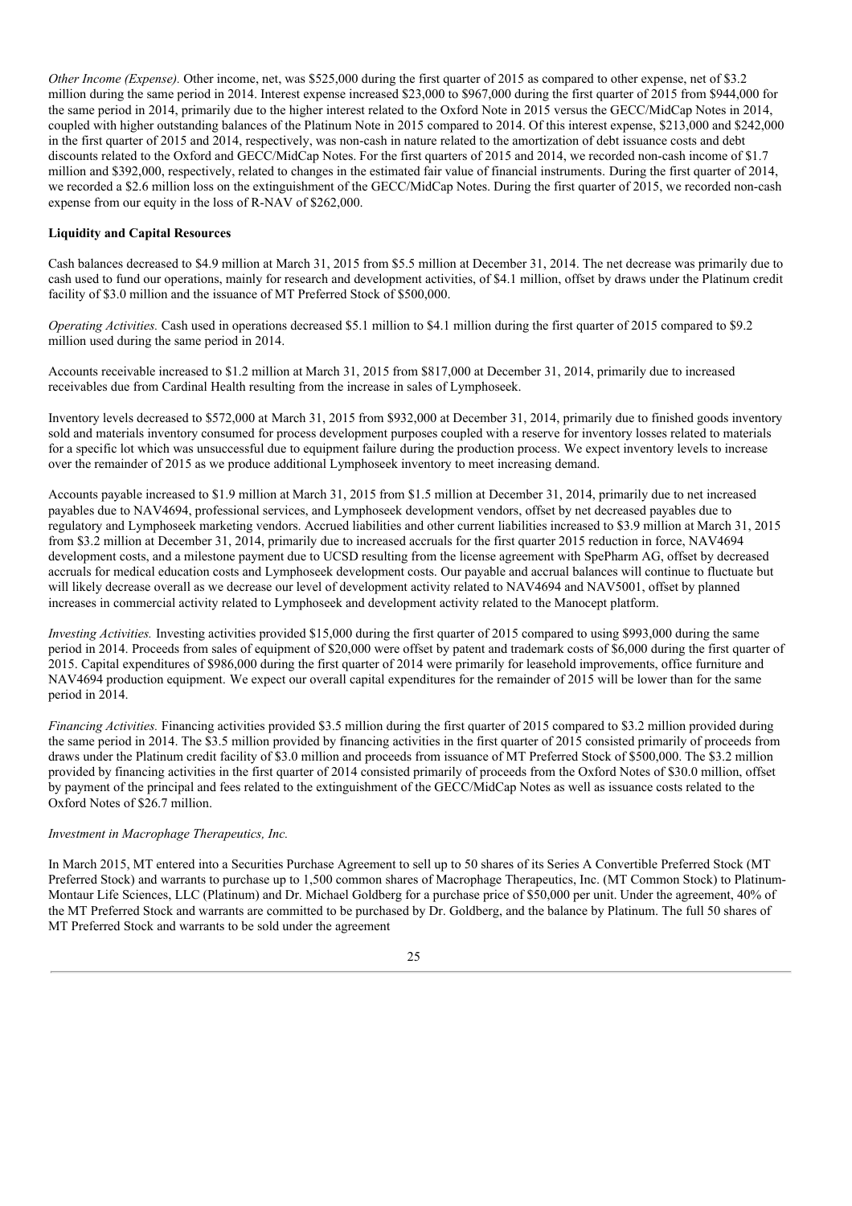*Other Income (Expense).* Other income, net, was $525,000 during the first quarter of 2015 as compared to other expense, net of $3.2 million during the same period in 2014. Interest expense increased $23,000 to $967,000 during the first quarter of 2015 from $944,000 for the same period in 2014, primarily due to the higher interest related to the Oxford Note in 2015 versus the GECC/MidCap Notes in 2014, coupled with higher outstanding balances of the Platinum Note in 2015 compared to 2014. Of this interest expense, $213,000 and $242,000 in the first quarter of 2015 and 2014, respectively, was non-cash in nature related to the amortization of debt issuance costs and debt discounts related to the Oxford and GECC/MidCap Notes. For the first quarters of 2015 and 2014, we recorded non-cash income of $1.7 million and $392,000, respectively, related to changes in the estimated fair value of financial instruments. During the first quarter of 2014, we recorded a $2.6 million loss on the extinguishment of the GECC/MidCap Notes. During the first quarter of 2015, we recorded non-cash expense from our equity in the loss of R-NAV of $262,000.

**Liquidity and Capital Resources**

Cash balances decreased to $4.9 million at March 31, 2015 from $5.5 million at December 31, 2014. The net decrease was primarily due to cash used to fund our operations, mainly for research and development activities, of $4.1 million, offset by draws under the Platinum credit facility of $3.0 million and the issuance of MT Preferred Stock of $500,000.

*Operating Activities.* Cash used in operations decreased $5.1 million to $4.1 million during the first quarter of 2015 compared to $9.2 million used during the same period in 2014.

Accounts receivable increased to $1.2 million at March 31, 2015 from $817,000 at December 31, 2014, primarily due to increased receivables due from Cardinal Health resulting from the increase in sales of Lymphoseek.

Inventory levels decreased to $572,000 at March 31, 2015 from $932,000 at December 31, 2014, primarily due to finished goods inventory sold and materials inventory consumed for process development purposes coupled with a reserve for inventory losses related to materials for a specific lot which was unsuccessful due to equipment failure during the production process. We expect inventory levels to increase over the remainder of 2015 as we produce additional Lymphoseek inventory to meet increasing demand.

Accounts payable increased to $1.9 million at March 31, 2015 from $1.5 million at December 31, 2014, primarily due to net increased payables due to NAV4694, professional services, and Lymphoseek development vendors, offset by net decreased payables due to regulatory and Lymphoseek marketing vendors. Accrued liabilities and other current liabilities increased to $3.9 million at March 31, 2015 from $3.2 million at December 31, 2014, primarily due to increased accruals for the first quarter 2015 reduction in force, NAV4694 development costs, and a milestone payment due to UCSD resulting from the license agreement with SpePharm AG, offset by decreased accruals for medical education costs and Lymphoseek development costs. Our payable and accrual balances will continue to fluctuate but will likely decrease overall as we decrease our level of development activity related to NAV4694 and NAV5001, offset by planned increases in commercial activity related to Lymphoseek and development activity related to the Manocept platform.

*Investing Activities.* Investing activities provided $15,000 during the first quarter of 2015 compared to using $993,000 during the same period in 2014. Proceeds from sales of equipment of $20,000 were offset by patent and trademark costs of $6,000 during the first quarter of 2015. Capital expenditures of $986,000 during the first quarter of 2014 were primarily for leasehold improvements, office furniture and NAV4694 production equipment. We expect our overall capital expenditures for the remainder of 2015 will be lower than for the same period in 2014.

*Financing Activities.* Financing activities provided $3.5 million during the first quarter of 2015 compared to $3.2 million provided during the same period in 2014. The $3.5 million provided by financing activities in the first quarter of 2015 consisted primarily of proceeds from draws under the Platinum credit facility of $3.0 million and proceeds from issuance of MT Preferred Stock of $500,000. The $3.2 million provided by financing activities in the first quarter of 2014 consisted primarily of proceeds from the Oxford Notes of $30.0 million, offset by payment of the principal and fees related to the extinguishment of the GECC/MidCap Notes as well as issuance costs related to the Oxford Notes of $26.7 million.

*Investment in Macrophage Therapeutics, Inc.*

In March 2015, MT entered into a Securities Purchase Agreement to sell up to 50 shares of its Series A Convertible Preferred Stock (MT Preferred Stock) and warrants to purchase up to 1,500 common shares of Macrophage Therapeutics, Inc. (MT Common Stock) to Platinum-Montaur Life Sciences, LLC (Platinum) and Dr. Michael Goldberg for a purchase price of $50,000 per unit. Under the agreement, 40% of the MT Preferred Stock and warrants are committed to be purchased by Dr. Goldberg, and the balance by Platinum. The full 50 shares of MT Preferred Stock and warrants to be sold under the agreement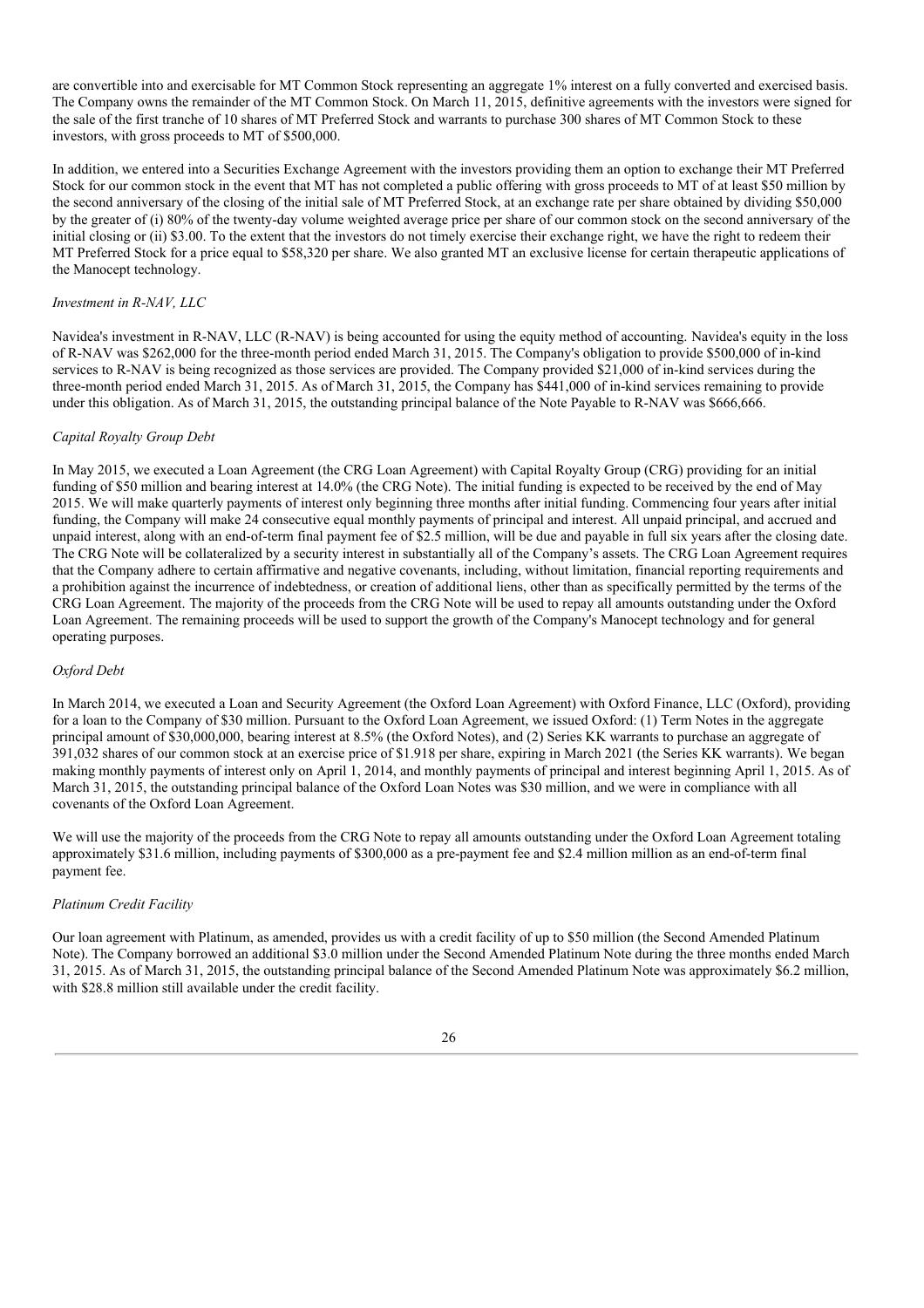are convertible into and exercisable for MT Common Stock representing an aggregate 1% interest on a fully converted and exercised basis. The Company owns the remainder of the MT Common Stock. On March 11, 2015, definitive agreements with the investors were signed for the sale of the first tranche of 10 shares of MT Preferred Stock and warrants to purchase 300 shares of MT Common Stock to these investors, with gross proceeds to MT of $500,000.

In addition, we entered into a Securities Exchange Agreement with the investors providing them an option to exchange their MT Preferred Stock for our common stock in the event that MT has not completed a public offering with gross proceeds to MT of at least $50 million by the second anniversary of the closing of the initial sale of MT Preferred Stock, at an exchange rate per share obtained by dividing $50,000 by the greater of (i) 80% of the twenty-day volume weighted average price per share of our common stock on the second anniversary of the initial closing or (ii) $3.00. To the extent that the investors do not timely exercise their exchange right, we have the right to redeem their MT Preferred Stock for a price equal to $58,320 per share. We also granted MT an exclusive license for certain therapeutic applications of the Manocept technology.

*Investment in R-NAV, LLC*

Navidea's investment in R-NAV, LLC (R-NAV) is being accounted for using the equity method of accounting. Navidea's equity in the loss of R-NAV was $262,000 for the three-month period ended March 31, 2015. The Company's obligation to provide $500,000 of in-kind services to R-NAV is being recognized as those services are provided. The Company provided $21,000 of in-kind services during the three-month period ended March 31, 2015. As of March 31, 2015, the Company has $441,000 of in-kind services remaining to provide under this obligation. As of March 31, 2015, the outstanding principal balance of the Note Payable to R-NAV was $666,666.

*Capital Royalty Group Debt*

In May 2015, we executed a Loan Agreement (the CRG Loan Agreement) with Capital Royalty Group (CRG) providing for an initial funding of $50 million and bearing interest at 14.0% (the CRG Note). The initial funding is expected to be received by the end of May 2015. We will make quarterly payments of interest only beginning three months after initial funding. Commencing four years after initial funding, the Company will make 24 consecutive equal monthly payments of principal and interest. All unpaid principal, and accrued and unpaid interest, along with an end-of-term final payment fee of $2.5 million, will be due and payable in full six years after the closing date. The CRG Note will be collateralized by a security interest in substantially all of the Company's assets. The CRG Loan Agreement requires that the Company adhere to certain affirmative and negative covenants, including, without limitation, financial reporting requirements and a prohibition against the incurrence of indebtedness, or creation of additional liens, other than as specifically permitted by the terms of the CRG Loan Agreement. The majority of the proceeds from the CRG Note will be used to repay all amounts outstanding under the Oxford Loan Agreement. The remaining proceeds will be used to support the growth of the Company's Manocept technology and for general operating purposes.

*Oxford Debt*

In March 2014, we executed a Loan and Security Agreement (the Oxford Loan Agreement) with Oxford Finance, LLC (Oxford), providing for a loan to the Company of $30 million. Pursuant to the Oxford Loan Agreement, we issued Oxford: (1) Term Notes in the aggregate principal amount of $30,000,000, bearing interest at 8.5% (the Oxford Notes), and (2) Series KK warrants to purchase an aggregate of 391,032 shares of our common stock at an exercise price of $1.918 per share, expiring in March 2021 (the Series KK warrants). We began making monthly payments of interest only on April 1, 2014, and monthly payments of principal and interest beginning April 1, 2015. As of March 31, 2015, the outstanding principal balance of the Oxford Loan Notes was $30 million, and we were in compliance with all covenants of the Oxford Loan Agreement.

We will use the majority of the proceeds from the CRG Note to repay all amounts outstanding under the Oxford Loan Agreement totaling approximately $31.6 million, including payments of $300,000 as a pre-payment fee and $2.4 million million as an end-of-term final payment fee.

*Platinum Credit Facility*

Our loan agreement with Platinum, as amended, provides us with a credit facility of up to $50 million (the Second Amended Platinum Note). The Company borrowed an additional $3.0 million under the Second Amended Platinum Note during the three months ended March 31, 2015. As of March 31, 2015, the outstanding principal balance of the Second Amended Platinum Note was approximately $6.2 million, with $28.8 million still available under the credit facility.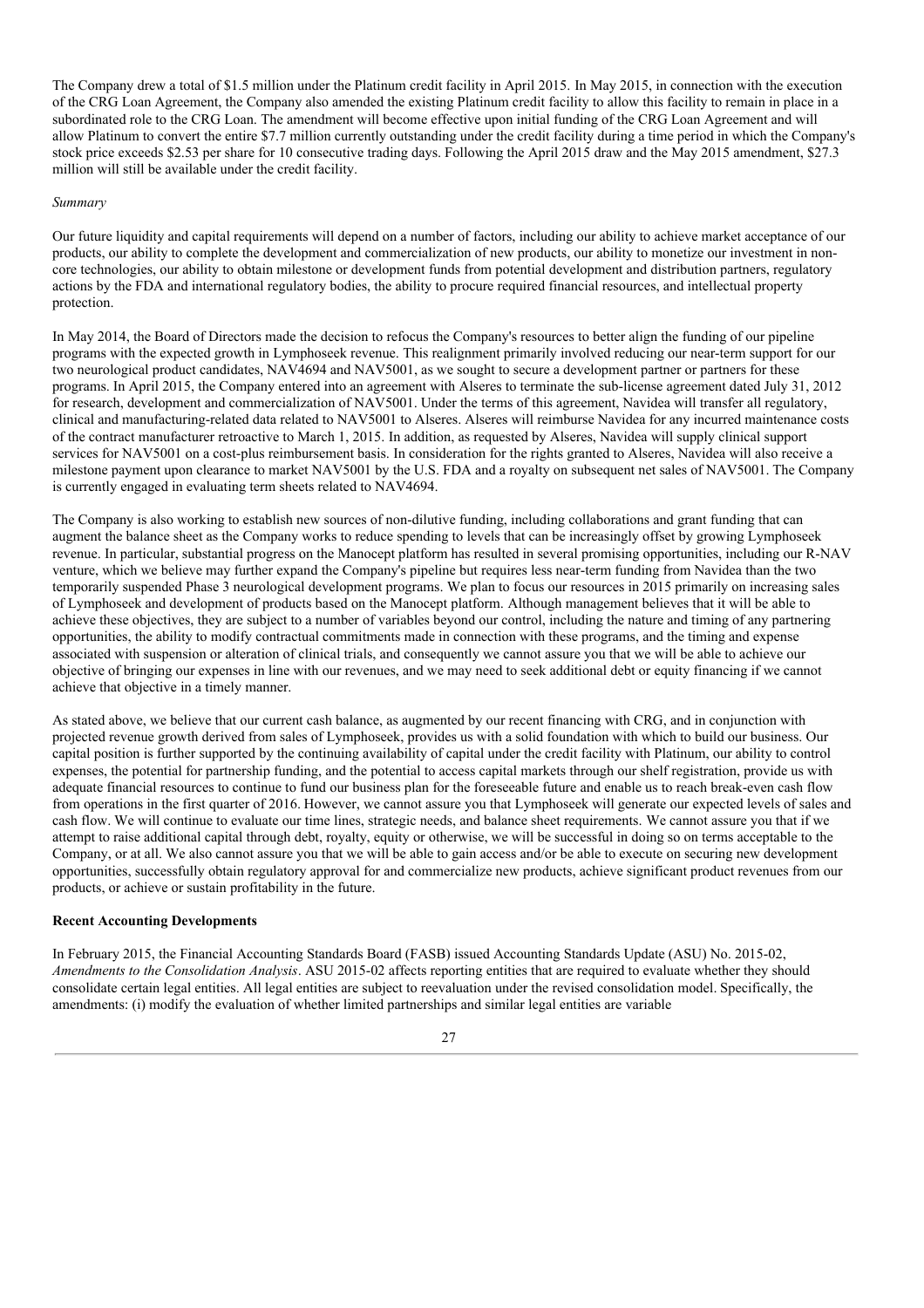The Company drew a total of $1.5 million under the Platinum credit facility in April 2015. In May 2015, in connection with the execution of the CRG Loan Agreement, the Company also amended the existing Platinum credit facility to allow this facility to remain in place in a subordinated role to the CRG Loan. The amendment will become effective upon initial funding of the CRG Loan Agreement and will allow Platinum to convert the entire $7.7 million currently outstanding under the credit facility during a time period in which the Company's stock price exceeds $2.53 per share for 10 consecutive trading days. Following the April 2015 draw and the May 2015 amendment, $27.3 million will still be available under the credit facility.

*Summary*

Our future liquidity and capital requirements will depend on a number of factors, including our ability to achieve market acceptance of our products, our ability to complete the development and commercialization of new products, our ability to monetize our investment in non-core technologies, our ability to obtain milestone or development funds from potential development and distribution partners, regulatory actions by the FDA and international regulatory bodies, the ability to procure required financial resources, and intellectual property protection.

In May 2014, the Board of Directors made the decision to refocus the Company's resources to better align the funding of our pipeline programs with the expected growth in Lymphoseek revenue. This realignment primarily involved reducing our near-term support for our two neurological product candidates, NAV4694 and NAV5001, as we sought to secure a development partner or partners for these programs. In April 2015, the Company entered into an agreement with Alseres to terminate the sub-license agreement dated July 31, 2012 for research, development and commercialization of NAV5001. Under the terms of this agreement, Navidea will transfer all regulatory, clinical and manufacturing-related data related to NAV5001 to Alseres. Alseres will reimburse Navidea for any incurred maintenance costs of the contract manufacturer retroactive to March 1, 2015. In addition, as requested by Alseres, Navidea will supply clinical support services for NAV5001 on a cost-plus reimbursement basis. In consideration for the rights granted to Alseres, Navidea will also receive a milestone payment upon clearance to market NAV5001 by the U.S. FDA and a royalty on subsequent net sales of NAV5001. The Company is currently engaged in evaluating term sheets related to NAV4694.

The Company is also working to establish new sources of non-dilutive funding, including collaborations and grant funding that can augment the balance sheet as the Company works to reduce spending to levels that can be increasingly offset by growing Lymphoseek revenue. In particular, substantial progress on the Manocept platform has resulted in several promising opportunities, including our R-NAV venture, which we believe may further expand the Company's pipeline but requires less near-term funding from Navidea than the two temporarily suspended Phase 3 neurological development programs. We plan to focus our resources in 2015 primarily on increasing sales of Lymphoseek and development of products based on the Manocept platform. Although management believes that it will be able to achieve these objectives, they are subject to a number of variables beyond our control, including the nature and timing of any partnering opportunities, the ability to modify contractual commitments made in connection with these programs, and the timing and expense associated with suspension or alteration of clinical trials, and consequently we cannot assure you that we will be able to achieve our objective of bringing our expenses in line with our revenues, and we may need to seek additional debt or equity financing if we cannot achieve that objective in a timely manner.

As stated above, we believe that our current cash balance, as augmented by our recent financing with CRG, and in conjunction with projected revenue growth derived from sales of Lymphoseek, provides us with a solid foundation with which to build our business. Our capital position is further supported by the continuing availability of capital under the credit facility with Platinum, our ability to control expenses, the potential for partnership funding, and the potential to access capital markets through our shelf registration, provide us with adequate financial resources to continue to fund our business plan for the foreseeable future and enable us to reach break-even cash flow from operations in the first quarter of 2016. However, we cannot assure you that Lymphoseek will generate our expected levels of sales and cash flow. We will continue to evaluate our time lines, strategic needs, and balance sheet requirements. We cannot assure you that if we attempt to raise additional capital through debt, royalty, equity or otherwise, we will be successful in doing so on terms acceptable to the Company, or at all. We also cannot assure you that we will be able to gain access and/or be able to execute on securing new development opportunities, successfully obtain regulatory approval for and commercialize new products, achieve significant product revenues from our products, or achieve or sustain profitability in the future.

**Recent Accounting Developments**

In February 2015, the Financial Accounting Standards Board (FASB) issued Accounting Standards Update (ASU) No. 2015-02, *Amendments to the Consolidation Analysis*. ASU 2015-02 affects reporting entities that are required to evaluate whether they should consolidate certain legal entities. All legal entities are subject to reevaluation under the revised consolidation model. Specifically, the amendments: (i) modify the evaluation of whether limited partnerships and similar legal entities are variable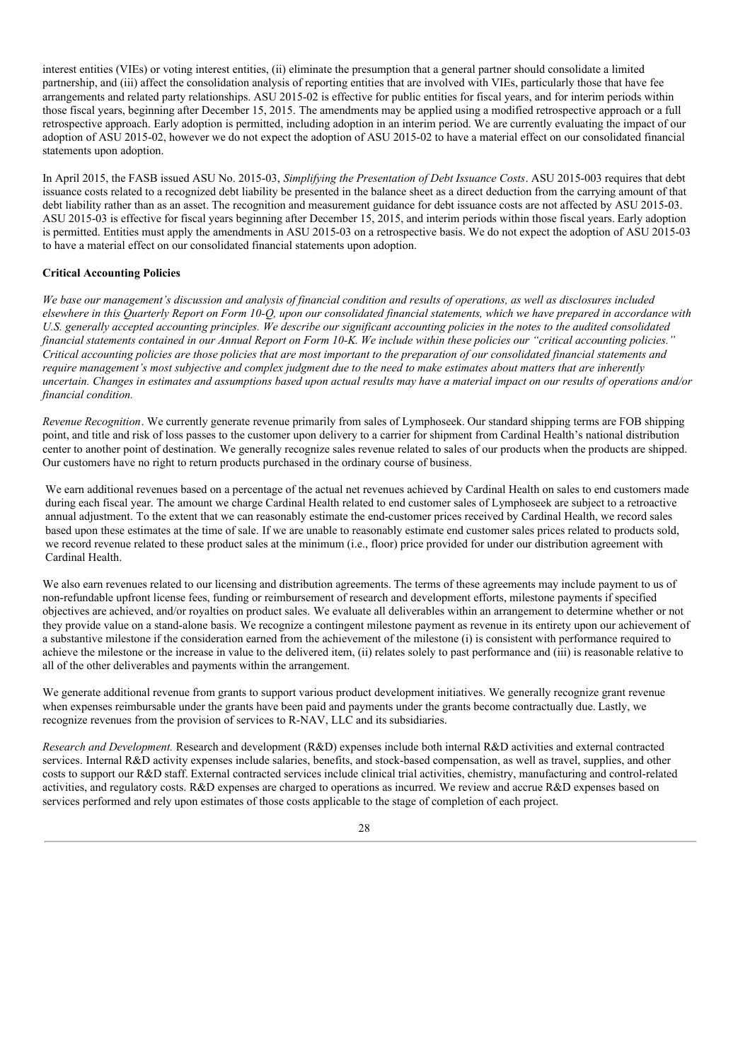interest entities (VIEs) or voting interest entities, (ii) eliminate the presumption that a general partner should consolidate a limited partnership, and (iii) affect the consolidation analysis of reporting entities that are involved with VIEs, particularly those that have fee arrangements and related party relationships. ASU 2015-02 is effective for public entities for fiscal years, and for interim periods within those fiscal years, beginning after December 15, 2015. The amendments may be applied using a modified retrospective approach or a full retrospective approach. Early adoption is permitted, including adoption in an interim period. We are currently evaluating the impact of our adoption of ASU 2015-02, however we do not expect the adoption of ASU 2015-02 to have a material effect on our consolidated financial statements upon adoption.

In April 2015, the FASB issued ASU No. 2015-03, *Simplifying the Presentation of Debt Issuance Costs*. ASU 2015-003 requires that debt issuance costs related to a recognized debt liability be presented in the balance sheet as a direct deduction from the carrying amount of that debt liability rather than as an asset. The recognition and measurement guidance for debt issuance costs are not affected by ASU 2015-03. ASU 2015-03 is effective for fiscal years beginning after December 15, 2015, and interim periods within those fiscal years. Early adoption is permitted. Entities must apply the amendments in ASU 2015-03 on a retrospective basis. We do not expect the adoption of ASU 2015-03 to have a material effect on our consolidated financial statements upon adoption.

**Critical Accounting Policies**

*We base our management's discussion and analysis of financial condition and results of operations, as well as disclosures included elsewhere in this Quarterly Report on Form 10-Q, upon our consolidated financial statements, which we have prepared in accordance with U.S. generally accepted accounting principles. We describe our significant accounting policies in the notes to the audited consolidated financial statements contained in our Annual Report on Form 10-K. We include within these policies our "critical accounting policies." Critical accounting policies are those policies that are most important to the preparation of our consolidated financial statements and require management's most subjective and complex judgment due to the need to make estimates about matters that are inherently uncertain. Changes in estimates and assumptions based upon actual results may have a material impact on our results of operations and/or financial condition.*

*Revenue Recognition*. We currently generate revenue primarily from sales of Lymphoseek. Our standard shipping terms are FOB shipping point, and title and risk of loss passes to the customer upon delivery to a carrier for shipment from Cardinal Health's national distribution center to another point of destination. We generally recognize sales revenue related to sales of our products when the products are shipped. Our customers have no right to return products purchased in the ordinary course of business.

We earn additional revenues based on a percentage of the actual net revenues achieved by Cardinal Health on sales to end customers made during each fiscal year. The amount we charge Cardinal Health related to end customer sales of Lymphoseek are subject to a retroactive annual adjustment. To the extent that we can reasonably estimate the end-customer prices received by Cardinal Health, we record sales based upon these estimates at the time of sale. If we are unable to reasonably estimate end customer sales prices related to products sold, we record revenue related to these product sales at the minimum (i.e., floor) price provided for under our distribution agreement with Cardinal Health.

We also earn revenues related to our licensing and distribution agreements. The terms of these agreements may include payment to us of non-refundable upfront license fees, funding or reimbursement of research and development efforts, milestone payments if specified objectives are achieved, and/or royalties on product sales. We evaluate all deliverables within an arrangement to determine whether or not they provide value on a stand-alone basis. We recognize a contingent milestone payment as revenue in its entirety upon our achievement of a substantive milestone if the consideration earned from the achievement of the milestone (i) is consistent with performance required to achieve the milestone or the increase in value to the delivered item, (ii) relates solely to past performance and (iii) is reasonable relative to all of the other deliverables and payments within the arrangement.

We generate additional revenue from grants to support various product development initiatives. We generally recognize grant revenue when expenses reimbursable under the grants have been paid and payments under the grants become contractually due. Lastly, we recognize revenues from the provision of services to R-NAV, LLC and its subsidiaries.

*Research and Development.* Research and development (R&D) expenses include both internal R&D activities and external contracted services. Internal R&D activity expenses include salaries, benefits, and stock-based compensation, as well as travel, supplies, and other costs to support our R&D staff. External contracted services include clinical trial activities, chemistry, manufacturing and control-related activities, and regulatory costs. R&D expenses are charged to operations as incurred. We review and accrue R&D expenses based on services performed and rely upon estimates of those costs applicable to the stage of completion of each project.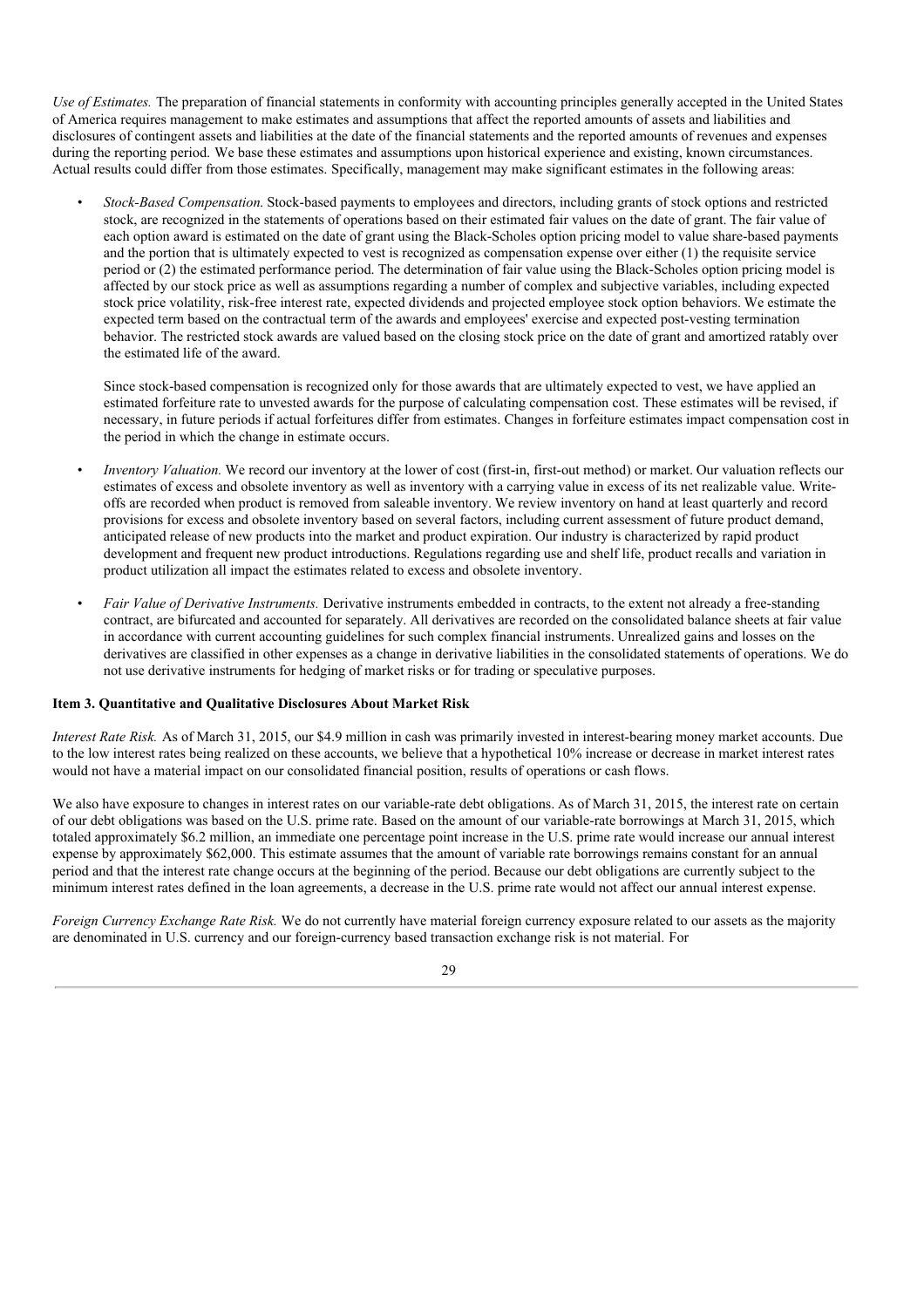*Use of Estimates.* The preparation of financial statements in conformity with accounting principles generally accepted in the United States of America requires management to make estimates and assumptions that affect the reported amounts of assets and liabilities and disclosures of contingent assets and liabilities at the date of the financial statements and the reported amounts of revenues and expenses during the reporting period. We base these estimates and assumptions upon historical experience and existing, known circumstances. Actual results could differ from those estimates. Specifically, management may make significant estimates in the following areas:

- *Stock-Based Compensation.* Stock-based payments to employees and directors, including grants of stock options and restricted stock, are recognized in the statements of operations based on their estimated fair values on the date of grant. The fair value of each option award is estimated on the date of grant using the Black-Scholes option pricing model to value share-based payments and the portion that is ultimately expected to vest is recognized as compensation expense over either (1) the requisite service period or (2) the estimated performance period. The determination of fair value using the Black-Scholes option pricing model is affected by our stock price as well as assumptions regarding a number of complex and subjective variables, including expected stock price volatility, risk-free interest rate, expected dividends and projected employee stock option behaviors. We estimate the expected term based on the contractual term of the awards and employees' exercise and expected post-vesting termination behavior. The restricted stock awards are valued based on the closing stock price on the date of grant and amortized ratably over the estimated life of the award.

  Since stock-based compensation is recognized only for those awards that are ultimately expected to vest, we have applied an estimated forfeiture rate to unvested awards for the purpose of calculating compensation cost. These estimates will be revised, if necessary, in future periods if actual forfeitures differ from estimates. Changes in forfeiture estimates impact compensation cost in the period in which the change in estimate occurs.

- *Inventory Valuation.* We record our inventory at the lower of cost (first-in, first-out method) or market. Our valuation reflects our estimates of excess and obsolete inventory as well as inventory with a carrying value in excess of its net realizable value. Write-offs are recorded when product is removed from saleable inventory. We review inventory on hand at least quarterly and record provisions for excess and obsolete inventory based on several factors, including current assessment of future product demand, anticipated release of new products into the market and product expiration. Our industry is characterized by rapid product development and frequent new product introductions. Regulations regarding use and shelf life, product recalls and variation in product utilization all impact the estimates related to excess and obsolete inventory.

- *Fair Value of Derivative Instruments.* Derivative instruments embedded in contracts, to the extent not already a free-standing contract, are bifurcated and accounted for separately. All derivatives are recorded on the consolidated balance sheets at fair value in accordance with current accounting guidelines for such complex financial instruments. Unrealized gains and losses on the derivatives are classified in other expenses as a change in derivative liabilities in the consolidated statements of operations. We do not use derivative instruments for hedging of market risks or for trading or speculative purposes.

### Item 3. Quantitative and Qualitative Disclosures About Market Risk

*Interest Rate Risk.* As of March 31, 2015, our $4.9 million in cash was primarily invested in interest-bearing money market accounts. Due to the low interest rates being realized on these accounts, we believe that a hypothetical 10% increase or decrease in market interest rates would not have a material impact on our consolidated financial position, results of operations or cash flows.

We also have exposure to changes in interest rates on our variable-rate debt obligations. As of March 31, 2015, the interest rate on certain of our debt obligations was based on the U.S. prime rate. Based on the amount of our variable-rate borrowings at March 31, 2015, which totaled approximately $6.2 million, an immediate one percentage point increase in the U.S. prime rate would increase our annual interest expense by approximately $62,000. This estimate assumes that the amount of variable rate borrowings remains constant for an annual period and that the interest rate change occurs at the beginning of the period. Because our debt obligations are currently subject to the minimum interest rates defined in the loan agreements, a decrease in the U.S. prime rate would not affect our annual interest expense.

*Foreign Currency Exchange Rate Risk.* We do not currently have material foreign currency exposure related to our assets as the majority are denominated in U.S. currency and our foreign-currency based transaction exchange risk is not material. For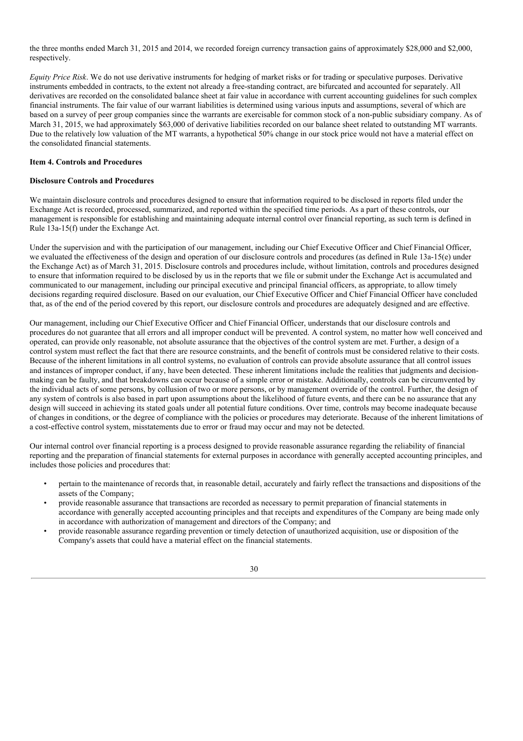the three months ended March 31, 2015 and 2014, we recorded foreign currency transaction gains of approximately $28,000 and $2,000, respectively.

*Equity Price Risk*. We do not use derivative instruments for hedging of market risks or for trading or speculative purposes. Derivative instruments embedded in contracts, to the extent not already a free-standing contract, are bifurcated and accounted for separately. All derivatives are recorded on the consolidated balance sheet at fair value in accordance with current accounting guidelines for such complex financial instruments. The fair value of our warrant liabilities is determined using various inputs and assumptions, several of which are based on a survey of peer group companies since the warrants are exercisable for common stock of a non-public subsidiary company. As of March 31, 2015, we had approximately $63,000 of derivative liabilities recorded on our balance sheet related to outstanding MT warrants. Due to the relatively low valuation of the MT warrants, a hypothetical 50% change in our stock price would not have a material effect on the consolidated financial statements.

**Item 4. Controls and Procedures**

**Disclosure Controls and Procedures**

We maintain disclosure controls and procedures designed to ensure that information required to be disclosed in reports filed under the Exchange Act is recorded, processed, summarized, and reported within the specified time periods. As a part of these controls, our management is responsible for establishing and maintaining adequate internal control over financial reporting, as such term is defined in Rule 13a-15(f) under the Exchange Act.

Under the supervision and with the participation of our management, including our Chief Executive Officer and Chief Financial Officer, we evaluated the effectiveness of the design and operation of our disclosure controls and procedures (as defined in Rule 13a-15(e) under the Exchange Act) as of March 31, 2015. Disclosure controls and procedures include, without limitation, controls and procedures designed to ensure that information required to be disclosed by us in the reports that we file or submit under the Exchange Act is accumulated and communicated to our management, including our principal executive and principal financial officers, as appropriate, to allow timely decisions regarding required disclosure. Based on our evaluation, our Chief Executive Officer and Chief Financial Officer have concluded that, as of the end of the period covered by this report, our disclosure controls and procedures are adequately designed and are effective.

Our management, including our Chief Executive Officer and Chief Financial Officer, understands that our disclosure controls and procedures do not guarantee that all errors and all improper conduct will be prevented. A control system, no matter how well conceived and operated, can provide only reasonable, not absolute assurance that the objectives of the control system are met. Further, a design of a control system must reflect the fact that there are resource constraints, and the benefit of controls must be considered relative to their costs. Because of the inherent limitations in all control systems, no evaluation of controls can provide absolute assurance that all control issues and instances of improper conduct, if any, have been detected. These inherent limitations include the realities that judgments and decision-making can be faulty, and that breakdowns can occur because of a simple error or mistake. Additionally, controls can be circumvented by the individual acts of some persons, by collusion of two or more persons, or by management override of the control. Further, the design of any system of controls is also based in part upon assumptions about the likelihood of future events, and there can be no assurance that any design will succeed in achieving its stated goals under all potential future conditions. Over time, controls may become inadequate because of changes in conditions, or the degree of compliance with the policies or procedures may deteriorate. Because of the inherent limitations of a cost-effective control system, misstatements due to error or fraud may occur and may not be detected.

Our internal control over financial reporting is a process designed to provide reasonable assurance regarding the reliability of financial reporting and the preparation of financial statements for external purposes in accordance with generally accepted accounting principles, and includes those policies and procedures that:

- pertain to the maintenance of records that, in reasonable detail, accurately and fairly reflect the transactions and dispositions of the assets of the Company;
- provide reasonable assurance that transactions are recorded as necessary to permit preparation of financial statements in accordance with generally accepted accounting principles and that receipts and expenditures of the Company are being made only in accordance with authorization of management and directors of the Company; and
- provide reasonable assurance regarding prevention or timely detection of unauthorized acquisition, use or disposition of the Company's assets that could have a material effect on the financial statements.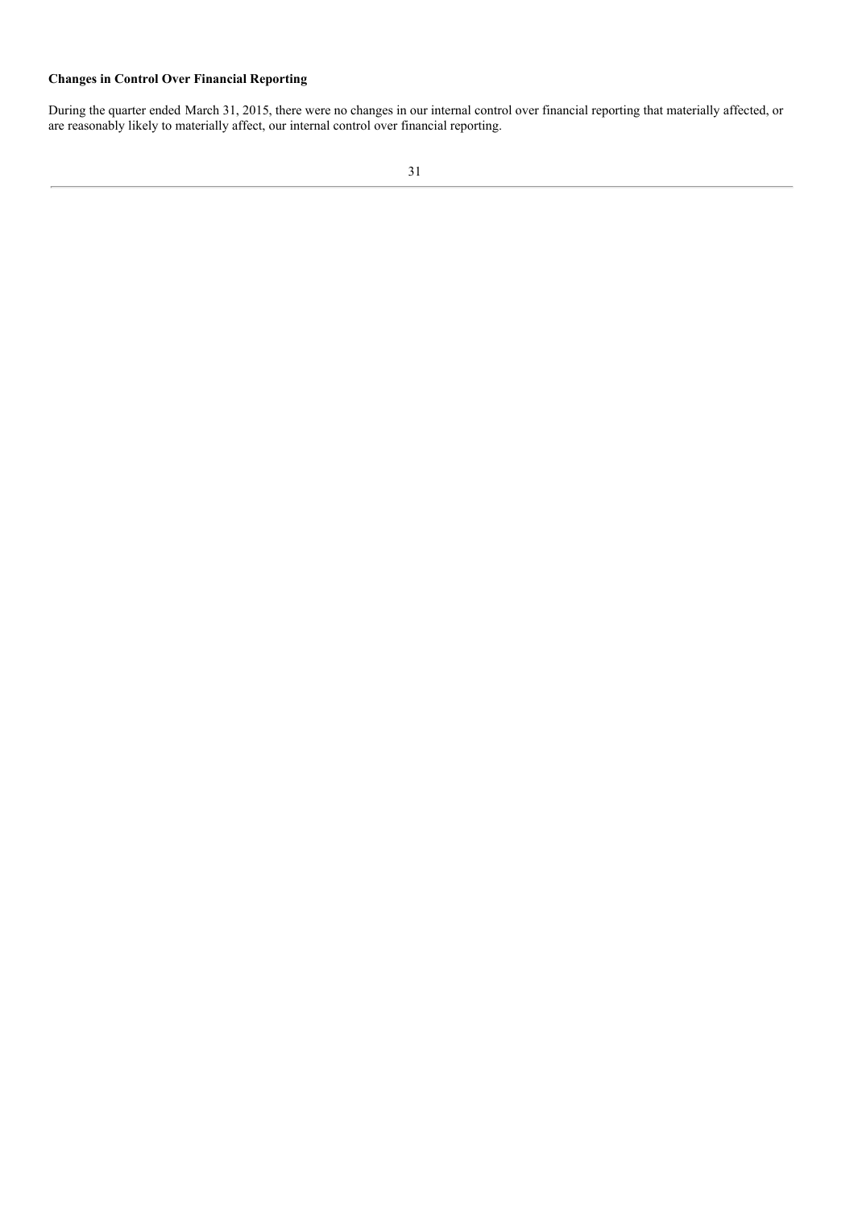**Changes in Control Over Financial Reporting**

During the quarter ended March 31, 2015, there were no changes in our internal control over financial reporting that materially affected, or are reasonably likely to materially affect, our internal control over financial reporting.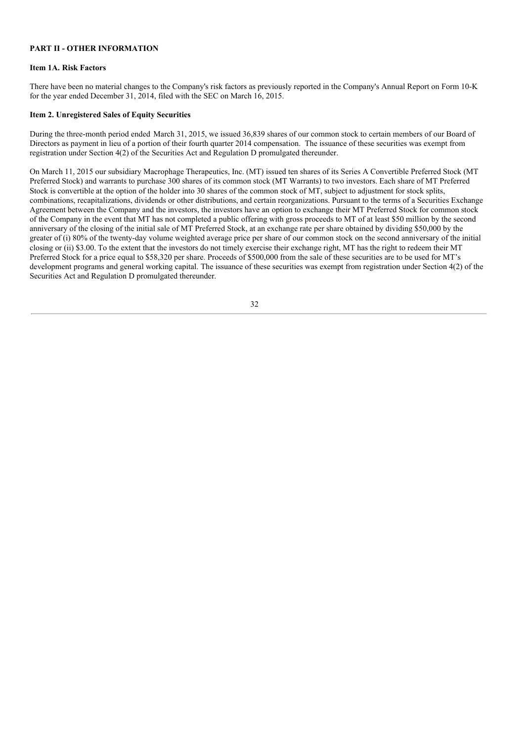## PART II - OTHER INFORMATION

### Item 1A. Risk Factors

There have been no material changes to the Company's risk factors as previously reported in the Company's Annual Report on Form 10-K for the year ended December 31, 2014, filed with the SEC on March 16, 2015.

### Item 2. Unregistered Sales of Equity Securities

During the three-month period ended March 31, 2015, we issued 36,839 shares of our common stock to certain members of our Board of Directors as payment in lieu of a portion of their fourth quarter 2014 compensation. The issuance of these securities was exempt from registration under Section 4(2) of the Securities Act and Regulation D promulgated thereunder.

On March 11, 2015 our subsidiary Macrophage Therapeutics, Inc. (MT) issued ten shares of its Series A Convertible Preferred Stock (MT Preferred Stock) and warrants to purchase 300 shares of its common stock (MT Warrants) to two investors. Each share of MT Preferred Stock is convertible at the option of the holder into 30 shares of the common stock of MT, subject to adjustment for stock splits, combinations, recapitalizations, dividends or other distributions, and certain reorganizations. Pursuant to the terms of a Securities Exchange Agreement between the Company and the investors, the investors have an option to exchange their MT Preferred Stock for common stock of the Company in the event that MT has not completed a public offering with gross proceeds to MT of at least $50 million by the second anniversary of the closing of the initial sale of MT Preferred Stock, at an exchange rate per share obtained by dividing $50,000 by the greater of (i) 80% of the twenty-day volume weighted average price per share of our common stock on the second anniversary of the initial closing or (ii) $3.00. To the extent that the investors do not timely exercise their exchange right, MT has the right to redeem their MT Preferred Stock for a price equal to $58,320 per share. Proceeds of $500,000 from the sale of these securities are to be used for MT's development programs and general working capital. The issuance of these securities was exempt from registration under Section 4(2) of the Securities Act and Regulation D promulgated thereunder.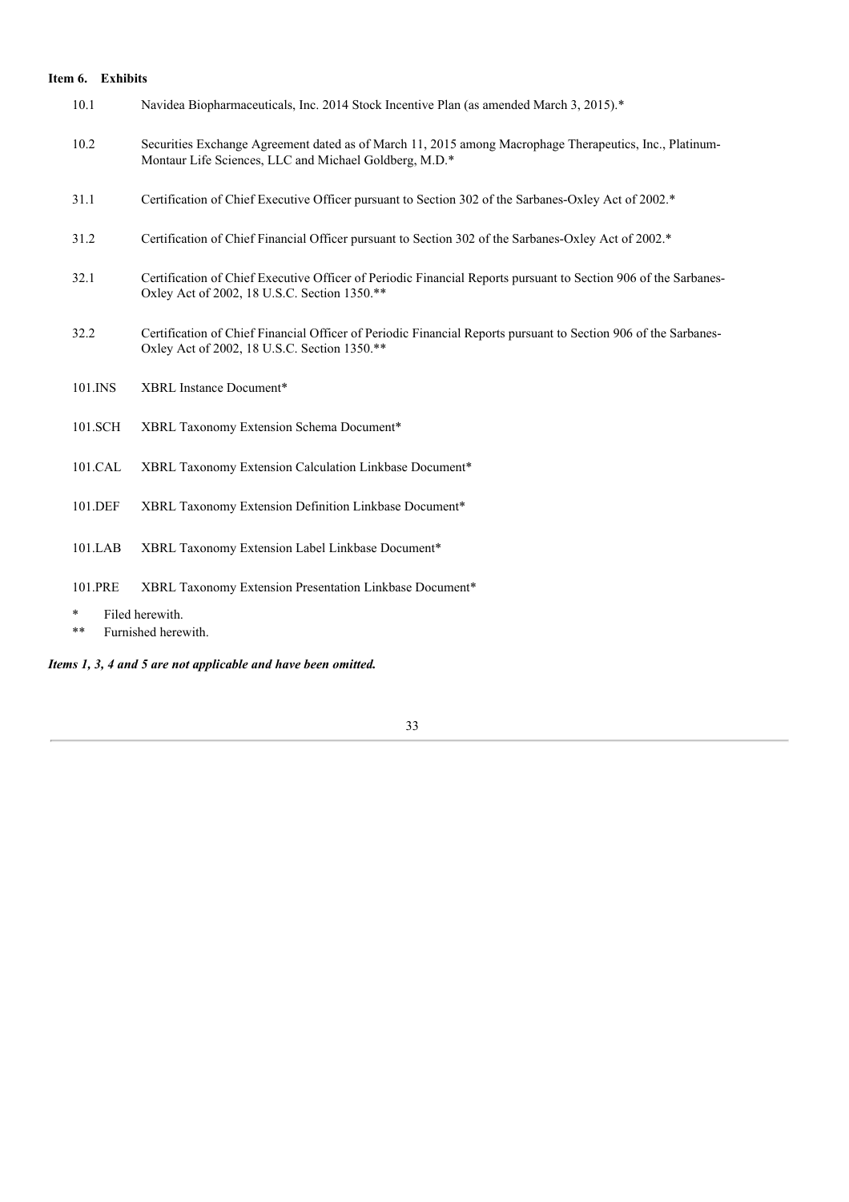## Item 6. Exhibits

| | |
|---|---|
| 10.1 | Navidea Biopharmaceuticals, Inc. 2014 Stock Incentive Plan (as amended March 3, 2015).* |
| 10.2 | Securities Exchange Agreement dated as of March 11, 2015 among Macrophage Therapeutics, Inc., Platinum-Montaur Life Sciences, LLC and Michael Goldberg, M.D.* |
| 31.1 | Certification of Chief Executive Officer pursuant to Section 302 of the Sarbanes-Oxley Act of 2002.* |
| 31.2 | Certification of Chief Financial Officer pursuant to Section 302 of the Sarbanes-Oxley Act of 2002.* |
| 32.1 | Certification of Chief Executive Officer of Periodic Financial Reports pursuant to Section 906 of the Sarbanes-Oxley Act of 2002, 18 U.S.C. Section 1350.** |
| 32.2 | Certification of Chief Financial Officer of Periodic Financial Reports pursuant to Section 906 of the Sarbanes-Oxley Act of 2002, 18 U.S.C. Section 1350.** |
| 101.INS | XBRL Instance Document* |
| 101.SCH | XBRL Taxonomy Extension Schema Document* |
| 101.CAL | XBRL Taxonomy Extension Calculation Linkbase Document* |
| 101.DEF | XBRL Taxonomy Extension Definition Linkbase Document* |
| 101.LAB | XBRL Taxonomy Extension Label Linkbase Document* |
| 101.PRE | XBRL Taxonomy Extension Presentation Linkbase Document* |

\* Filed herewith.

\** Furnished herewith.

***Items 1, 3, 4 and 5 are not applicable and have been omitted.***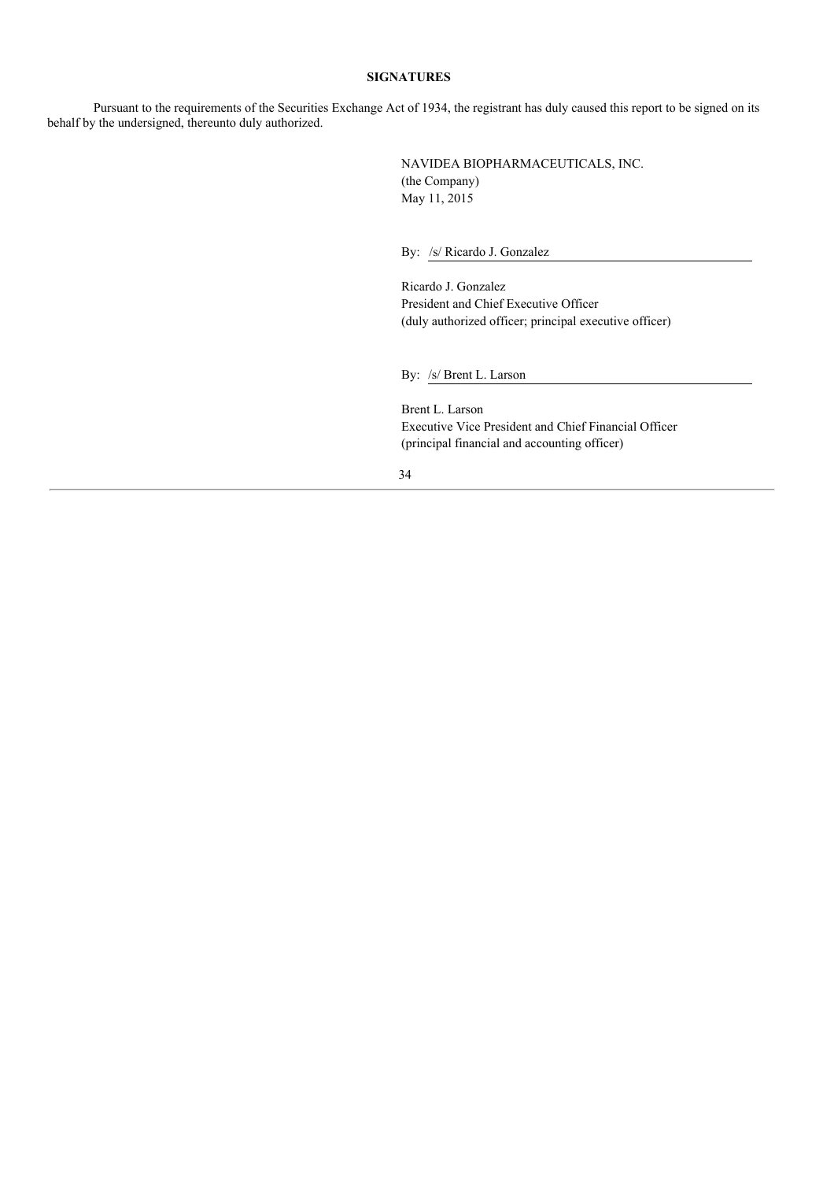**SIGNATURES**

Pursuant to the requirements of the Securities Exchange Act of 1934, the registrant has duly caused this report to be signed on its behalf by the undersigned, thereunto duly authorized.

NAVIDEA BIOPHARMACEUTICALS, INC.
(the Company)
May 11, 2015

By: /s/ Ricardo J. Gonzalez

Ricardo J. Gonzalez
President and Chief Executive Officer
(duly authorized officer; principal executive officer)

By: /s/ Brent L. Larson

Brent L. Larson
Executive Vice President and Chief Financial Officer
(principal financial and accounting officer)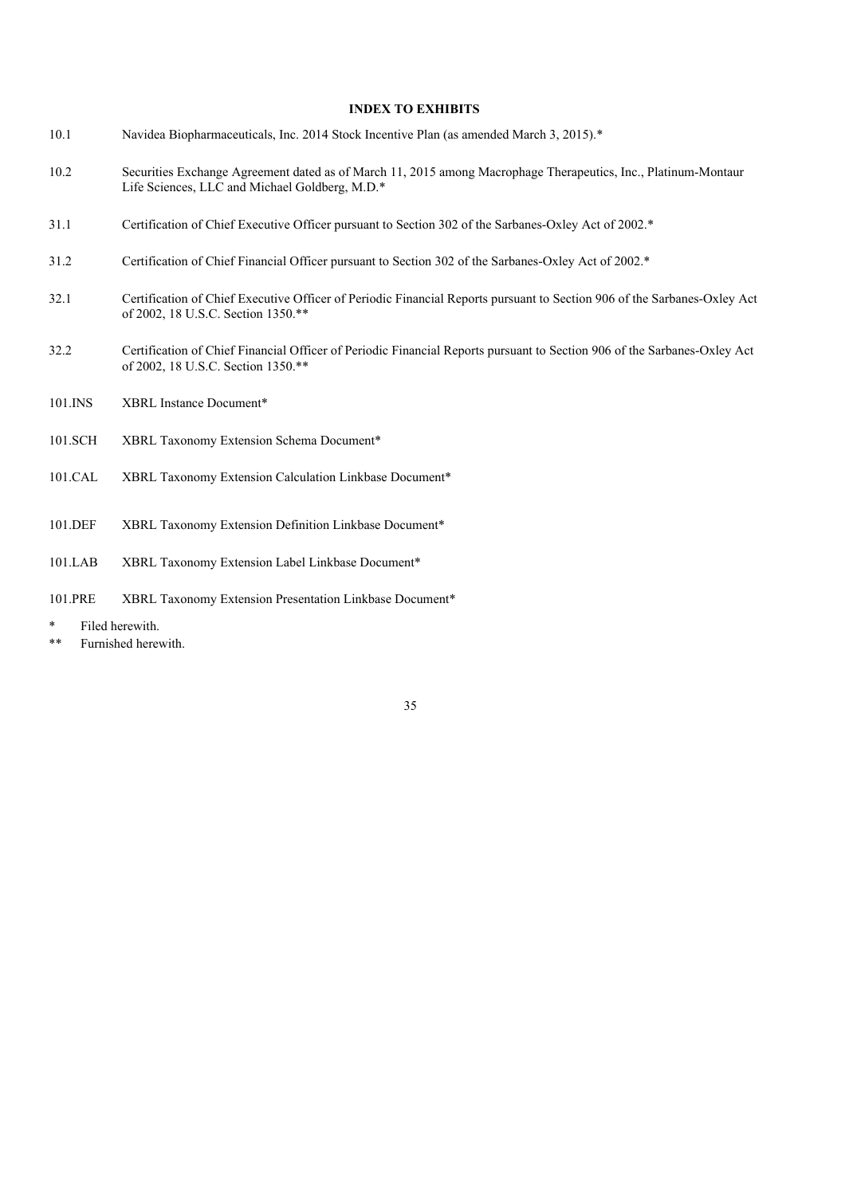**INDEX TO EXHIBITS**

| | |
|---|---|
| 10.1 | Navidea Biopharmaceuticals, Inc. 2014 Stock Incentive Plan (as amended March 3, 2015).* |
| 10.2 | Securities Exchange Agreement dated as of March 11, 2015 among Macrophage Therapeutics, Inc., Platinum-Montaur Life Sciences, LLC and Michael Goldberg, M.D.* |
| 31.1 | Certification of Chief Executive Officer pursuant to Section 302 of the Sarbanes-Oxley Act of 2002.* |
| 31.2 | Certification of Chief Financial Officer pursuant to Section 302 of the Sarbanes-Oxley Act of 2002.* |
| 32.1 | Certification of Chief Executive Officer of Periodic Financial Reports pursuant to Section 906 of the Sarbanes-Oxley Act of 2002, 18 U.S.C. Section 1350.** |
| 32.2 | Certification of Chief Financial Officer of Periodic Financial Reports pursuant to Section 906 of the Sarbanes-Oxley Act of 2002, 18 U.S.C. Section 1350.** |
| 101.INS | XBRL Instance Document* |
| 101.SCH | XBRL Taxonomy Extension Schema Document* |
| 101.CAL | XBRL Taxonomy Extension Calculation Linkbase Document* |
| 101.DEF | XBRL Taxonomy Extension Definition Linkbase Document* |
| 101.LAB | XBRL Taxonomy Extension Label Linkbase Document* |
| 101.PRE | XBRL Taxonomy Extension Presentation Linkbase Document* |

\* Filed herewith.

\*\* Furnished herewith.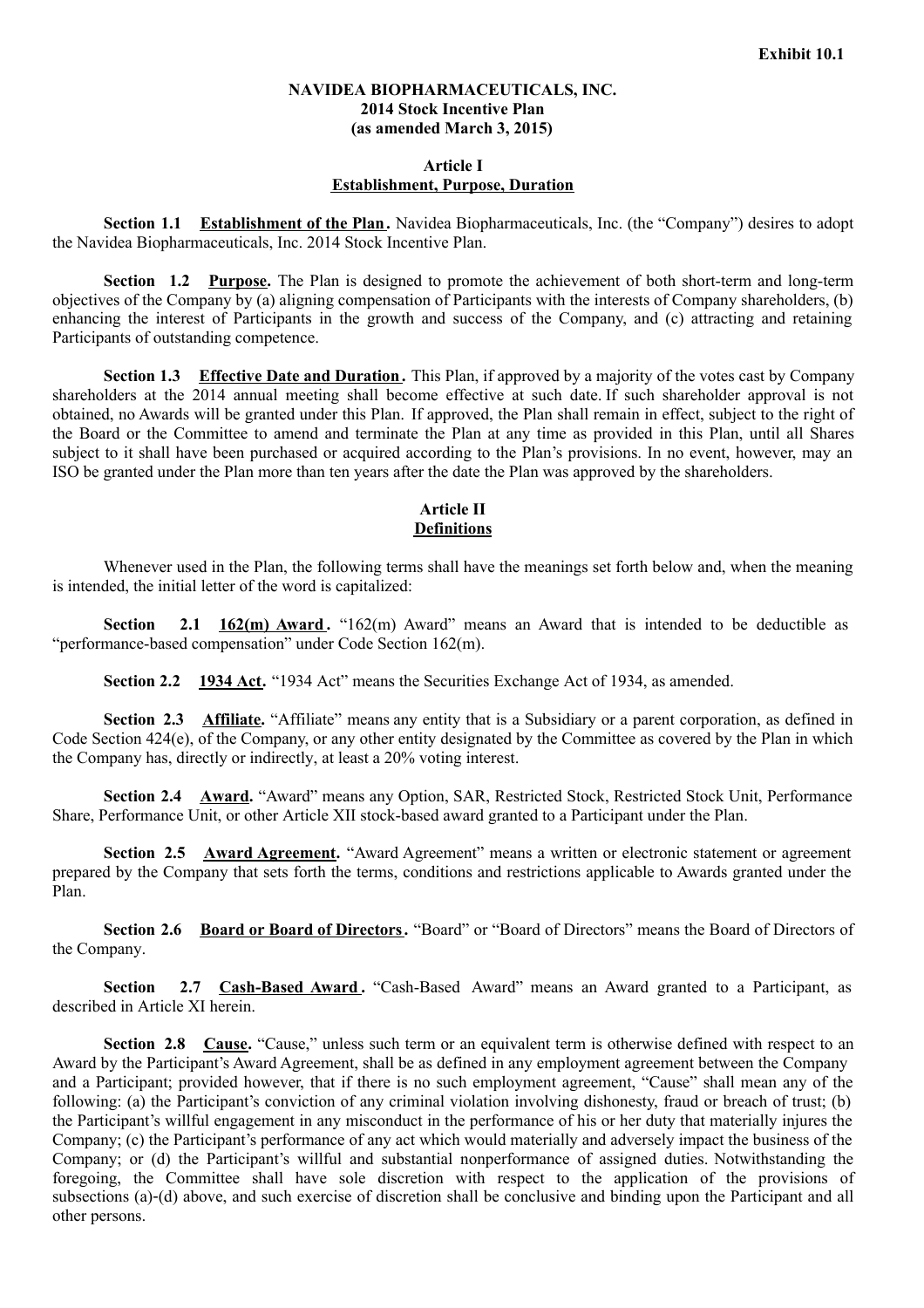**Exhibit 10.1**

**NAVIDEA BIOPHARMACEUTICALS, INC.**
**2014 Stock Incentive Plan**
**(as amended March 3, 2015)**

## Article I
## Establishment, Purpose, Duration

**Section 1.1 Establishment of the Plan.** Navidea Biopharmaceuticals, Inc. (the "Company") desires to adopt the Navidea Biopharmaceuticals, Inc. 2014 Stock Incentive Plan.

**Section 1.2 Purpose.** The Plan is designed to promote the achievement of both short-term and long-term objectives of the Company by (a) aligning compensation of Participants with the interests of Company shareholders, (b) enhancing the interest of Participants in the growth and success of the Company, and (c) attracting and retaining Participants of outstanding competence.

**Section 1.3 Effective Date and Duration.** This Plan, if approved by a majority of the votes cast by Company shareholders at the 2014 annual meeting shall become effective at such date. If such shareholder approval is not obtained, no Awards will be granted under this Plan. If approved, the Plan shall remain in effect, subject to the right of the Board or the Committee to amend and terminate the Plan at any time as provided in this Plan, until all Shares subject to it shall have been purchased or acquired according to the Plan's provisions. In no event, however, may an ISO be granted under the Plan more than ten years after the date the Plan was approved by the shareholders.

## Article II
## Definitions

Whenever used in the Plan, the following terms shall have the meanings set forth below and, when the meaning is intended, the initial letter of the word is capitalized:

**Section 2.1 162(m) Award.** "162(m) Award" means an Award that is intended to be deductible as "performance-based compensation" under Code Section 162(m).

**Section 2.2 1934 Act.** "1934 Act" means the Securities Exchange Act of 1934, as amended.

**Section 2.3 Affiliate.** "Affiliate" means any entity that is a Subsidiary or a parent corporation, as defined in Code Section 424(e), of the Company, or any other entity designated by the Committee as covered by the Plan in which the Company has, directly or indirectly, at least a 20% voting interest.

**Section 2.4 Award.** "Award" means any Option, SAR, Restricted Stock, Restricted Stock Unit, Performance Share, Performance Unit, or other Article XII stock-based award granted to a Participant under the Plan.

**Section 2.5 Award Agreement.** "Award Agreement" means a written or electronic statement or agreement prepared by the Company that sets forth the terms, conditions and restrictions applicable to Awards granted under the Plan.

**Section 2.6 Board or Board of Directors.** "Board" or "Board of Directors" means the Board of Directors of the Company.

**Section 2.7 Cash-Based Award.** "Cash-Based Award" means an Award granted to a Participant, as described in Article XI herein.

**Section 2.8 Cause.** "Cause," unless such term or an equivalent term is otherwise defined with respect to an Award by the Participant's Award Agreement, shall be as defined in any employment agreement between the Company and a Participant; provided however, that if there is no such employment agreement, "Cause" shall mean any of the following: (a) the Participant's conviction of any criminal violation involving dishonesty, fraud or breach of trust; (b) the Participant's willful engagement in any misconduct in the performance of his or her duty that materially injures the Company; (c) the Participant's performance of any act which would materially and adversely impact the business of the Company; or (d) the Participant's willful and substantial nonperformance of assigned duties. Notwithstanding the foregoing, the Committee shall have sole discretion with respect to the application of the provisions of subsections (a)-(d) above, and such exercise of discretion shall be conclusive and binding upon the Participant and all other persons.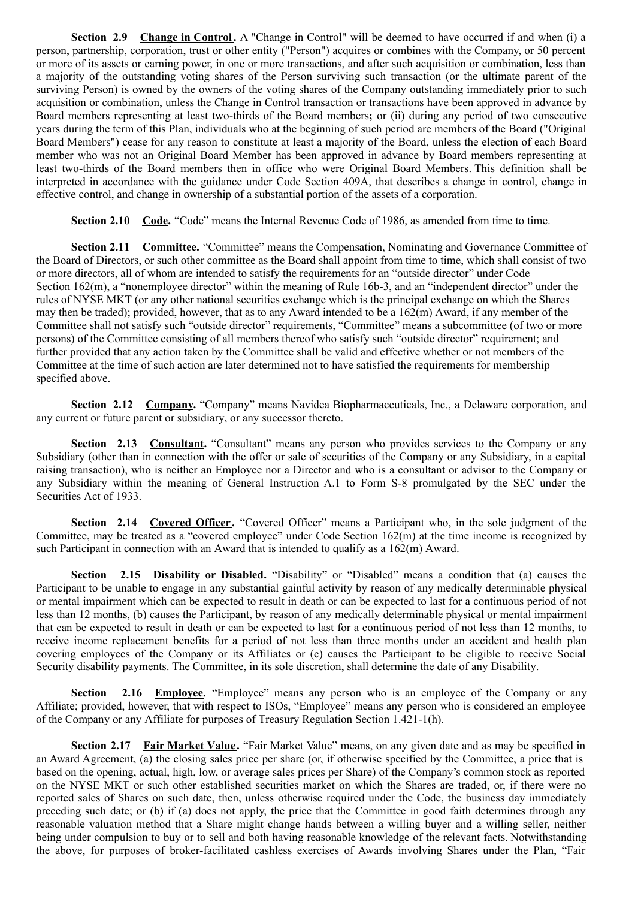**Section 2.9 Change in Control.** A "Change in Control" will be deemed to have occurred if and when (i) a person, partnership, corporation, trust or other entity ("Person") acquires or combines with the Company, or 50 percent or more of its assets or earning power, in one or more transactions, and after such acquisition or combination, less than a majority of the outstanding voting shares of the Person surviving such transaction (or the ultimate parent of the surviving Person) is owned by the owners of the voting shares of the Company outstanding immediately prior to such acquisition or combination, unless the Change in Control transaction or transactions have been approved in advance by Board members representing at least two-thirds of the Board members**;** or (ii) during any period of two consecutive years during the term of this Plan, individuals who at the beginning of such period are members of the Board ("Original Board Members") cease for any reason to constitute at least a majority of the Board, unless the election of each Board member who was not an Original Board Member has been approved in advance by Board members representing at least two-thirds of the Board members then in office who were Original Board Members. This definition shall be interpreted in accordance with the guidance under Code Section 409A, that describes a change in control, change in effective control, and change in ownership of a substantial portion of the assets of a corporation.

**Section 2.10 Code.** "Code" means the Internal Revenue Code of 1986, as amended from time to time.

**Section 2.11 Committee.** "Committee" means the Compensation, Nominating and Governance Committee of the Board of Directors, or such other committee as the Board shall appoint from time to time, which shall consist of two or more directors, all of whom are intended to satisfy the requirements for an "outside director" under Code Section 162(m), a "nonemployee director" within the meaning of Rule 16b-3, and an "independent director" under the rules of NYSE MKT (or any other national securities exchange which is the principal exchange on which the Shares may then be traded); provided, however, that as to any Award intended to be a 162(m) Award, if any member of the Committee shall not satisfy such "outside director" requirements, "Committee" means a subcommittee (of two or more persons) of the Committee consisting of all members thereof who satisfy such "outside director" requirement; and further provided that any action taken by the Committee shall be valid and effective whether or not members of the Committee at the time of such action are later determined not to have satisfied the requirements for membership specified above.

**Section 2.12 Company.** "Company" means Navidea Biopharmaceuticals, Inc., a Delaware corporation, and any current or future parent or subsidiary, or any successor thereto.

**Section 2.13 Consultant.** "Consultant" means any person who provides services to the Company or any Subsidiary (other than in connection with the offer or sale of securities of the Company or any Subsidiary, in a capital raising transaction), who is neither an Employee nor a Director and who is a consultant or advisor to the Company or any Subsidiary within the meaning of General Instruction A.1 to Form S-8 promulgated by the SEC under the Securities Act of 1933.

**Section 2.14 Covered Officer.** "Covered Officer" means a Participant who, in the sole judgment of the Committee, may be treated as a "covered employee" under Code Section 162(m) at the time income is recognized by such Participant in connection with an Award that is intended to qualify as a 162(m) Award.

**Section 2.15 Disability or Disabled.** "Disability" or "Disabled" means a condition that (a) causes the Participant to be unable to engage in any substantial gainful activity by reason of any medically determinable physical or mental impairment which can be expected to result in death or can be expected to last for a continuous period of not less than 12 months, (b) causes the Participant, by reason of any medically determinable physical or mental impairment that can be expected to result in death or can be expected to last for a continuous period of not less than 12 months, to receive income replacement benefits for a period of not less than three months under an accident and health plan covering employees of the Company or its Affiliates or (c) causes the Participant to be eligible to receive Social Security disability payments. The Committee, in its sole discretion, shall determine the date of any Disability.

**Section 2.16 Employee.** "Employee" means any person who is an employee of the Company or any Affiliate; provided, however, that with respect to ISOs, "Employee" means any person who is considered an employee of the Company or any Affiliate for purposes of Treasury Regulation Section 1.421-1(h).

**Section 2.17 Fair Market Value.** "Fair Market Value" means, on any given date and as may be specified in an Award Agreement, (a) the closing sales price per share (or, if otherwise specified by the Committee, a price that is based on the opening, actual, high, low, or average sales prices per Share) of the Company's common stock as reported on the NYSE MKT or such other established securities market on which the Shares are traded, or, if there were no reported sales of Shares on such date, then, unless otherwise required under the Code, the business day immediately preceding such date; or (b) if (a) does not apply, the price that the Committee in good faith determines through any reasonable valuation method that a Share might change hands between a willing buyer and a willing seller, neither being under compulsion to buy or to sell and both having reasonable knowledge of the relevant facts. Notwithstanding the above, for purposes of broker-facilitated cashless exercises of Awards involving Shares under the Plan, "Fair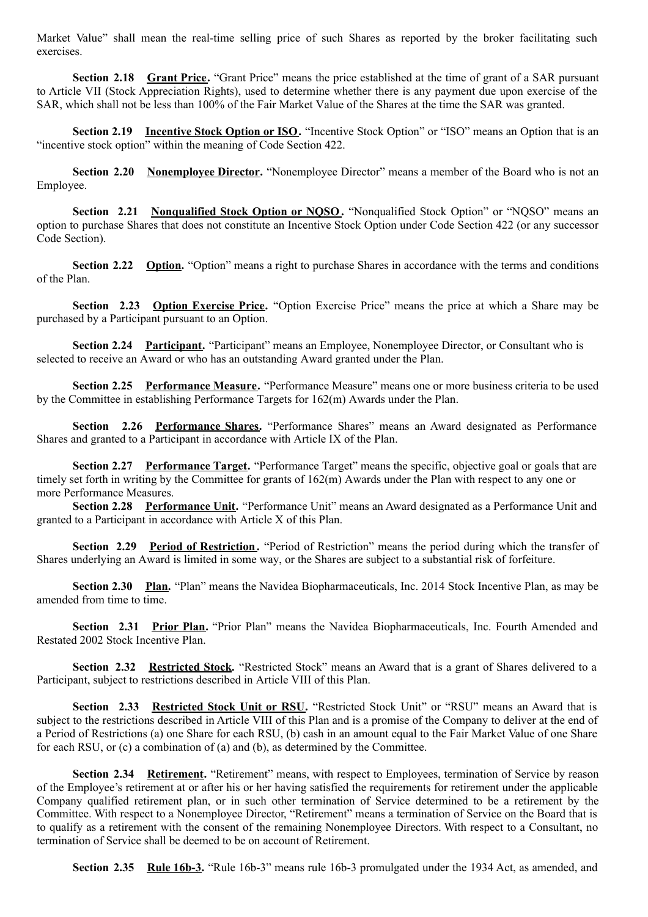Market Value" shall mean the real-time selling price of such Shares as reported by the broker facilitating such exercises.

**Section 2.18 Grant Price.** "Grant Price" means the price established at the time of grant of a SAR pursuant to Article VII (Stock Appreciation Rights), used to determine whether there is any payment due upon exercise of the SAR, which shall not be less than 100% of the Fair Market Value of the Shares at the time the SAR was granted.

**Section 2.19 Incentive Stock Option or ISO.** "Incentive Stock Option" or "ISO" means an Option that is an "incentive stock option" within the meaning of Code Section 422.

**Section 2.20 Nonemployee Director.** "Nonemployee Director" means a member of the Board who is not an Employee.

**Section 2.21 Nonqualified Stock Option or NQSO.** "Nonqualified Stock Option" or "NQSO" means an option to purchase Shares that does not constitute an Incentive Stock Option under Code Section 422 (or any successor Code Section).

**Section 2.22 Option.** "Option" means a right to purchase Shares in accordance with the terms and conditions of the Plan.

**Section 2.23 Option Exercise Price.** "Option Exercise Price" means the price at which a Share may be purchased by a Participant pursuant to an Option.

**Section 2.24 Participant.** "Participant" means an Employee, Nonemployee Director, or Consultant who is selected to receive an Award or who has an outstanding Award granted under the Plan.

**Section 2.25 Performance Measure.** "Performance Measure" means one or more business criteria to be used by the Committee in establishing Performance Targets for 162(m) Awards under the Plan.

**Section 2.26 Performance Shares.** "Performance Shares" means an Award designated as Performance Shares and granted to a Participant in accordance with Article IX of the Plan.

**Section 2.27 Performance Target.** "Performance Target" means the specific, objective goal or goals that are timely set forth in writing by the Committee for grants of 162(m) Awards under the Plan with respect to any one or more Performance Measures.

**Section 2.28 Performance Unit.** "Performance Unit" means an Award designated as a Performance Unit and granted to a Participant in accordance with Article X of this Plan.

**Section 2.29 Period of Restriction.** "Period of Restriction" means the period during which the transfer of Shares underlying an Award is limited in some way, or the Shares are subject to a substantial risk of forfeiture.

**Section 2.30 Plan.** "Plan" means the Navidea Biopharmaceuticals, Inc. 2014 Stock Incentive Plan, as may be amended from time to time.

**Section 2.31 Prior Plan.** "Prior Plan" means the Navidea Biopharmaceuticals, Inc. Fourth Amended and Restated 2002 Stock Incentive Plan.

**Section 2.32 Restricted Stock.** "Restricted Stock" means an Award that is a grant of Shares delivered to a Participant, subject to restrictions described in Article VIII of this Plan.

**Section 2.33 Restricted Stock Unit or RSU.** "Restricted Stock Unit" or "RSU" means an Award that is subject to the restrictions described in Article VIII of this Plan and is a promise of the Company to deliver at the end of a Period of Restrictions (a) one Share for each RSU, (b) cash in an amount equal to the Fair Market Value of one Share for each RSU, or (c) a combination of (a) and (b), as determined by the Committee.

**Section 2.34 Retirement.** "Retirement" means, with respect to Employees, termination of Service by reason of the Employee's retirement at or after his or her having satisfied the requirements for retirement under the applicable Company qualified retirement plan, or in such other termination of Service determined to be a retirement by the Committee. With respect to a Nonemployee Director, "Retirement" means a termination of Service on the Board that is to qualify as a retirement with the consent of the remaining Nonemployee Directors. With respect to a Consultant, no termination of Service shall be deemed to be on account of Retirement.

**Section 2.35 Rule 16b-3.** "Rule 16b-3" means rule 16b-3 promulgated under the 1934 Act, as amended, and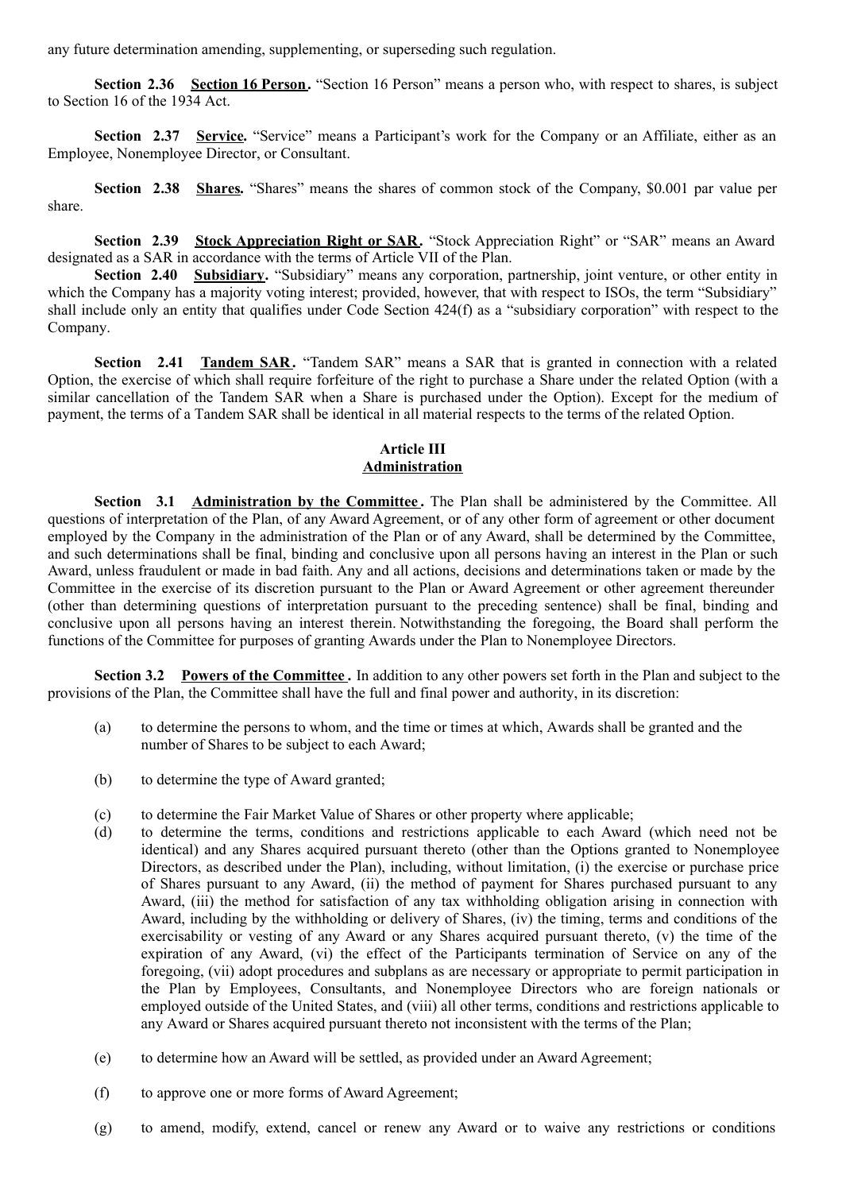any future determination amending, supplementing, or superseding such regulation.

**Section 2.36 Section 16 Person.** "Section 16 Person" means a person who, with respect to shares, is subject to Section 16 of the 1934 Act.

**Section 2.37 Service.** "Service" means a Participant's work for the Company or an Affiliate, either as an Employee, Nonemployee Director, or Consultant.

**Section 2.38 Shares.** "Shares" means the shares of common stock of the Company, \$0.001 par value per share.

**Section 2.39 Stock Appreciation Right or SAR.** "Stock Appreciation Right" or "SAR" means an Award designated as a SAR in accordance with the terms of Article VII of the Plan.

**Section 2.40 Subsidiary.** "Subsidiary" means any corporation, partnership, joint venture, or other entity in which the Company has a majority voting interest; provided, however, that with respect to ISOs, the term "Subsidiary" shall include only an entity that qualifies under Code Section 424(f) as a "subsidiary corporation" with respect to the Company.

**Section 2.41 Tandem SAR.** "Tandem SAR" means a SAR that is granted in connection with a related Option, the exercise of which shall require forfeiture of the right to purchase a Share under the related Option (with a similar cancellation of the Tandem SAR when a Share is purchased under the Option). Except for the medium of payment, the terms of a Tandem SAR shall be identical in all material respects to the terms of the related Option.

## Article III
## Administration

**Section 3.1 Administration by the Committee.** The Plan shall be administered by the Committee. All questions of interpretation of the Plan, of any Award Agreement, or of any other form of agreement or other document employed by the Company in the administration of the Plan or of any Award, shall be determined by the Committee, and such determinations shall be final, binding and conclusive upon all persons having an interest in the Plan or such Award, unless fraudulent or made in bad faith. Any and all actions, decisions and determinations taken or made by the Committee in the exercise of its discretion pursuant to the Plan or Award Agreement or other agreement thereunder (other than determining questions of interpretation pursuant to the preceding sentence) shall be final, binding and conclusive upon all persons having an interest therein. Notwithstanding the foregoing, the Board shall perform the functions of the Committee for purposes of granting Awards under the Plan to Nonemployee Directors.

**Section 3.2 Powers of the Committee.** In addition to any other powers set forth in the Plan and subject to the provisions of the Plan, the Committee shall have the full and final power and authority, in its discretion:

(a) to determine the persons to whom, and the time or times at which, Awards shall be granted and the number of Shares to be subject to each Award;

(b) to determine the type of Award granted;

(c) to determine the Fair Market Value of Shares or other property where applicable;

(d) to determine the terms, conditions and restrictions applicable to each Award (which need not be identical) and any Shares acquired pursuant thereto (other than the Options granted to Nonemployee Directors, as described under the Plan), including, without limitation, (i) the exercise or purchase price of Shares pursuant to any Award, (ii) the method of payment for Shares purchased pursuant to any Award, (iii) the method for satisfaction of any tax withholding obligation arising in connection with Award, including by the withholding or delivery of Shares, (iv) the timing, terms and conditions of the exercisability or vesting of any Award or any Shares acquired pursuant thereto, (v) the time of the expiration of any Award, (vi) the effect of the Participants termination of Service on any of the foregoing, (vii) adopt procedures and subplans as are necessary or appropriate to permit participation in the Plan by Employees, Consultants, and Nonemployee Directors who are foreign nationals or employed outside of the United States, and (viii) all other terms, conditions and restrictions applicable to any Award or Shares acquired pursuant thereto not inconsistent with the terms of the Plan;

(e) to determine how an Award will be settled, as provided under an Award Agreement;

(f) to approve one or more forms of Award Agreement;

(g) to amend, modify, extend, cancel or renew any Award or to waive any restrictions or conditions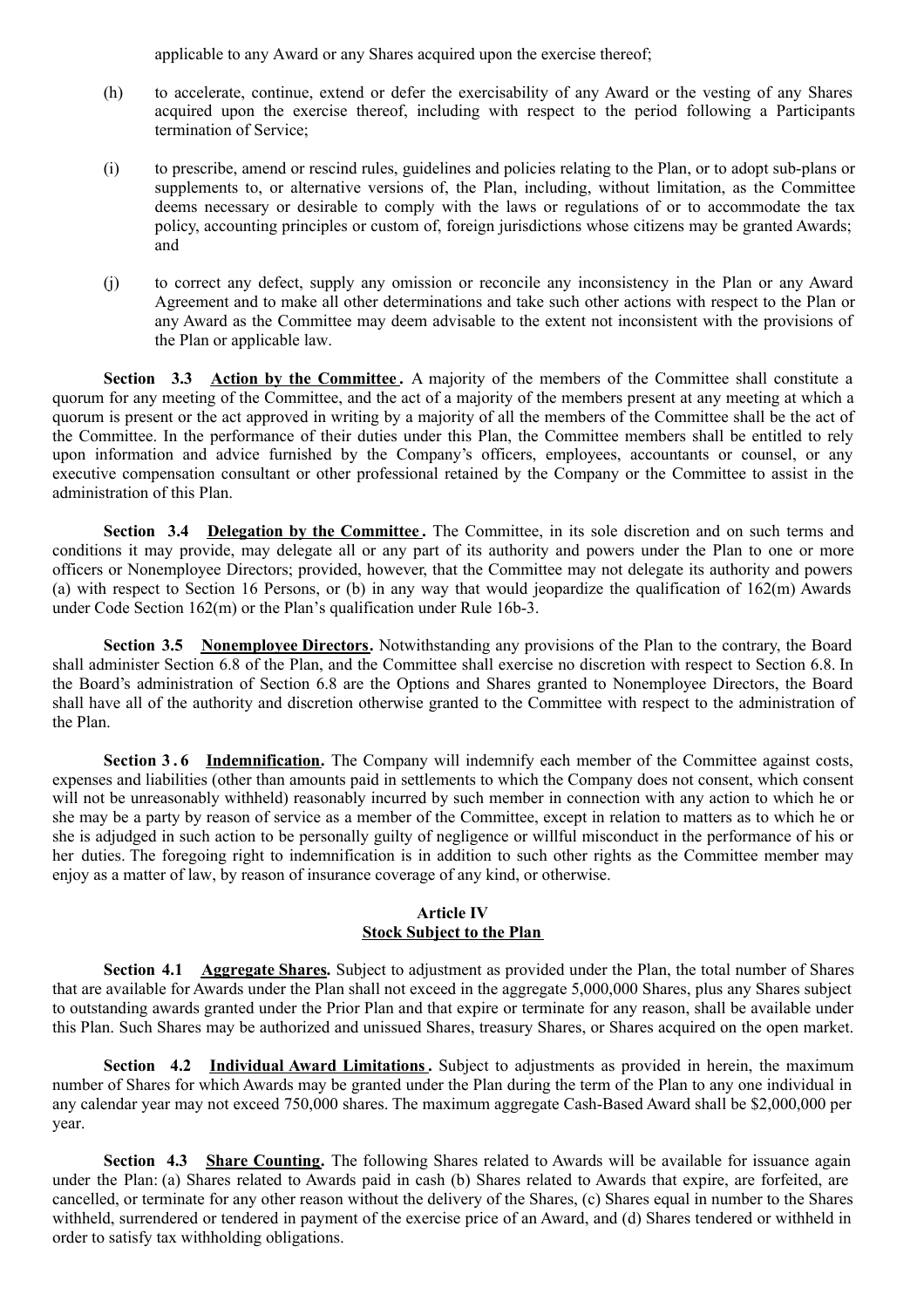applicable to any Award or any Shares acquired upon the exercise thereof;

(h) to accelerate, continue, extend or defer the exercisability of any Award or the vesting of any Shares acquired upon the exercise thereof, including with respect to the period following a Participants termination of Service;

(i) to prescribe, amend or rescind rules, guidelines and policies relating to the Plan, or to adopt sub-plans or supplements to, or alternative versions of, the Plan, including, without limitation, as the Committee deems necessary or desirable to comply with the laws or regulations of or to accommodate the tax policy, accounting principles or custom of, foreign jurisdictions whose citizens may be granted Awards; and

(j) to correct any defect, supply any omission or reconcile any inconsistency in the Plan or any Award Agreement and to make all other determinations and take such other actions with respect to the Plan or any Award as the Committee may deem advisable to the extent not inconsistent with the provisions of the Plan or applicable law.

**Section 3.3 Action by the Committee.** A majority of the members of the Committee shall constitute a quorum for any meeting of the Committee, and the act of a majority of the members present at any meeting at which a quorum is present or the act approved in writing by a majority of all the members of the Committee shall be the act of the Committee. In the performance of their duties under this Plan, the Committee members shall be entitled to rely upon information and advice furnished by the Company's officers, employees, accountants or counsel, or any executive compensation consultant or other professional retained by the Company or the Committee to assist in the administration of this Plan.

**Section 3.4 Delegation by the Committee.** The Committee, in its sole discretion and on such terms and conditions it may provide, may delegate all or any part of its authority and powers under the Plan to one or more officers or Nonemployee Directors; provided, however, that the Committee may not delegate its authority and powers (a) with respect to Section 16 Persons, or (b) in any way that would jeopardize the qualification of 162(m) Awards under Code Section 162(m) or the Plan's qualification under Rule 16b-3.

**Section 3.5 Nonemployee Directors.** Notwithstanding any provisions of the Plan to the contrary, the Board shall administer Section 6.8 of the Plan, and the Committee shall exercise no discretion with respect to Section 6.8. In the Board's administration of Section 6.8 are the Options and Shares granted to Nonemployee Directors, the Board shall have all of the authority and discretion otherwise granted to the Committee with respect to the administration of the Plan.

**Section 3.6 Indemnification.** The Company will indemnify each member of the Committee against costs, expenses and liabilities (other than amounts paid in settlements to which the Company does not consent, which consent will not be unreasonably withheld) reasonably incurred by such member in connection with any action to which he or she may be a party by reason of service as a member of the Committee, except in relation to matters as to which he or she is adjudged in such action to be personally guilty of negligence or willful misconduct in the performance of his or her duties. The foregoing right to indemnification is in addition to such other rights as the Committee member may enjoy as a matter of law, by reason of insurance coverage of any kind, or otherwise.

## Article IV
## Stock Subject to the Plan

**Section 4.1 Aggregate Shares.** Subject to adjustment as provided under the Plan, the total number of Shares that are available for Awards under the Plan shall not exceed in the aggregate 5,000,000 Shares, plus any Shares subject to outstanding awards granted under the Prior Plan and that expire or terminate for any reason, shall be available under this Plan. Such Shares may be authorized and unissued Shares, treasury Shares, or Shares acquired on the open market.

**Section 4.2 Individual Award Limitations.** Subject to adjustments as provided in herein, the maximum number of Shares for which Awards may be granted under the Plan during the term of the Plan to any one individual in any calendar year may not exceed 750,000 shares. The maximum aggregate Cash-Based Award shall be $2,000,000 per year.

**Section 4.3 Share Counting.** The following Shares related to Awards will be available for issuance again under the Plan: (a) Shares related to Awards paid in cash (b) Shares related to Awards that expire, are forfeited, are cancelled, or terminate for any other reason without the delivery of the Shares, (c) Shares equal in number to the Shares withheld, surrendered or tendered in payment of the exercise price of an Award, and (d) Shares tendered or withheld in order to satisfy tax withholding obligations.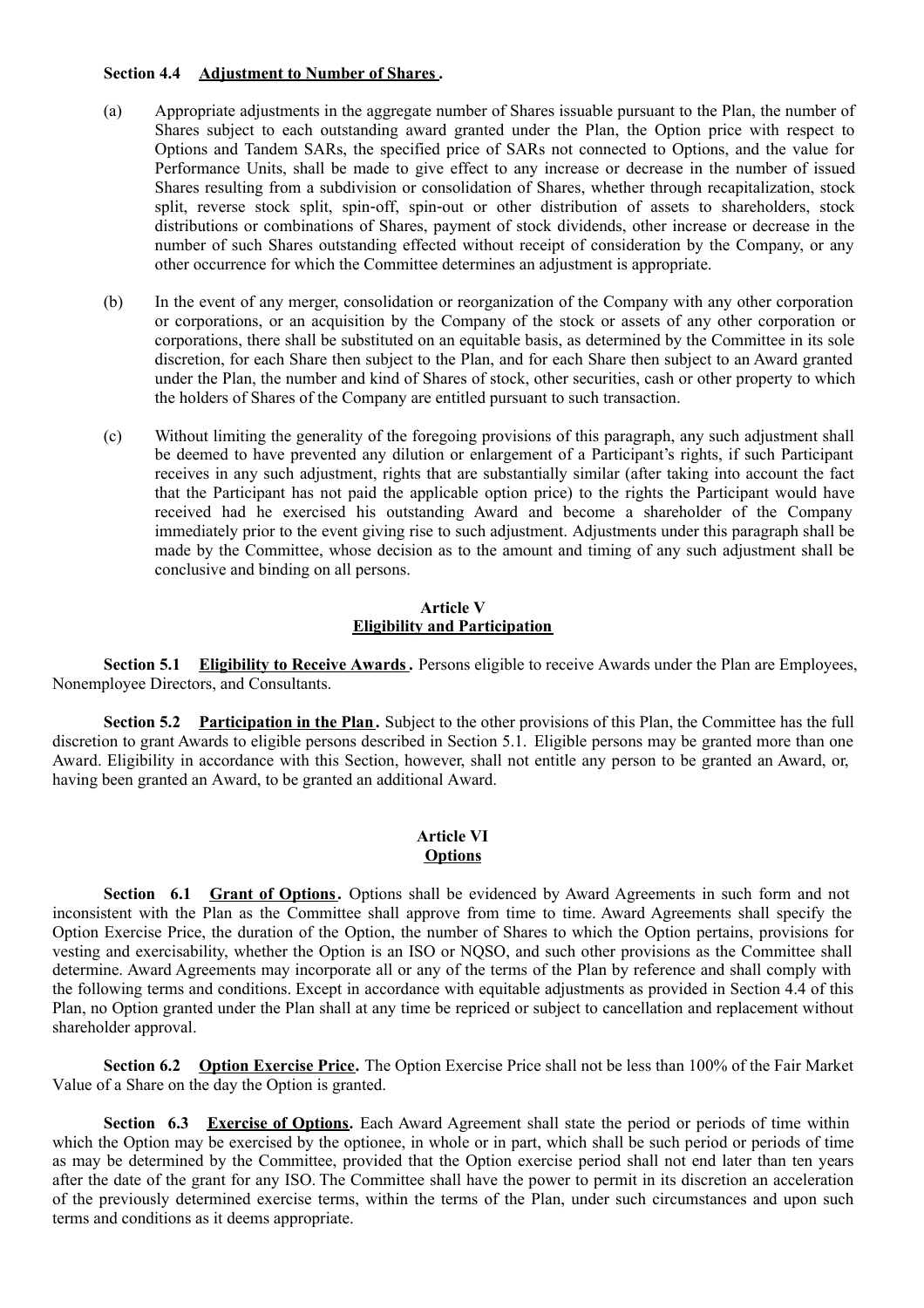**Section 4.4 Adjustment to Number of Shares.**

(a) Appropriate adjustments in the aggregate number of Shares issuable pursuant to the Plan, the number of Shares subject to each outstanding award granted under the Plan, the Option price with respect to Options and Tandem SARs, the specified price of SARs not connected to Options, and the value for Performance Units, shall be made to give effect to any increase or decrease in the number of issued Shares resulting from a subdivision or consolidation of Shares, whether through recapitalization, stock split, reverse stock split, spin-off, spin-out or other distribution of assets to shareholders, stock distributions or combinations of Shares, payment of stock dividends, other increase or decrease in the number of such Shares outstanding effected without receipt of consideration by the Company, or any other occurrence for which the Committee determines an adjustment is appropriate.

(b) In the event of any merger, consolidation or reorganization of the Company with any other corporation or corporations, or an acquisition by the Company of the stock or assets of any other corporation or corporations, there shall be substituted on an equitable basis, as determined by the Committee in its sole discretion, for each Share then subject to the Plan, and for each Share then subject to an Award granted under the Plan, the number and kind of Shares of stock, other securities, cash or other property to which the holders of Shares of the Company are entitled pursuant to such transaction.

(c) Without limiting the generality of the foregoing provisions of this paragraph, any such adjustment shall be deemed to have prevented any dilution or enlargement of a Participant's rights, if such Participant receives in any such adjustment, rights that are substantially similar (after taking into account the fact that the Participant has not paid the applicable option price) to the rights the Participant would have received had he exercised his outstanding Award and become a shareholder of the Company immediately prior to the event giving rise to such adjustment. Adjustments under this paragraph shall be made by the Committee, whose decision as to the amount and timing of any such adjustment shall be conclusive and binding on all persons.

## Article V
## Eligibility and Participation

**Section 5.1 Eligibility to Receive Awards.** Persons eligible to receive Awards under the Plan are Employees, Nonemployee Directors, and Consultants.

**Section 5.2 Participation in the Plan.** Subject to the other provisions of this Plan, the Committee has the full discretion to grant Awards to eligible persons described in Section 5.1. Eligible persons may be granted more than one Award. Eligibility in accordance with this Section, however, shall not entitle any person to be granted an Award, or, having been granted an Award, to be granted an additional Award.

## Article VI
## Options

**Section 6.1 Grant of Options.** Options shall be evidenced by Award Agreements in such form and not inconsistent with the Plan as the Committee shall approve from time to time. Award Agreements shall specify the Option Exercise Price, the duration of the Option, the number of Shares to which the Option pertains, provisions for vesting and exercisability, whether the Option is an ISO or NQSO, and such other provisions as the Committee shall determine. Award Agreements may incorporate all or any of the terms of the Plan by reference and shall comply with the following terms and conditions. Except in accordance with equitable adjustments as provided in Section 4.4 of this Plan, no Option granted under the Plan shall at any time be repriced or subject to cancellation and replacement without shareholder approval.

**Section 6.2 Option Exercise Price.** The Option Exercise Price shall not be less than 100% of the Fair Market Value of a Share on the day the Option is granted.

**Section 6.3 Exercise of Options.** Each Award Agreement shall state the period or periods of time within which the Option may be exercised by the optionee, in whole or in part, which shall be such period or periods of time as may be determined by the Committee, provided that the Option exercise period shall not end later than ten years after the date of the grant for any ISO. The Committee shall have the power to permit in its discretion an acceleration of the previously determined exercise terms, within the terms of the Plan, under such circumstances and upon such terms and conditions as it deems appropriate.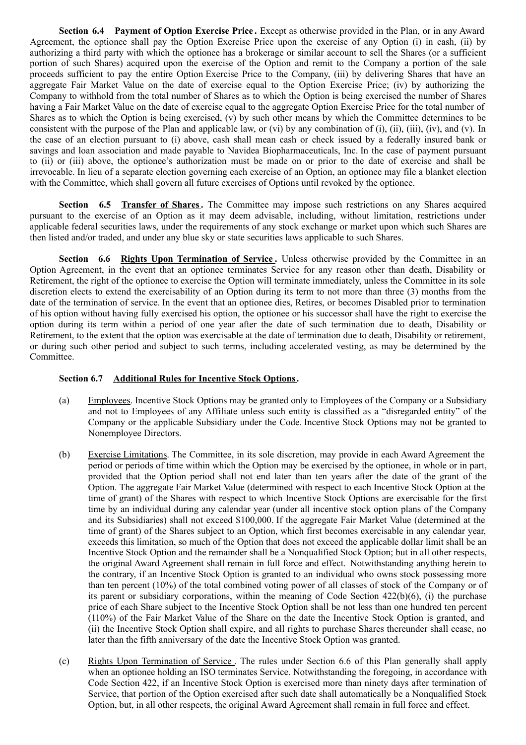**Section 6.4 Payment of Option Exercise Price.** Except as otherwise provided in the Plan, or in any Award Agreement, the optionee shall pay the Option Exercise Price upon the exercise of any Option (i) in cash, (ii) by authorizing a third party with which the optionee has a brokerage or similar account to sell the Shares (or a sufficient portion of such Shares) acquired upon the exercise of the Option and remit to the Company a portion of the sale proceeds sufficient to pay the entire Option Exercise Price to the Company, (iii) by delivering Shares that have an aggregate Fair Market Value on the date of exercise equal to the Option Exercise Price; (iv) by authorizing the Company to withhold from the total number of Shares as to which the Option is being exercised the number of Shares having a Fair Market Value on the date of exercise equal to the aggregate Option Exercise Price for the total number of Shares as to which the Option is being exercised, (v) by such other means by which the Committee determines to be consistent with the purpose of the Plan and applicable law, or (vi) by any combination of (i), (ii), (iii), (iv), and (v). In the case of an election pursuant to (i) above, cash shall mean cash or check issued by a federally insured bank or savings and loan association and made payable to Navidea Biopharmaceuticals, Inc. In the case of payment pursuant to (ii) or (iii) above, the optionee's authorization must be made on or prior to the date of exercise and shall be irrevocable. In lieu of a separate election governing each exercise of an Option, an optionee may file a blanket election with the Committee, which shall govern all future exercises of Options until revoked by the optionee.

**Section 6.5 Transfer of Shares.** The Committee may impose such restrictions on any Shares acquired pursuant to the exercise of an Option as it may deem advisable, including, without limitation, restrictions under applicable federal securities laws, under the requirements of any stock exchange or market upon which such Shares are then listed and/or traded, and under any blue sky or state securities laws applicable to such Shares.

**Section 6.6 Rights Upon Termination of Service.** Unless otherwise provided by the Committee in an Option Agreement, in the event that an optionee terminates Service for any reason other than death, Disability or Retirement, the right of the optionee to exercise the Option will terminate immediately, unless the Committee in its sole discretion elects to extend the exercisability of an Option during its term to not more than three (3) months from the date of the termination of service. In the event that an optionee dies, Retires, or becomes Disabled prior to termination of his option without having fully exercised his option, the optionee or his successor shall have the right to exercise the option during its term within a period of one year after the date of such termination due to death, Disability or Retirement, to the extent that the option was exercisable at the date of termination due to death, Disability or retirement, or during such other period and subject to such terms, including accelerated vesting, as may be determined by the Committee.

**Section 6.7 Additional Rules for Incentive Stock Options.**

(a) Employees. Incentive Stock Options may be granted only to Employees of the Company or a Subsidiary and not to Employees of any Affiliate unless such entity is classified as a "disregarded entity" of the Company or the applicable Subsidiary under the Code. Incentive Stock Options may not be granted to Nonemployee Directors.

(b) Exercise Limitations. The Committee, in its sole discretion, may provide in each Award Agreement the period or periods of time within which the Option may be exercised by the optionee, in whole or in part, provided that the Option period shall not end later than ten years after the date of the grant of the Option. The aggregate Fair Market Value (determined with respect to each Incentive Stock Option at the time of grant) of the Shares with respect to which Incentive Stock Options are exercisable for the first time by an individual during any calendar year (under all incentive stock option plans of the Company and its Subsidiaries) shall not exceed $100,000. If the aggregate Fair Market Value (determined at the time of grant) of the Shares subject to an Option, which first becomes exercisable in any calendar year, exceeds this limitation, so much of the Option that does not exceed the applicable dollar limit shall be an Incentive Stock Option and the remainder shall be a Nonqualified Stock Option; but in all other respects, the original Award Agreement shall remain in full force and effect. Notwithstanding anything herein to the contrary, if an Incentive Stock Option is granted to an individual who owns stock possessing more than ten percent (10%) of the total combined voting power of all classes of stock of the Company or of its parent or subsidiary corporations, within the meaning of Code Section 422(b)(6), (i) the purchase price of each Share subject to the Incentive Stock Option shall be not less than one hundred ten percent (110%) of the Fair Market Value of the Share on the date the Incentive Stock Option is granted, and (ii) the Incentive Stock Option shall expire, and all rights to purchase Shares thereunder shall cease, no later than the fifth anniversary of the date the Incentive Stock Option was granted.

(c) Rights Upon Termination of Service. The rules under Section 6.6 of this Plan generally shall apply when an optionee holding an ISO terminates Service. Notwithstanding the foregoing, in accordance with Code Section 422, if an Incentive Stock Option is exercised more than ninety days after termination of Service, that portion of the Option exercised after such date shall automatically be a Nonqualified Stock Option, but, in all other respects, the original Award Agreement shall remain in full force and effect.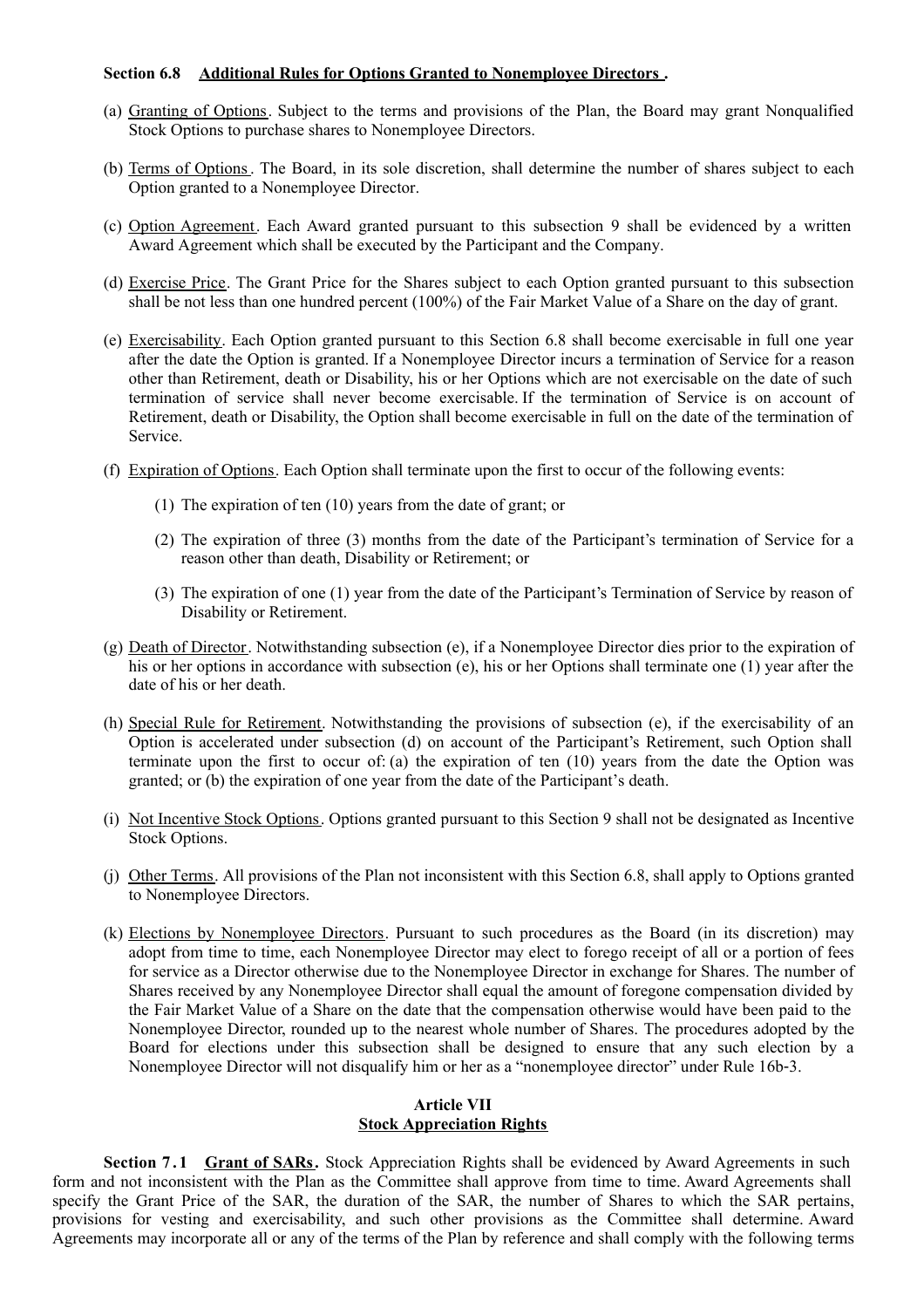**Section 6.8 Additional Rules for Options Granted to Nonemployee Directors .**

(a) Granting of Options. Subject to the terms and provisions of the Plan, the Board may grant Nonqualified Stock Options to purchase shares to Nonemployee Directors.

(b) Terms of Options. The Board, in its sole discretion, shall determine the number of shares subject to each Option granted to a Nonemployee Director.

(c) Option Agreement. Each Award granted pursuant to this subsection 9 shall be evidenced by a written Award Agreement which shall be executed by the Participant and the Company.

(d) Exercise Price. The Grant Price for the Shares subject to each Option granted pursuant to this subsection shall be not less than one hundred percent (100%) of the Fair Market Value of a Share on the day of grant.

(e) Exercisability. Each Option granted pursuant to this Section 6.8 shall become exercisable in full one year after the date the Option is granted. If a Nonemployee Director incurs a termination of Service for a reason other than Retirement, death or Disability, his or her Options which are not exercisable on the date of such termination of service shall never become exercisable. If the termination of Service is on account of Retirement, death or Disability, the Option shall become exercisable in full on the date of the termination of Service.

(f) Expiration of Options. Each Option shall terminate upon the first to occur of the following events:

(1) The expiration of ten (10) years from the date of grant; or

(2) The expiration of three (3) months from the date of the Participant's termination of Service for a reason other than death, Disability or Retirement; or

(3) The expiration of one (1) year from the date of the Participant's Termination of Service by reason of Disability or Retirement.

(g) Death of Director. Notwithstanding subsection (e), if a Nonemployee Director dies prior to the expiration of his or her options in accordance with subsection (e), his or her Options shall terminate one (1) year after the date of his or her death.

(h) Special Rule for Retirement. Notwithstanding the provisions of subsection (e), if the exercisability of an Option is accelerated under subsection (d) on account of the Participant's Retirement, such Option shall terminate upon the first to occur of: (a) the expiration of ten (10) years from the date the Option was granted; or (b) the expiration of one year from the date of the Participant's death.

(i) Not Incentive Stock Options. Options granted pursuant to this Section 9 shall not be designated as Incentive Stock Options.

(j) Other Terms. All provisions of the Plan not inconsistent with this Section 6.8, shall apply to Options granted to Nonemployee Directors.

(k) Elections by Nonemployee Directors. Pursuant to such procedures as the Board (in its discretion) may adopt from time to time, each Nonemployee Director may elect to forego receipt of all or a portion of fees for service as a Director otherwise due to the Nonemployee Director in exchange for Shares. The number of Shares received by any Nonemployee Director shall equal the amount of foregone compensation divided by the Fair Market Value of a Share on the date that the compensation otherwise would have been paid to the Nonemployee Director, rounded up to the nearest whole number of Shares. The procedures adopted by the Board for elections under this subsection shall be designed to ensure that any such election by a Nonemployee Director will not disqualify him or her as a "nonemployee director" under Rule 16b-3.

## Article VII
## Stock Appreciation Rights

**Section 7.1 Grant of SARs.** Stock Appreciation Rights shall be evidenced by Award Agreements in such form and not inconsistent with the Plan as the Committee shall approve from time to time. Award Agreements shall specify the Grant Price of the SAR, the duration of the SAR, the number of Shares to which the SAR pertains, provisions for vesting and exercisability, and such other provisions as the Committee shall determine. Award Agreements may incorporate all or any of the terms of the Plan by reference and shall comply with the following terms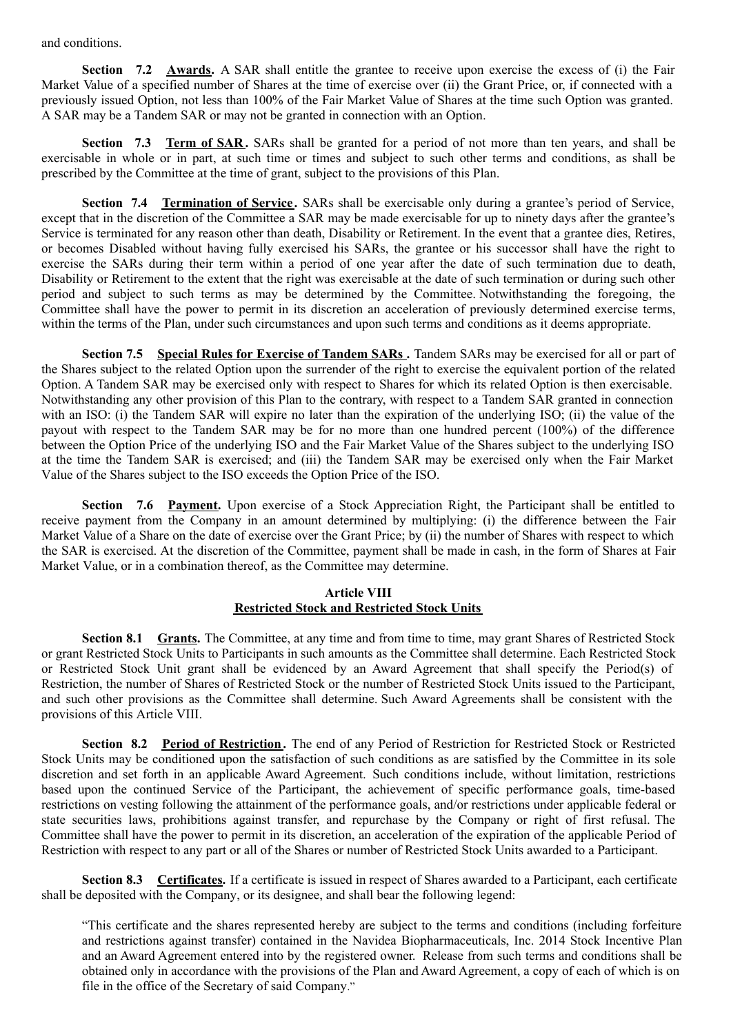and conditions.

**Section 7.2 Awards.** A SAR shall entitle the grantee to receive upon exercise the excess of (i) the Fair Market Value of a specified number of Shares at the time of exercise over (ii) the Grant Price, or, if connected with a previously issued Option, not less than 100% of the Fair Market Value of Shares at the time such Option was granted. A SAR may be a Tandem SAR or may not be granted in connection with an Option.

**Section 7.3 Term of SAR.** SARs shall be granted for a period of not more than ten years, and shall be exercisable in whole or in part, at such time or times and subject to such other terms and conditions, as shall be prescribed by the Committee at the time of grant, subject to the provisions of this Plan.

**Section 7.4 Termination of Service.** SARs shall be exercisable only during a grantee's period of Service, except that in the discretion of the Committee a SAR may be made exercisable for up to ninety days after the grantee's Service is terminated for any reason other than death, Disability or Retirement. In the event that a grantee dies, Retires, or becomes Disabled without having fully exercised his SARs, the grantee or his successor shall have the right to exercise the SARs during their term within a period of one year after the date of such termination due to death, Disability or Retirement to the extent that the right was exercisable at the date of such termination or during such other period and subject to such terms as may be determined by the Committee. Notwithstanding the foregoing, the Committee shall have the power to permit in its discretion an acceleration of previously determined exercise terms, within the terms of the Plan, under such circumstances and upon such terms and conditions as it deems appropriate.

**Section 7.5 Special Rules for Exercise of Tandem SARs.** Tandem SARs may be exercised for all or part of the Shares subject to the related Option upon the surrender of the right to exercise the equivalent portion of the related Option. A Tandem SAR may be exercised only with respect to Shares for which its related Option is then exercisable. Notwithstanding any other provision of this Plan to the contrary, with respect to a Tandem SAR granted in connection with an ISO: (i) the Tandem SAR will expire no later than the expiration of the underlying ISO; (ii) the value of the payout with respect to the Tandem SAR may be for no more than one hundred percent (100%) of the difference between the Option Price of the underlying ISO and the Fair Market Value of the Shares subject to the underlying ISO at the time the Tandem SAR is exercised; and (iii) the Tandem SAR may be exercised only when the Fair Market Value of the Shares subject to the ISO exceeds the Option Price of the ISO.

**Section 7.6 Payment.** Upon exercise of a Stock Appreciation Right, the Participant shall be entitled to receive payment from the Company in an amount determined by multiplying: (i) the difference between the Fair Market Value of a Share on the date of exercise over the Grant Price; by (ii) the number of Shares with respect to which the SAR is exercised. At the discretion of the Committee, payment shall be made in cash, in the form of Shares at Fair Market Value, or in a combination thereof, as the Committee may determine.

## Article VIII
## Restricted Stock and Restricted Stock Units

**Section 8.1 Grants.** The Committee, at any time and from time to time, may grant Shares of Restricted Stock or grant Restricted Stock Units to Participants in such amounts as the Committee shall determine. Each Restricted Stock or Restricted Stock Unit grant shall be evidenced by an Award Agreement that shall specify the Period(s) of Restriction, the number of Shares of Restricted Stock or the number of Restricted Stock Units issued to the Participant, and such other provisions as the Committee shall determine. Such Award Agreements shall be consistent with the provisions of this Article VIII.

**Section 8.2 Period of Restriction.** The end of any Period of Restriction for Restricted Stock or Restricted Stock Units may be conditioned upon the satisfaction of such conditions as are satisfied by the Committee in its sole discretion and set forth in an applicable Award Agreement. Such conditions include, without limitation, restrictions based upon the continued Service of the Participant, the achievement of specific performance goals, time-based restrictions on vesting following the attainment of the performance goals, and/or restrictions under applicable federal or state securities laws, prohibitions against transfer, and repurchase by the Company or right of first refusal. The Committee shall have the power to permit in its discretion, an acceleration of the expiration of the applicable Period of Restriction with respect to any part or all of the Shares or number of Restricted Stock Units awarded to a Participant.

**Section 8.3 Certificates.** If a certificate is issued in respect of Shares awarded to a Participant, each certificate shall be deposited with the Company, or its designee, and shall bear the following legend:

> "This certificate and the shares represented hereby are subject to the terms and conditions (including forfeiture and restrictions against transfer) contained in the Navidea Biopharmaceuticals, Inc. 2014 Stock Incentive Plan and an Award Agreement entered into by the registered owner. Release from such terms and conditions shall be obtained only in accordance with the provisions of the Plan and Award Agreement, a copy of each of which is on file in the office of the Secretary of said Company."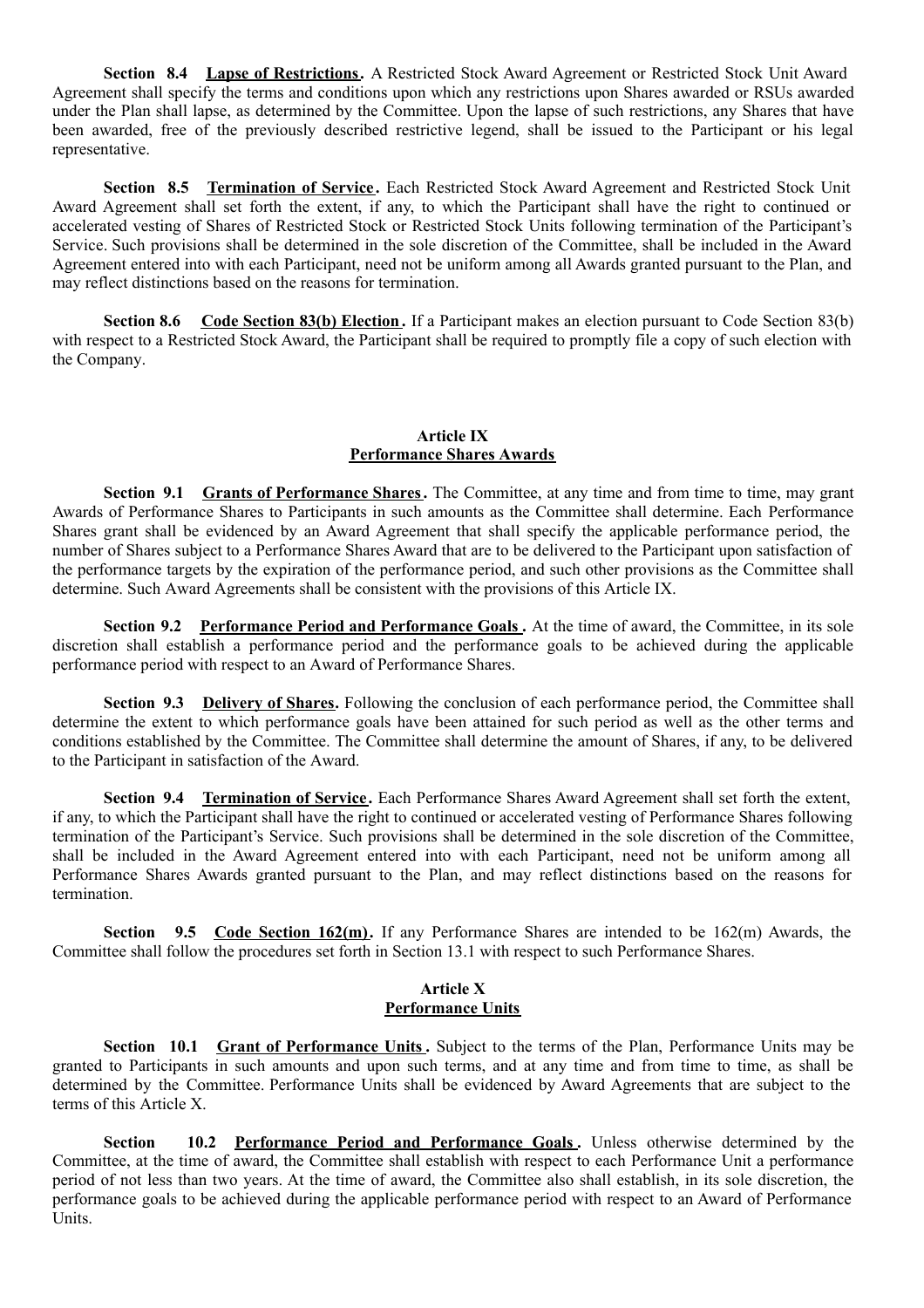**Section 8.4 Lapse of Restrictions.** A Restricted Stock Award Agreement or Restricted Stock Unit Award Agreement shall specify the terms and conditions upon which any restrictions upon Shares awarded or RSUs awarded under the Plan shall lapse, as determined by the Committee. Upon the lapse of such restrictions, any Shares that have been awarded, free of the previously described restrictive legend, shall be issued to the Participant or his legal representative.

**Section 8.5 Termination of Service.** Each Restricted Stock Award Agreement and Restricted Stock Unit Award Agreement shall set forth the extent, if any, to which the Participant shall have the right to continued or accelerated vesting of Shares of Restricted Stock or Restricted Stock Units following termination of the Participant's Service. Such provisions shall be determined in the sole discretion of the Committee, shall be included in the Award Agreement entered into with each Participant, need not be uniform among all Awards granted pursuant to the Plan, and may reflect distinctions based on the reasons for termination.

**Section 8.6 Code Section 83(b) Election.** If a Participant makes an election pursuant to Code Section 83(b) with respect to a Restricted Stock Award, the Participant shall be required to promptly file a copy of such election with the Company.

## Article IX
## Performance Shares Awards

**Section 9.1 Grants of Performance Shares.** The Committee, at any time and from time to time, may grant Awards of Performance Shares to Participants in such amounts as the Committee shall determine. Each Performance Shares grant shall be evidenced by an Award Agreement that shall specify the applicable performance period, the number of Shares subject to a Performance Shares Award that are to be delivered to the Participant upon satisfaction of the performance targets by the expiration of the performance period, and such other provisions as the Committee shall determine. Such Award Agreements shall be consistent with the provisions of this Article IX.

**Section 9.2 Performance Period and Performance Goals.** At the time of award, the Committee, in its sole discretion shall establish a performance period and the performance goals to be achieved during the applicable performance period with respect to an Award of Performance Shares.

**Section 9.3 Delivery of Shares.** Following the conclusion of each performance period, the Committee shall determine the extent to which performance goals have been attained for such period as well as the other terms and conditions established by the Committee. The Committee shall determine the amount of Shares, if any, to be delivered to the Participant in satisfaction of the Award.

**Section 9.4 Termination of Service.** Each Performance Shares Award Agreement shall set forth the extent, if any, to which the Participant shall have the right to continued or accelerated vesting of Performance Shares following termination of the Participant's Service. Such provisions shall be determined in the sole discretion of the Committee, shall be included in the Award Agreement entered into with each Participant, need not be uniform among all Performance Shares Awards granted pursuant to the Plan, and may reflect distinctions based on the reasons for termination.

**Section 9.5 Code Section 162(m).** If any Performance Shares are intended to be 162(m) Awards, the Committee shall follow the procedures set forth in Section 13.1 with respect to such Performance Shares.

## Article X
## Performance Units

**Section 10.1 Grant of Performance Units.** Subject to the terms of the Plan, Performance Units may be granted to Participants in such amounts and upon such terms, and at any time and from time to time, as shall be determined by the Committee. Performance Units shall be evidenced by Award Agreements that are subject to the terms of this Article X.

**Section 10.2 Performance Period and Performance Goals.** Unless otherwise determined by the Committee, at the time of award, the Committee shall establish with respect to each Performance Unit a performance period of not less than two years. At the time of award, the Committee also shall establish, in its sole discretion, the performance goals to be achieved during the applicable performance period with respect to an Award of Performance Units.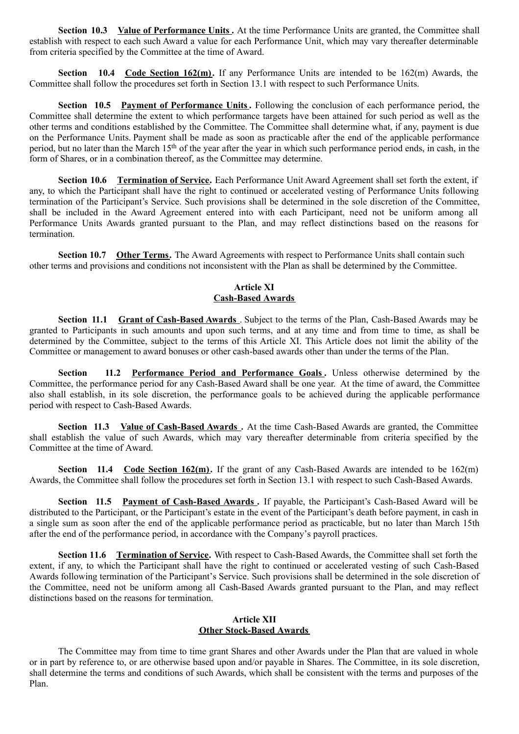**Section 10.3 Value of Performance Units.** At the time Performance Units are granted, the Committee shall establish with respect to each such Award a value for each Performance Unit, which may vary thereafter determinable from criteria specified by the Committee at the time of Award.

**Section 10.4 Code Section 162(m).** If any Performance Units are intended to be 162(m) Awards, the Committee shall follow the procedures set forth in Section 13.1 with respect to such Performance Units.

**Section 10.5 Payment of Performance Units.** Following the conclusion of each performance period, the Committee shall determine the extent to which performance targets have been attained for such period as well as the other terms and conditions established by the Committee. The Committee shall determine what, if any, payment is due on the Performance Units. Payment shall be made as soon as practicable after the end of the applicable performance period, but no later than the March 15th of the year after the year in which such performance period ends, in cash, in the form of Shares, or in a combination thereof, as the Committee may determine.

**Section 10.6 Termination of Service.** Each Performance Unit Award Agreement shall set forth the extent, if any, to which the Participant shall have the right to continued or accelerated vesting of Performance Units following termination of the Participant's Service. Such provisions shall be determined in the sole discretion of the Committee, shall be included in the Award Agreement entered into with each Participant, need not be uniform among all Performance Units Awards granted pursuant to the Plan, and may reflect distinctions based on the reasons for termination.

**Section 10.7 Other Terms.** The Award Agreements with respect to Performance Units shall contain such other terms and provisions and conditions not inconsistent with the Plan as shall be determined by the Committee.

## Article XI
## Cash-Based Awards

**Section 11.1 Grant of Cash-Based Awards.** Subject to the terms of the Plan, Cash-Based Awards may be granted to Participants in such amounts and upon such terms, and at any time and from time to time, as shall be determined by the Committee, subject to the terms of this Article XI. This Article does not limit the ability of the Committee or management to award bonuses or other cash-based awards other than under the terms of the Plan.

**Section 11.2 Performance Period and Performance Goals.** Unless otherwise determined by the Committee, the performance period for any Cash-Based Award shall be one year. At the time of award, the Committee also shall establish, in its sole discretion, the performance goals to be achieved during the applicable performance period with respect to Cash-Based Awards.

**Section 11.3 Value of Cash-Based Awards.** At the time Cash-Based Awards are granted, the Committee shall establish the value of such Awards, which may vary thereafter determinable from criteria specified by the Committee at the time of Award.

**Section 11.4 Code Section 162(m).** If the grant of any Cash-Based Awards are intended to be 162(m) Awards, the Committee shall follow the procedures set forth in Section 13.1 with respect to such Cash-Based Awards.

**Section 11.5 Payment of Cash-Based Awards.** If payable, the Participant's Cash-Based Award will be distributed to the Participant, or the Participant's estate in the event of the Participant's death before payment, in cash in a single sum as soon after the end of the applicable performance period as practicable, but no later than March 15th after the end of the performance period, in accordance with the Company's payroll practices.

**Section 11.6 Termination of Service.** With respect to Cash-Based Awards, the Committee shall set forth the extent, if any, to which the Participant shall have the right to continued or accelerated vesting of such Cash-Based Awards following termination of the Participant's Service. Such provisions shall be determined in the sole discretion of the Committee, need not be uniform among all Cash-Based Awards granted pursuant to the Plan, and may reflect distinctions based on the reasons for termination.

## Article XII
## Other Stock-Based Awards

The Committee may from time to time grant Shares and other Awards under the Plan that are valued in whole or in part by reference to, or are otherwise based upon and/or payable in Shares. The Committee, in its sole discretion, shall determine the terms and conditions of such Awards, which shall be consistent with the terms and purposes of the Plan.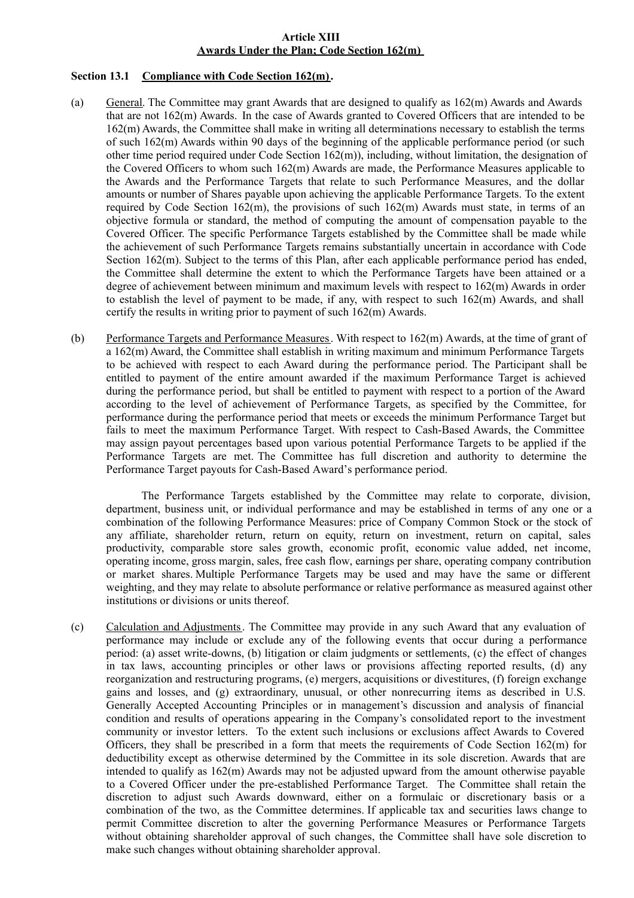**Article XIII**
**Awards Under the Plan; Code Section 162(m)**

**Section 13.1 Compliance with Code Section 162(m).**

(a) General. The Committee may grant Awards that are designed to qualify as 162(m) Awards and Awards that are not 162(m) Awards. In the case of Awards granted to Covered Officers that are intended to be 162(m) Awards, the Committee shall make in writing all determinations necessary to establish the terms of such 162(m) Awards within 90 days of the beginning of the applicable performance period (or such other time period required under Code Section 162(m)), including, without limitation, the designation of the Covered Officers to whom such 162(m) Awards are made, the Performance Measures applicable to the Awards and the Performance Targets that relate to such Performance Measures, and the dollar amounts or number of Shares payable upon achieving the applicable Performance Targets. To the extent required by Code Section 162(m), the provisions of such 162(m) Awards must state, in terms of an objective formula or standard, the method of computing the amount of compensation payable to the Covered Officer. The specific Performance Targets established by the Committee shall be made while the achievement of such Performance Targets remains substantially uncertain in accordance with Code Section 162(m). Subject to the terms of this Plan, after each applicable performance period has ended, the Committee shall determine the extent to which the Performance Targets have been attained or a degree of achievement between minimum and maximum levels with respect to 162(m) Awards in order to establish the level of payment to be made, if any, with respect to such 162(m) Awards, and shall certify the results in writing prior to payment of such 162(m) Awards.

(b) Performance Targets and Performance Measures. With respect to 162(m) Awards, at the time of grant of a 162(m) Award, the Committee shall establish in writing maximum and minimum Performance Targets to be achieved with respect to each Award during the performance period. The Participant shall be entitled to payment of the entire amount awarded if the maximum Performance Target is achieved during the performance period, but shall be entitled to payment with respect to a portion of the Award according to the level of achievement of Performance Targets, as specified by the Committee, for performance during the performance period that meets or exceeds the minimum Performance Target but fails to meet the maximum Performance Target. With respect to Cash-Based Awards, the Committee may assign payout percentages based upon various potential Performance Targets to be applied if the Performance Targets are met. The Committee has full discretion and authority to determine the Performance Target payouts for Cash-Based Award's performance period.

The Performance Targets established by the Committee may relate to corporate, division, department, business unit, or individual performance and may be established in terms of any one or a combination of the following Performance Measures: price of Company Common Stock or the stock of any affiliate, shareholder return, return on equity, return on investment, return on capital, sales productivity, comparable store sales growth, economic profit, economic value added, net income, operating income, gross margin, sales, free cash flow, earnings per share, operating company contribution or market shares. Multiple Performance Targets may be used and may have the same or different weighting, and they may relate to absolute performance or relative performance as measured against other institutions or divisions or units thereof.

(c) Calculation and Adjustments. The Committee may provide in any such Award that any evaluation of performance may include or exclude any of the following events that occur during a performance period: (a) asset write-downs, (b) litigation or claim judgments or settlements, (c) the effect of changes in tax laws, accounting principles or other laws or provisions affecting reported results, (d) any reorganization and restructuring programs, (e) mergers, acquisitions or divestitures, (f) foreign exchange gains and losses, and (g) extraordinary, unusual, or other nonrecurring items as described in U.S. Generally Accepted Accounting Principles or in management's discussion and analysis of financial condition and results of operations appearing in the Company's consolidated report to the investment community or investor letters. To the extent such inclusions or exclusions affect Awards to Covered Officers, they shall be prescribed in a form that meets the requirements of Code Section 162(m) for deductibility except as otherwise determined by the Committee in its sole discretion. Awards that are intended to qualify as 162(m) Awards may not be adjusted upward from the amount otherwise payable to a Covered Officer under the pre-established Performance Target. The Committee shall retain the discretion to adjust such Awards downward, either on a formulaic or discretionary basis or a combination of the two, as the Committee determines. If applicable tax and securities laws change to permit Committee discretion to alter the governing Performance Measures or Performance Targets without obtaining shareholder approval of such changes, the Committee shall have sole discretion to make such changes without obtaining shareholder approval.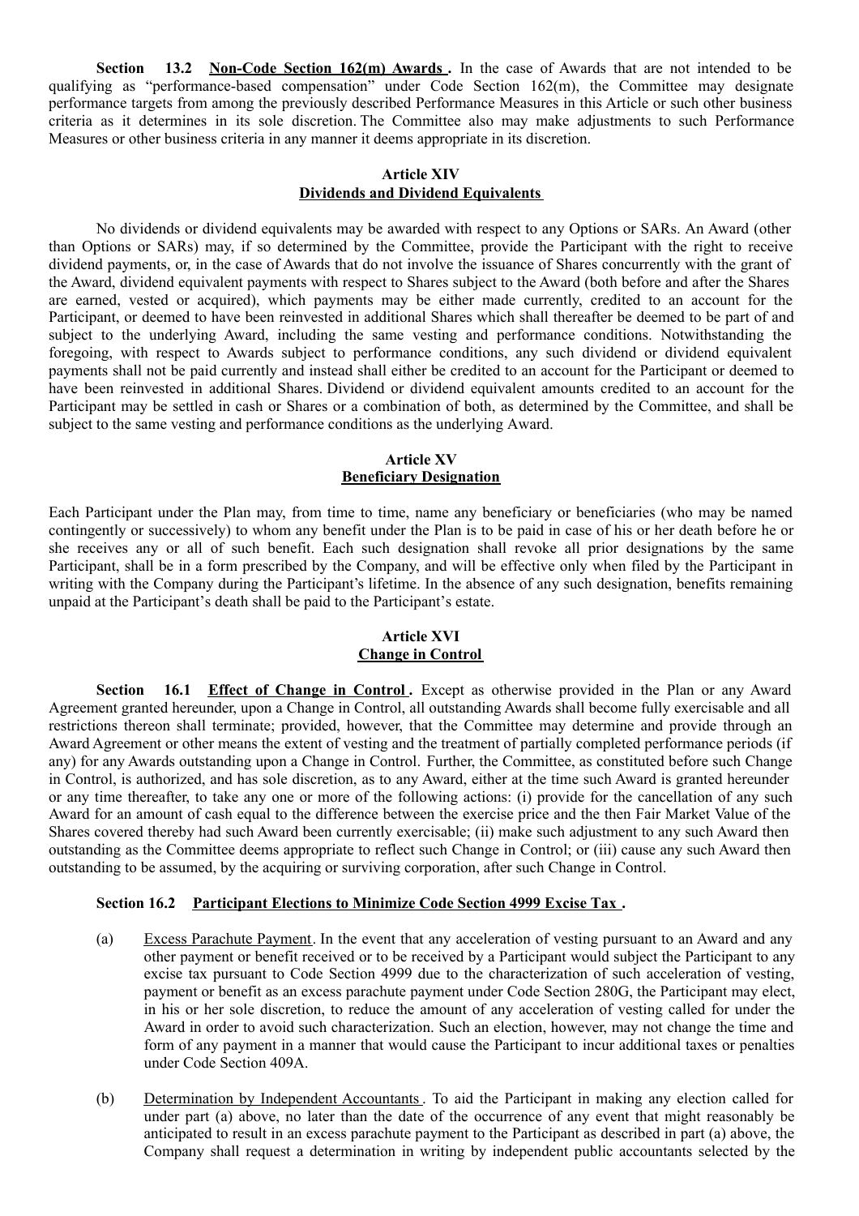**Section 13.2 Non-Code Section 162(m) Awards .** In the case of Awards that are not intended to be qualifying as "performance-based compensation" under Code Section 162(m), the Committee may designate performance targets from among the previously described Performance Measures in this Article or such other business criteria as it determines in its sole discretion. The Committee also may make adjustments to such Performance Measures or other business criteria in any manner it deems appropriate in its discretion.

## Article XIV
## Dividends and Dividend Equivalents

No dividends or dividend equivalents may be awarded with respect to any Options or SARs. An Award (other than Options or SARs) may, if so determined by the Committee, provide the Participant with the right to receive dividend payments, or, in the case of Awards that do not involve the issuance of Shares concurrently with the grant of the Award, dividend equivalent payments with respect to Shares subject to the Award (both before and after the Shares are earned, vested or acquired), which payments may be either made currently, credited to an account for the Participant, or deemed to have been reinvested in additional Shares which shall thereafter be deemed to be part of and subject to the underlying Award, including the same vesting and performance conditions. Notwithstanding the foregoing, with respect to Awards subject to performance conditions, any such dividend or dividend equivalent payments shall not be paid currently and instead shall either be credited to an account for the Participant or deemed to have been reinvested in additional Shares. Dividend or dividend equivalent amounts credited to an account for the Participant may be settled in cash or Shares or a combination of both, as determined by the Committee, and shall be subject to the same vesting and performance conditions as the underlying Award.

## Article XV
## Beneficiary Designation

Each Participant under the Plan may, from time to time, name any beneficiary or beneficiaries (who may be named contingently or successively) to whom any benefit under the Plan is to be paid in case of his or her death before he or she receives any or all of such benefit. Each such designation shall revoke all prior designations by the same Participant, shall be in a form prescribed by the Company, and will be effective only when filed by the Participant in writing with the Company during the Participant's lifetime. In the absence of any such designation, benefits remaining unpaid at the Participant's death shall be paid to the Participant's estate.

## Article XVI
## Change in Control

**Section 16.1 Effect of Change in Control .** Except as otherwise provided in the Plan or any Award Agreement granted hereunder, upon a Change in Control, all outstanding Awards shall become fully exercisable and all restrictions thereon shall terminate; provided, however, that the Committee may determine and provide through an Award Agreement or other means the extent of vesting and the treatment of partially completed performance periods (if any) for any Awards outstanding upon a Change in Control. Further, the Committee, as constituted before such Change in Control, is authorized, and has sole discretion, as to any Award, either at the time such Award is granted hereunder or any time thereafter, to take any one or more of the following actions: (i) provide for the cancellation of any such Award for an amount of cash equal to the difference between the exercise price and the then Fair Market Value of the Shares covered thereby had such Award been currently exercisable; (ii) make such adjustment to any such Award then outstanding as the Committee deems appropriate to reflect such Change in Control; or (iii) cause any such Award then outstanding to be assumed, by the acquiring or surviving corporation, after such Change in Control.

**Section 16.2 Participant Elections to Minimize Code Section 4999 Excise Tax .**

(a) Excess Parachute Payment. In the event that any acceleration of vesting pursuant to an Award and any other payment or benefit received or to be received by a Participant would subject the Participant to any excise tax pursuant to Code Section 4999 due to the characterization of such acceleration of vesting, payment or benefit as an excess parachute payment under Code Section 280G, the Participant may elect, in his or her sole discretion, to reduce the amount of any acceleration of vesting called for under the Award in order to avoid such characterization. Such an election, however, may not change the time and form of any payment in a manner that would cause the Participant to incur additional taxes or penalties under Code Section 409A.

(b) Determination by Independent Accountants . To aid the Participant in making any election called for under part (a) above, no later than the date of the occurrence of any event that might reasonably be anticipated to result in an excess parachute payment to the Participant as described in part (a) above, the Company shall request a determination in writing by independent public accountants selected by the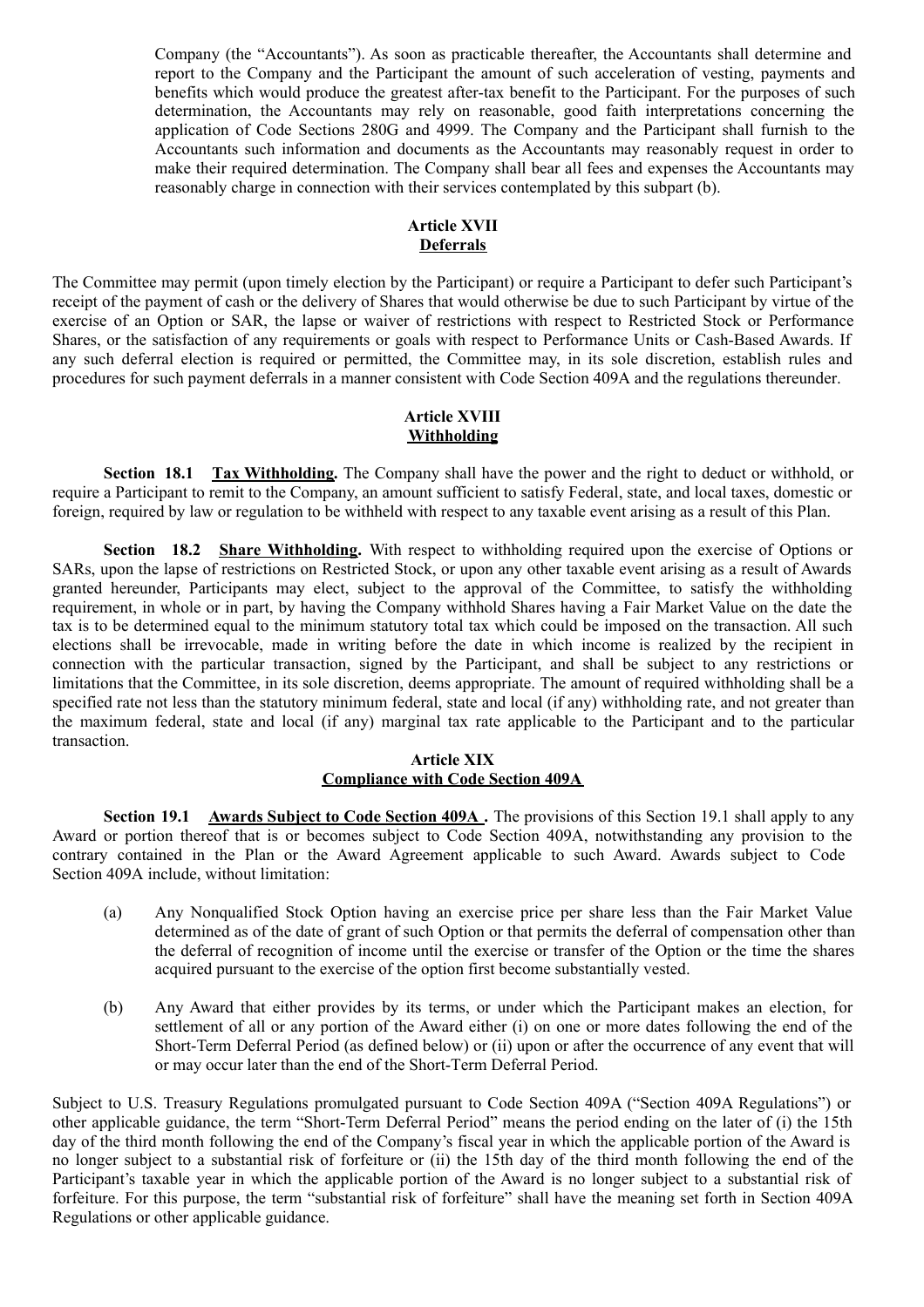Company (the "Accountants"). As soon as practicable thereafter, the Accountants shall determine and report to the Company and the Participant the amount of such acceleration of vesting, payments and benefits which would produce the greatest after-tax benefit to the Participant. For the purposes of such determination, the Accountants may rely on reasonable, good faith interpretations concerning the application of Code Sections 280G and 4999. The Company and the Participant shall furnish to the Accountants such information and documents as the Accountants may reasonably request in order to make their required determination. The Company shall bear all fees and expenses the Accountants may reasonably charge in connection with their services contemplated by this subpart (b).

## Article XVII
## Deferrals

The Committee may permit (upon timely election by the Participant) or require a Participant to defer such Participant's receipt of the payment of cash or the delivery of Shares that would otherwise be due to such Participant by virtue of the exercise of an Option or SAR, the lapse or waiver of restrictions with respect to Restricted Stock or Performance Shares, or the satisfaction of any requirements or goals with respect to Performance Units or Cash-Based Awards. If any such deferral election is required or permitted, the Committee may, in its sole discretion, establish rules and procedures for such payment deferrals in a manner consistent with Code Section 409A and the regulations thereunder.

## Article XVIII
## Withholding

**Section 18.1 Tax Withholding.** The Company shall have the power and the right to deduct or withhold, or require a Participant to remit to the Company, an amount sufficient to satisfy Federal, state, and local taxes, domestic or foreign, required by law or regulation to be withheld with respect to any taxable event arising as a result of this Plan.

**Section 18.2 Share Withholding.** With respect to withholding required upon the exercise of Options or SARs, upon the lapse of restrictions on Restricted Stock, or upon any other taxable event arising as a result of Awards granted hereunder, Participants may elect, subject to the approval of the Committee, to satisfy the withholding requirement, in whole or in part, by having the Company withhold Shares having a Fair Market Value on the date the tax is to be determined equal to the minimum statutory total tax which could be imposed on the transaction. All such elections shall be irrevocable, made in writing before the date in which income is realized by the recipient in connection with the particular transaction, signed by the Participant, and shall be subject to any restrictions or limitations that the Committee, in its sole discretion, deems appropriate. The amount of required withholding shall be a specified rate not less than the statutory minimum federal, state and local (if any) withholding rate, and not greater than the maximum federal, state and local (if any) marginal tax rate applicable to the Participant and to the particular transaction.

## Article XIX
## Compliance with Code Section 409A

**Section 19.1 Awards Subject to Code Section 409A .** The provisions of this Section 19.1 shall apply to any Award or portion thereof that is or becomes subject to Code Section 409A, notwithstanding any provision to the contrary contained in the Plan or the Award Agreement applicable to such Award. Awards subject to Code Section 409A include, without limitation:

(a) Any Nonqualified Stock Option having an exercise price per share less than the Fair Market Value determined as of the date of grant of such Option or that permits the deferral of compensation other than the deferral of recognition of income until the exercise or transfer of the Option or the time the shares acquired pursuant to the exercise of the option first become substantially vested.

(b) Any Award that either provides by its terms, or under which the Participant makes an election, for settlement of all or any portion of the Award either (i) on one or more dates following the end of the Short-Term Deferral Period (as defined below) or (ii) upon or after the occurrence of any event that will or may occur later than the end of the Short-Term Deferral Period.

Subject to U.S. Treasury Regulations promulgated pursuant to Code Section 409A ("Section 409A Regulations") or other applicable guidance, the term "Short-Term Deferral Period" means the period ending on the later of (i) the 15th day of the third month following the end of the Company's fiscal year in which the applicable portion of the Award is no longer subject to a substantial risk of forfeiture or (ii) the 15th day of the third month following the end of the Participant's taxable year in which the applicable portion of the Award is no longer subject to a substantial risk of forfeiture. For this purpose, the term "substantial risk of forfeiture" shall have the meaning set forth in Section 409A Regulations or other applicable guidance.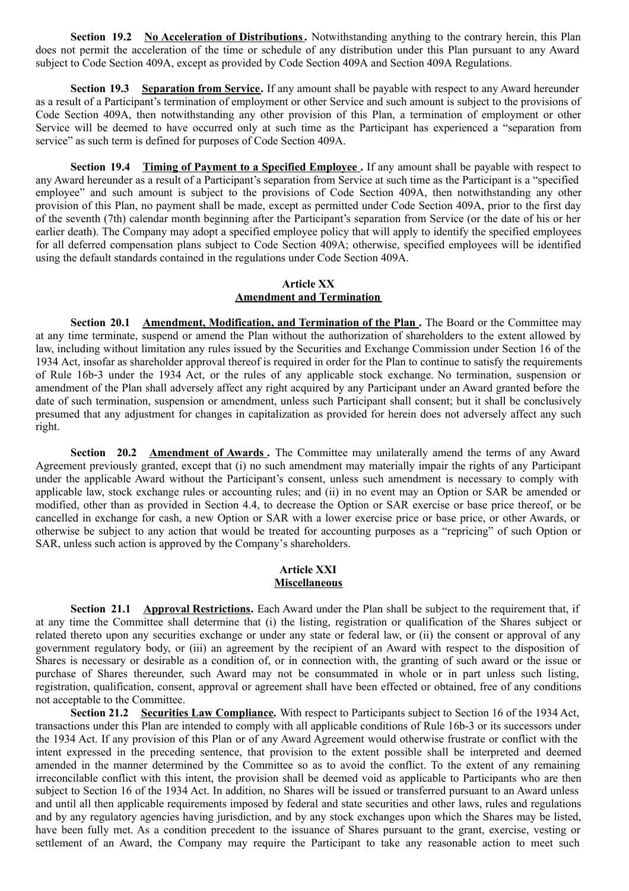**Section 19.2 No Acceleration of Distributions.** Notwithstanding anything to the contrary herein, this Plan does not permit the acceleration of the time or schedule of any distribution under this Plan pursuant to any Award subject to Code Section 409A, except as provided by Code Section 409A and Section 409A Regulations.

**Section 19.3 Separation from Service.** If any amount shall be payable with respect to any Award hereunder as a result of a Participant's termination of employment or other Service and such amount is subject to the provisions of Code Section 409A, then notwithstanding any other provision of this Plan, a termination of employment or other Service will be deemed to have occurred only at such time as the Participant has experienced a "separation from service" as such term is defined for purposes of Code Section 409A.

**Section 19.4 Timing of Payment to a Specified Employee.** If any amount shall be payable with respect to any Award hereunder as a result of a Participant's separation from Service at such time as the Participant is a "specified employee" and such amount is subject to the provisions of Code Section 409A, then notwithstanding any other provision of this Plan, no payment shall be made, except as permitted under Code Section 409A, prior to the first day of the seventh (7th) calendar month beginning after the Participant's separation from Service (or the date of his or her earlier death). The Company may adopt a specified employee policy that will apply to identify the specified employees for all deferred compensation plans subject to Code Section 409A; otherwise, specified employees will be identified using the default standards contained in the regulations under Code Section 409A.

## Article XX
## Amendment and Termination

**Section 20.1 Amendment, Modification, and Termination of the Plan.** The Board or the Committee may at any time terminate, suspend or amend the Plan without the authorization of shareholders to the extent allowed by law, including without limitation any rules issued by the Securities and Exchange Commission under Section 16 of the 1934 Act, insofar as shareholder approval thereof is required in order for the Plan to continue to satisfy the requirements of Rule 16b-3 under the 1934 Act, or the rules of any applicable stock exchange. No termination, suspension or amendment of the Plan shall adversely affect any right acquired by any Participant under an Award granted before the date of such termination, suspension or amendment, unless such Participant shall consent; but it shall be conclusively presumed that any adjustment for changes in capitalization as provided for herein does not adversely affect any such right.

**Section 20.2 Amendment of Awards.** The Committee may unilaterally amend the terms of any Award Agreement previously granted, except that (i) no such amendment may materially impair the rights of any Participant under the applicable Award without the Participant's consent, unless such amendment is necessary to comply with applicable law, stock exchange rules or accounting rules; and (ii) in no event may an Option or SAR be amended or modified, other than as provided in Section 4.4, to decrease the Option or SAR exercise or base price thereof, or be cancelled in exchange for cash, a new Option or SAR with a lower exercise price or base price, or other Awards, or otherwise be subject to any action that would be treated for accounting purposes as a "repricing" of such Option or SAR, unless such action is approved by the Company's shareholders.

## Article XXI
## Miscellaneous

**Section 21.1 Approval Restrictions.** Each Award under the Plan shall be subject to the requirement that, if at any time the Committee shall determine that (i) the listing, registration or qualification of the Shares subject or related thereto upon any securities exchange or under any state or federal law, or (ii) the consent or approval of any government regulatory body, or (iii) an agreement by the recipient of an Award with respect to the disposition of Shares is necessary or desirable as a condition of, or in connection with, the granting of such award or the issue or purchase of Shares thereunder, such Award may not be consummated in whole or in part unless such listing, registration, qualification, consent, approval or agreement shall have been effected or obtained, free of any conditions not acceptable to the Committee.

**Section 21.2 Securities Law Compliance.** With respect to Participants subject to Section 16 of the 1934 Act, transactions under this Plan are intended to comply with all applicable conditions of Rule 16b-3 or its successors under the 1934 Act. If any provision of this Plan or of any Award Agreement would otherwise frustrate or conflict with the intent expressed in the preceding sentence, that provision to the extent possible shall be interpreted and deemed amended in the manner determined by the Committee so as to avoid the conflict. To the extent of any remaining irreconcilable conflict with this intent, the provision shall be deemed void as applicable to Participants who are then subject to Section 16 of the 1934 Act. In addition, no Shares will be issued or transferred pursuant to an Award unless and until all then applicable requirements imposed by federal and state securities and other laws, rules and regulations and by any regulatory agencies having jurisdiction, and by any stock exchanges upon which the Shares may be listed, have been fully met. As a condition precedent to the issuance of Shares pursuant to the grant, exercise, vesting or settlement of an Award, the Company may require the Participant to take any reasonable action to meet such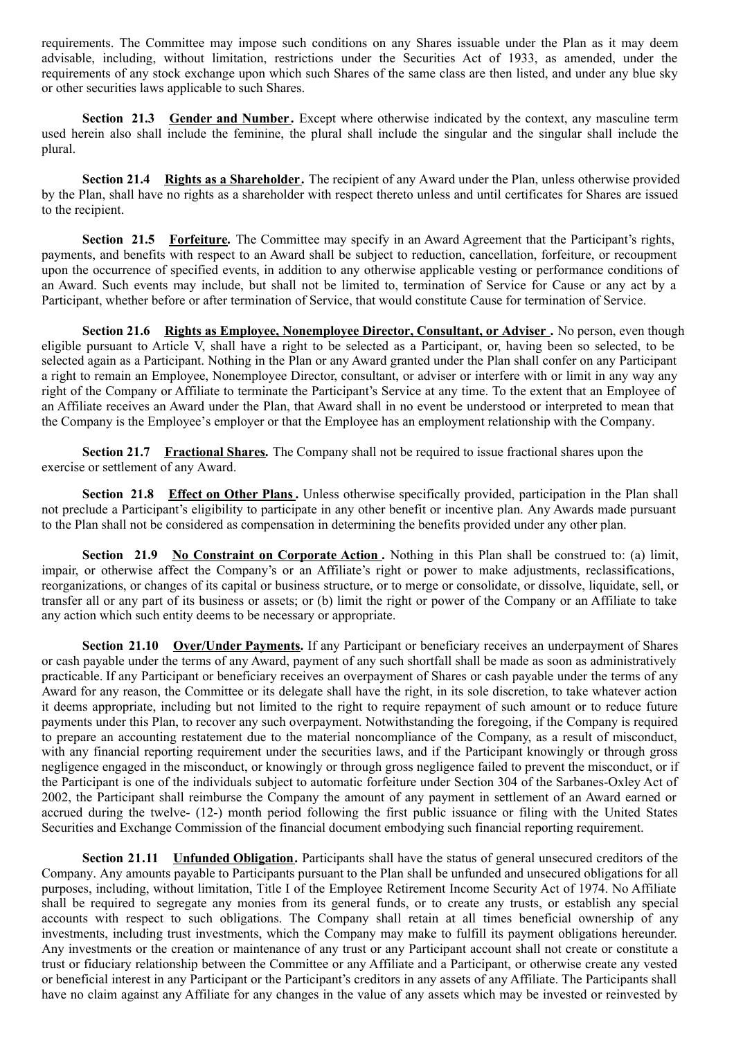requirements. The Committee may impose such conditions on any Shares issuable under the Plan as it may deem advisable, including, without limitation, restrictions under the Securities Act of 1933, as amended, under the requirements of any stock exchange upon which such Shares of the same class are then listed, and under any blue sky or other securities laws applicable to such Shares.

**Section 21.3** **Gender and Number.** Except where otherwise indicated by the context, any masculine term used herein also shall include the feminine, the plural shall include the singular and the singular shall include the plural.

**Section 21.4** **Rights as a Shareholder.** The recipient of any Award under the Plan, unless otherwise provided by the Plan, shall have no rights as a shareholder with respect thereto unless and until certificates for Shares are issued to the recipient.

**Section 21.5** **Forfeiture.** The Committee may specify in an Award Agreement that the Participant's rights, payments, and benefits with respect to an Award shall be subject to reduction, cancellation, forfeiture, or recoupment upon the occurrence of specified events, in addition to any otherwise applicable vesting or performance conditions of an Award. Such events may include, but shall not be limited to, termination of Service for Cause or any act by a Participant, whether before or after termination of Service, that would constitute Cause for termination of Service.

**Section 21.6** **Rights as Employee, Nonemployee Director, Consultant, or Adviser.** No person, even though eligible pursuant to Article V, shall have a right to be selected as a Participant, or, having been so selected, to be selected again as a Participant. Nothing in the Plan or any Award granted under the Plan shall confer on any Participant a right to remain an Employee, Nonemployee Director, consultant, or adviser or interfere with or limit in any way any right of the Company or Affiliate to terminate the Participant's Service at any time. To the extent that an Employee of an Affiliate receives an Award under the Plan, that Award shall in no event be understood or interpreted to mean that the Company is the Employee's employer or that the Employee has an employment relationship with the Company.

**Section 21.7** **Fractional Shares.** The Company shall not be required to issue fractional shares upon the exercise or settlement of any Award.

**Section 21.8** **Effect on Other Plans.** Unless otherwise specifically provided, participation in the Plan shall not preclude a Participant's eligibility to participate in any other benefit or incentive plan. Any Awards made pursuant to the Plan shall not be considered as compensation in determining the benefits provided under any other plan.

**Section 21.9** **No Constraint on Corporate Action.** Nothing in this Plan shall be construed to: (a) limit, impair, or otherwise affect the Company's or an Affiliate's right or power to make adjustments, reclassifications, reorganizations, or changes of its capital or business structure, or to merge or consolidate, or dissolve, liquidate, sell, or transfer all or any part of its business or assets; or (b) limit the right or power of the Company or an Affiliate to take any action which such entity deems to be necessary or appropriate.

**Section 21.10** **Over/Under Payments.** If any Participant or beneficiary receives an underpayment of Shares or cash payable under the terms of any Award, payment of any such shortfall shall be made as soon as administratively practicable. If any Participant or beneficiary receives an overpayment of Shares or cash payable under the terms of any Award for any reason, the Committee or its delegate shall have the right, in its sole discretion, to take whatever action it deems appropriate, including but not limited to the right to require repayment of such amount or to reduce future payments under this Plan, to recover any such overpayment. Notwithstanding the foregoing, if the Company is required to prepare an accounting restatement due to the material noncompliance of the Company, as a result of misconduct, with any financial reporting requirement under the securities laws, and if the Participant knowingly or through gross negligence engaged in the misconduct, or knowingly or through gross negligence failed to prevent the misconduct, or if the Participant is one of the individuals subject to automatic forfeiture under Section 304 of the Sarbanes-Oxley Act of 2002, the Participant shall reimburse the Company the amount of any payment in settlement of an Award earned or accrued during the twelve- (12-) month period following the first public issuance or filing with the United States Securities and Exchange Commission of the financial document embodying such financial reporting requirement.

**Section 21.11** **Unfunded Obligation.** Participants shall have the status of general unsecured creditors of the Company. Any amounts payable to Participants pursuant to the Plan shall be unfunded and unsecured obligations for all purposes, including, without limitation, Title I of the Employee Retirement Income Security Act of 1974. No Affiliate shall be required to segregate any monies from its general funds, or to create any trusts, or establish any special accounts with respect to such obligations. The Company shall retain at all times beneficial ownership of any investments, including trust investments, which the Company may make to fulfill its payment obligations hereunder. Any investments or the creation or maintenance of any trust or any Participant account shall not create or constitute a trust or fiduciary relationship between the Committee or any Affiliate and a Participant, or otherwise create any vested or beneficial interest in any Participant or the Participant's creditors in any assets of any Affiliate. The Participants shall have no claim against any Affiliate for any changes in the value of any assets which may be invested or reinvested by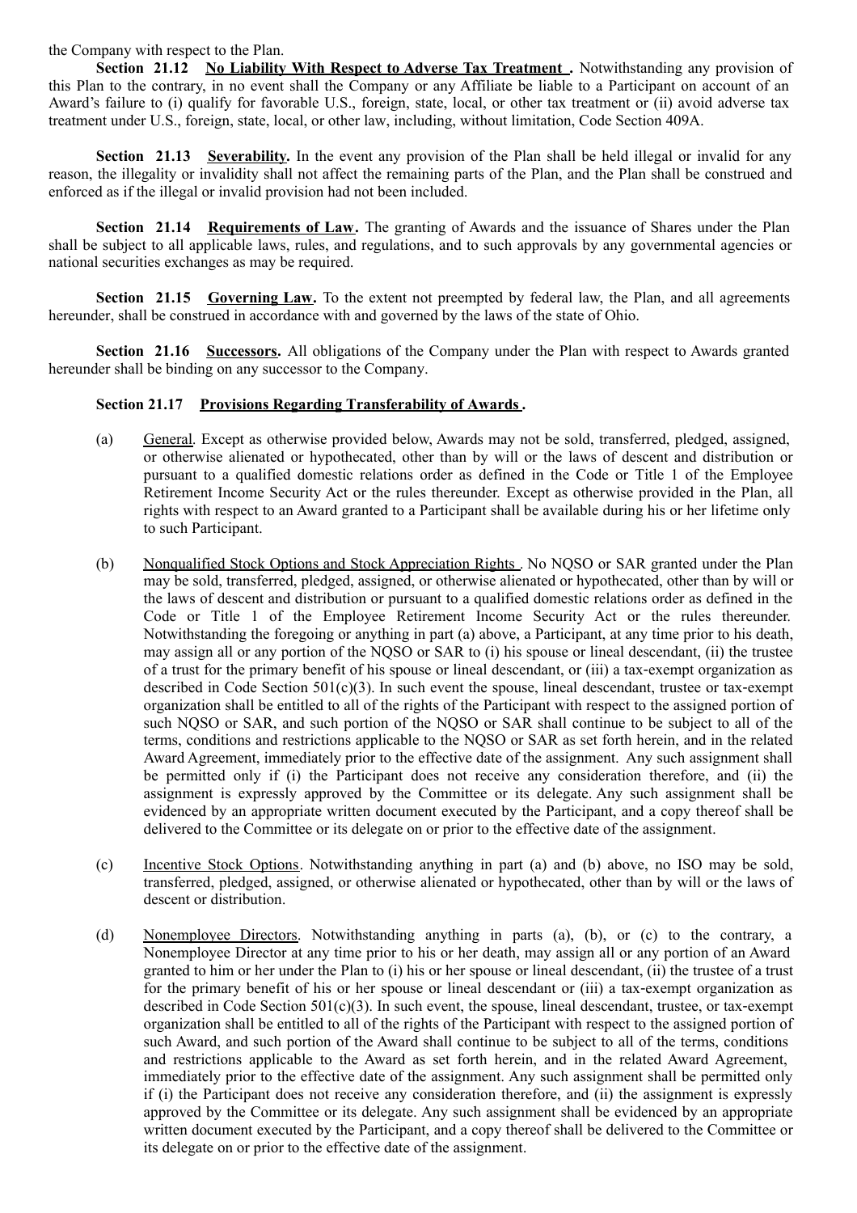the Company with respect to the Plan.

**Section 21.12 No Liability With Respect to Adverse Tax Treatment.** Notwithstanding any provision of this Plan to the contrary, in no event shall the Company or any Affiliate be liable to a Participant on account of an Award's failure to (i) qualify for favorable U.S., foreign, state, local, or other tax treatment or (ii) avoid adverse tax treatment under U.S., foreign, state, local, or other law, including, without limitation, Code Section 409A.

**Section 21.13 Severability.** In the event any provision of the Plan shall be held illegal or invalid for any reason, the illegality or invalidity shall not affect the remaining parts of the Plan, and the Plan shall be construed and enforced as if the illegal or invalid provision had not been included.

**Section 21.14 Requirements of Law.** The granting of Awards and the issuance of Shares under the Plan shall be subject to all applicable laws, rules, and regulations, and to such approvals by any governmental agencies or national securities exchanges as may be required.

**Section 21.15 Governing Law.** To the extent not preempted by federal law, the Plan, and all agreements hereunder, shall be construed in accordance with and governed by the laws of the state of Ohio.

**Section 21.16 Successors.** All obligations of the Company under the Plan with respect to Awards granted hereunder shall be binding on any successor to the Company.

**Section 21.17 Provisions Regarding Transferability of Awards.**

(a) General. Except as otherwise provided below, Awards may not be sold, transferred, pledged, assigned, or otherwise alienated or hypothecated, other than by will or the laws of descent and distribution or pursuant to a qualified domestic relations order as defined in the Code or Title 1 of the Employee Retirement Income Security Act or the rules thereunder. Except as otherwise provided in the Plan, all rights with respect to an Award granted to a Participant shall be available during his or her lifetime only to such Participant.

(b) Nonqualified Stock Options and Stock Appreciation Rights. No NQSO or SAR granted under the Plan may be sold, transferred, pledged, assigned, or otherwise alienated or hypothecated, other than by will or the laws of descent and distribution or pursuant to a qualified domestic relations order as defined in the Code or Title 1 of the Employee Retirement Income Security Act or the rules thereunder. Notwithstanding the foregoing or anything in part (a) above, a Participant, at any time prior to his death, may assign all or any portion of the NQSO or SAR to (i) his spouse or lineal descendant, (ii) the trustee of a trust for the primary benefit of his spouse or lineal descendant, or (iii) a tax-exempt organization as described in Code Section 501(c)(3). In such event the spouse, lineal descendant, trustee or tax-exempt organization shall be entitled to all of the rights of the Participant with respect to the assigned portion of such NQSO or SAR, and such portion of the NQSO or SAR shall continue to be subject to all of the terms, conditions and restrictions applicable to the NQSO or SAR as set forth herein, and in the related Award Agreement, immediately prior to the effective date of the assignment. Any such assignment shall be permitted only if (i) the Participant does not receive any consideration therefore, and (ii) the assignment is expressly approved by the Committee or its delegate. Any such assignment shall be evidenced by an appropriate written document executed by the Participant, and a copy thereof shall be delivered to the Committee or its delegate on or prior to the effective date of the assignment.

(c) Incentive Stock Options. Notwithstanding anything in part (a) and (b) above, no ISO may be sold, transferred, pledged, assigned, or otherwise alienated or hypothecated, other than by will or the laws of descent or distribution.

(d) Nonemployee Directors. Notwithstanding anything in parts (a), (b), or (c) to the contrary, a Nonemployee Director at any time prior to his or her death, may assign all or any portion of an Award granted to him or her under the Plan to (i) his or her spouse or lineal descendant, (ii) the trustee of a trust for the primary benefit of his or her spouse or lineal descendant or (iii) a tax-exempt organization as described in Code Section 501(c)(3). In such event, the spouse, lineal descendant, trustee, or tax-exempt organization shall be entitled to all of the rights of the Participant with respect to the assigned portion of such Award, and such portion of the Award shall continue to be subject to all of the terms, conditions and restrictions applicable to the Award as set forth herein, and in the related Award Agreement, immediately prior to the effective date of the assignment. Any such assignment shall be permitted only if (i) the Participant does not receive any consideration therefore, and (ii) the assignment is expressly approved by the Committee or its delegate. Any such assignment shall be evidenced by an appropriate written document executed by the Participant, and a copy thereof shall be delivered to the Committee or its delegate on or prior to the effective date of the assignment.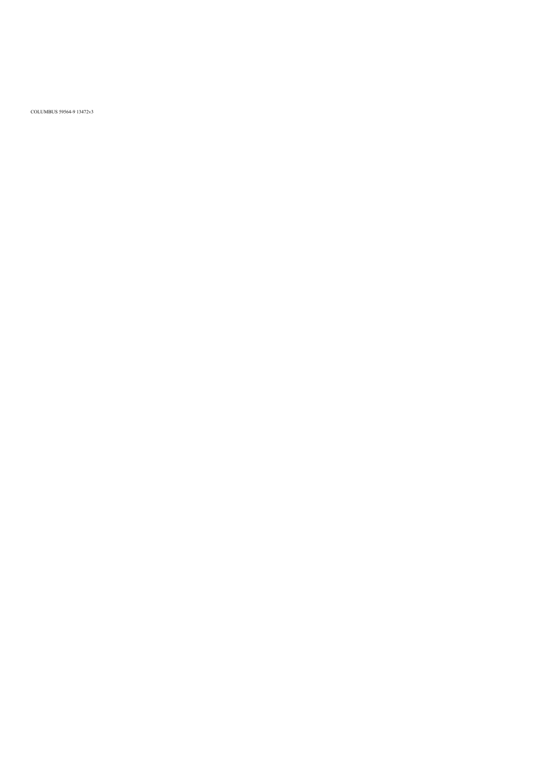COLUMBUS 59564-9 13472v3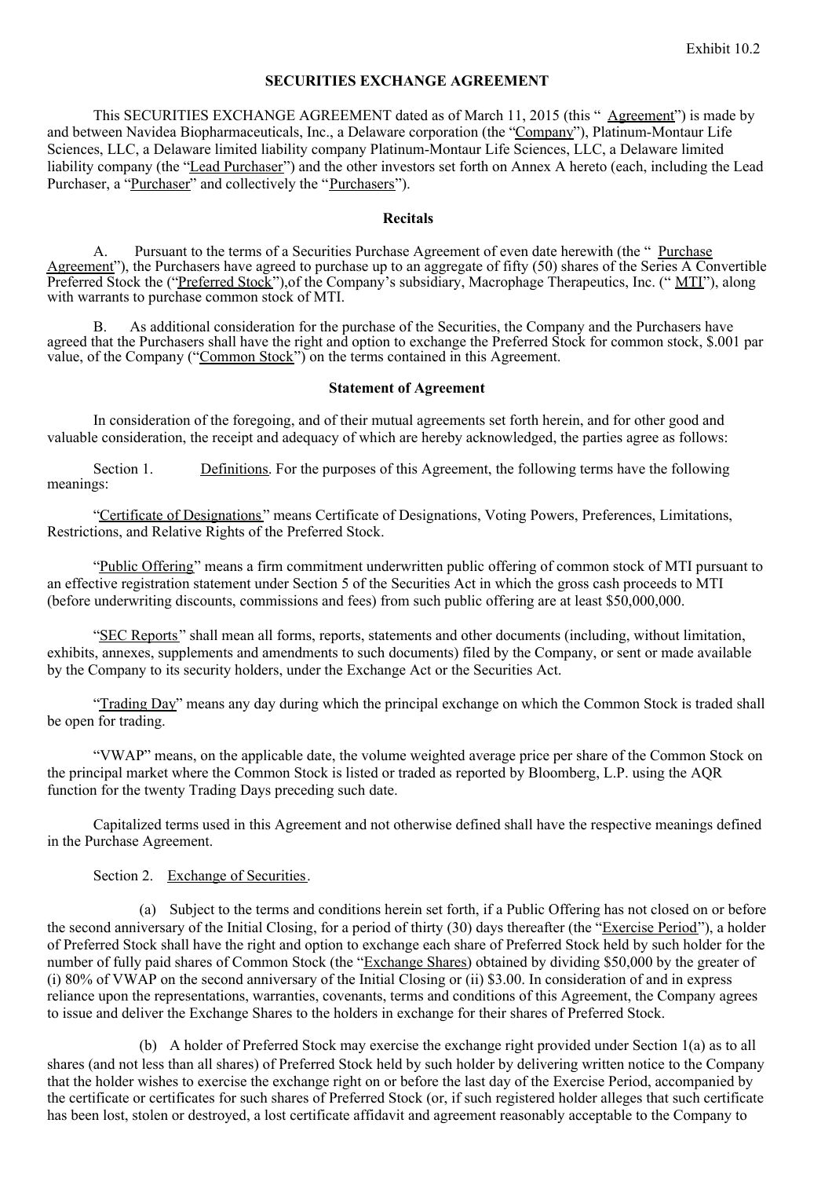Exhibit 10.2

**SECURITIES EXCHANGE AGREEMENT**

This SECURITIES EXCHANGE AGREEMENT dated as of March 11, 2015 (this " Agreement") is made by and between Navidea Biopharmaceuticals, Inc., a Delaware corporation (the "Company"), Platinum-Montaur Life Sciences, LLC, a Delaware limited liability company Platinum-Montaur Life Sciences, LLC, a Delaware limited liability company (the "Lead Purchaser") and the other investors set forth on Annex A hereto (each, including the Lead Purchaser, a "Purchaser" and collectively the "Purchasers").

**Recitals**

A. Pursuant to the terms of a Securities Purchase Agreement of even date herewith (the " Purchase Agreement"), the Purchasers have agreed to purchase up to an aggregate of fifty (50) shares of the Series A Convertible Preferred Stock the ("Preferred Stock"),of the Company's subsidiary, Macrophage Therapeutics, Inc. (" MTI"), along with warrants to purchase common stock of MTI.

B. As additional consideration for the purchase of the Securities, the Company and the Purchasers have agreed that the Purchasers shall have the right and option to exchange the Preferred Stock for common stock, $.001 par value, of the Company ("Common Stock") on the terms contained in this Agreement.

**Statement of Agreement**

In consideration of the foregoing, and of their mutual agreements set forth herein, and for other good and valuable consideration, the receipt and adequacy of which are hereby acknowledged, the parties agree as follows:

Section 1. Definitions. For the purposes of this Agreement, the following terms have the following meanings:

"Certificate of Designations" means Certificate of Designations, Voting Powers, Preferences, Limitations, Restrictions, and Relative Rights of the Preferred Stock.

"Public Offering" means a firm commitment underwritten public offering of common stock of MTI pursuant to an effective registration statement under Section 5 of the Securities Act in which the gross cash proceeds to MTI (before underwriting discounts, commissions and fees) from such public offering are at least $50,000,000.

"SEC Reports" shall mean all forms, reports, statements and other documents (including, without limitation, exhibits, annexes, supplements and amendments to such documents) filed by the Company, or sent or made available by the Company to its security holders, under the Exchange Act or the Securities Act.

"Trading Day" means any day during which the principal exchange on which the Common Stock is traded shall be open for trading.

"VWAP" means, on the applicable date, the volume weighted average price per share of the Common Stock on the principal market where the Common Stock is listed or traded as reported by Bloomberg, L.P. using the AQR function for the twenty Trading Days preceding such date.

Capitalized terms used in this Agreement and not otherwise defined shall have the respective meanings defined in the Purchase Agreement.

Section 2. Exchange of Securities.

(a) Subject to the terms and conditions herein set forth, if a Public Offering has not closed on or before the second anniversary of the Initial Closing, for a period of thirty (30) days thereafter (the "Exercise Period"), a holder of Preferred Stock shall have the right and option to exchange each share of Preferred Stock held by such holder for the number of fully paid shares of Common Stock (the "Exchange Shares) obtained by dividing $50,000 by the greater of (i) 80% of VWAP on the second anniversary of the Initial Closing or (ii) $3.00. In consideration of and in express reliance upon the representations, warranties, covenants, terms and conditions of this Agreement, the Company agrees to issue and deliver the Exchange Shares to the holders in exchange for their shares of Preferred Stock.

(b) A holder of Preferred Stock may exercise the exchange right provided under Section 1(a) as to all shares (and not less than all shares) of Preferred Stock held by such holder by delivering written notice to the Company that the holder wishes to exercise the exchange right on or before the last day of the Exercise Period, accompanied by the certificate or certificates for such shares of Preferred Stock (or, if such registered holder alleges that such certificate has been lost, stolen or destroyed, a lost certificate affidavit and agreement reasonably acceptable to the Company to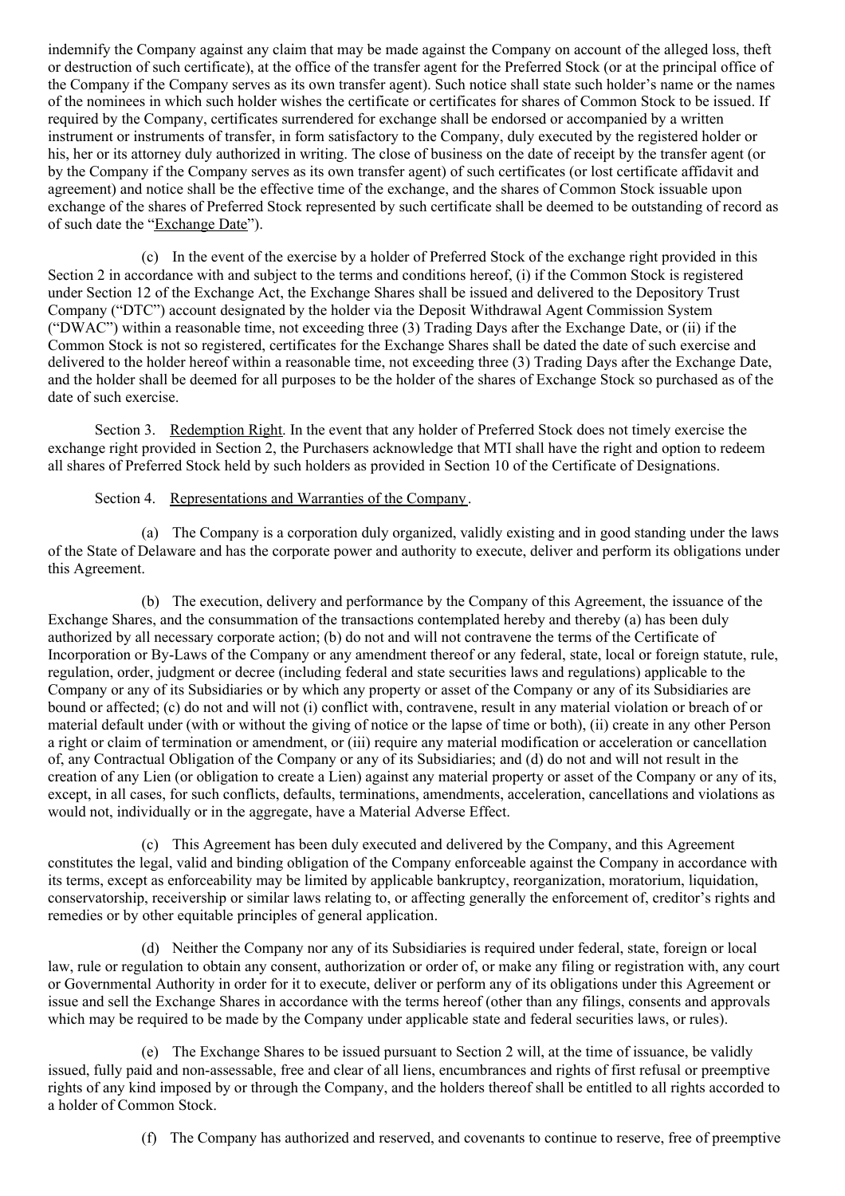indemnify the Company against any claim that may be made against the Company on account of the alleged loss, theft or destruction of such certificate), at the office of the transfer agent for the Preferred Stock (or at the principal office of the Company if the Company serves as its own transfer agent). Such notice shall state such holder's name or the names of the nominees in which such holder wishes the certificate or certificates for shares of Common Stock to be issued. If required by the Company, certificates surrendered for exchange shall be endorsed or accompanied by a written instrument or instruments of transfer, in form satisfactory to the Company, duly executed by the registered holder or his, her or its attorney duly authorized in writing. The close of business on the date of receipt by the transfer agent (or by the Company if the Company serves as its own transfer agent) of such certificates (or lost certificate affidavit and agreement) and notice shall be the effective time of the exchange, and the shares of Common Stock issuable upon exchange of the shares of Preferred Stock represented by such certificate shall be deemed to be outstanding of record as of such date the "Exchange Date").

(c) In the event of the exercise by a holder of Preferred Stock of the exchange right provided in this Section 2 in accordance with and subject to the terms and conditions hereof, (i) if the Common Stock is registered under Section 12 of the Exchange Act, the Exchange Shares shall be issued and delivered to the Depository Trust Company ("DTC") account designated by the holder via the Deposit Withdrawal Agent Commission System ("DWAC") within a reasonable time, not exceeding three (3) Trading Days after the Exchange Date, or (ii) if the Common Stock is not so registered, certificates for the Exchange Shares shall be dated the date of such exercise and delivered to the holder hereof within a reasonable time, not exceeding three (3) Trading Days after the Exchange Date, and the holder shall be deemed for all purposes to be the holder of the shares of Exchange Stock so purchased as of the date of such exercise.

Section 3. Redemption Right. In the event that any holder of Preferred Stock does not timely exercise the exchange right provided in Section 2, the Purchasers acknowledge that MTI shall have the right and option to redeem all shares of Preferred Stock held by such holders as provided in Section 10 of the Certificate of Designations.

Section 4. Representations and Warranties of the Company.

(a) The Company is a corporation duly organized, validly existing and in good standing under the laws of the State of Delaware and has the corporate power and authority to execute, deliver and perform its obligations under this Agreement.

(b) The execution, delivery and performance by the Company of this Agreement, the issuance of the Exchange Shares, and the consummation of the transactions contemplated hereby and thereby (a) has been duly authorized by all necessary corporate action; (b) do not and will not contravene the terms of the Certificate of Incorporation or By-Laws of the Company or any amendment thereof or any federal, state, local or foreign statute, rule, regulation, order, judgment or decree (including federal and state securities laws and regulations) applicable to the Company or any of its Subsidiaries or by which any property or asset of the Company or any of its Subsidiaries are bound or affected; (c) do not and will not (i) conflict with, contravene, result in any material violation or breach of or material default under (with or without the giving of notice or the lapse of time or both), (ii) create in any other Person a right or claim of termination or amendment, or (iii) require any material modification or acceleration or cancellation of, any Contractual Obligation of the Company or any of its Subsidiaries; and (d) do not and will not result in the creation of any Lien (or obligation to create a Lien) against any material property or asset of the Company or any of its, except, in all cases, for such conflicts, defaults, terminations, amendments, acceleration, cancellations and violations as would not, individually or in the aggregate, have a Material Adverse Effect.

(c) This Agreement has been duly executed and delivered by the Company, and this Agreement constitutes the legal, valid and binding obligation of the Company enforceable against the Company in accordance with its terms, except as enforceability may be limited by applicable bankruptcy, reorganization, moratorium, liquidation, conservatorship, receivership or similar laws relating to, or affecting generally the enforcement of, creditor's rights and remedies or by other equitable principles of general application.

(d) Neither the Company nor any of its Subsidiaries is required under federal, state, foreign or local law, rule or regulation to obtain any consent, authorization or order of, or make any filing or registration with, any court or Governmental Authority in order for it to execute, deliver or perform any of its obligations under this Agreement or issue and sell the Exchange Shares in accordance with the terms hereof (other than any filings, consents and approvals which may be required to be made by the Company under applicable state and federal securities laws, or rules).

(e) The Exchange Shares to be issued pursuant to Section 2 will, at the time of issuance, be validly issued, fully paid and non-assessable, free and clear of all liens, encumbrances and rights of first refusal or preemptive rights of any kind imposed by or through the Company, and the holders thereof shall be entitled to all rights accorded to a holder of Common Stock.

(f) The Company has authorized and reserved, and covenants to continue to reserve, free of preemptive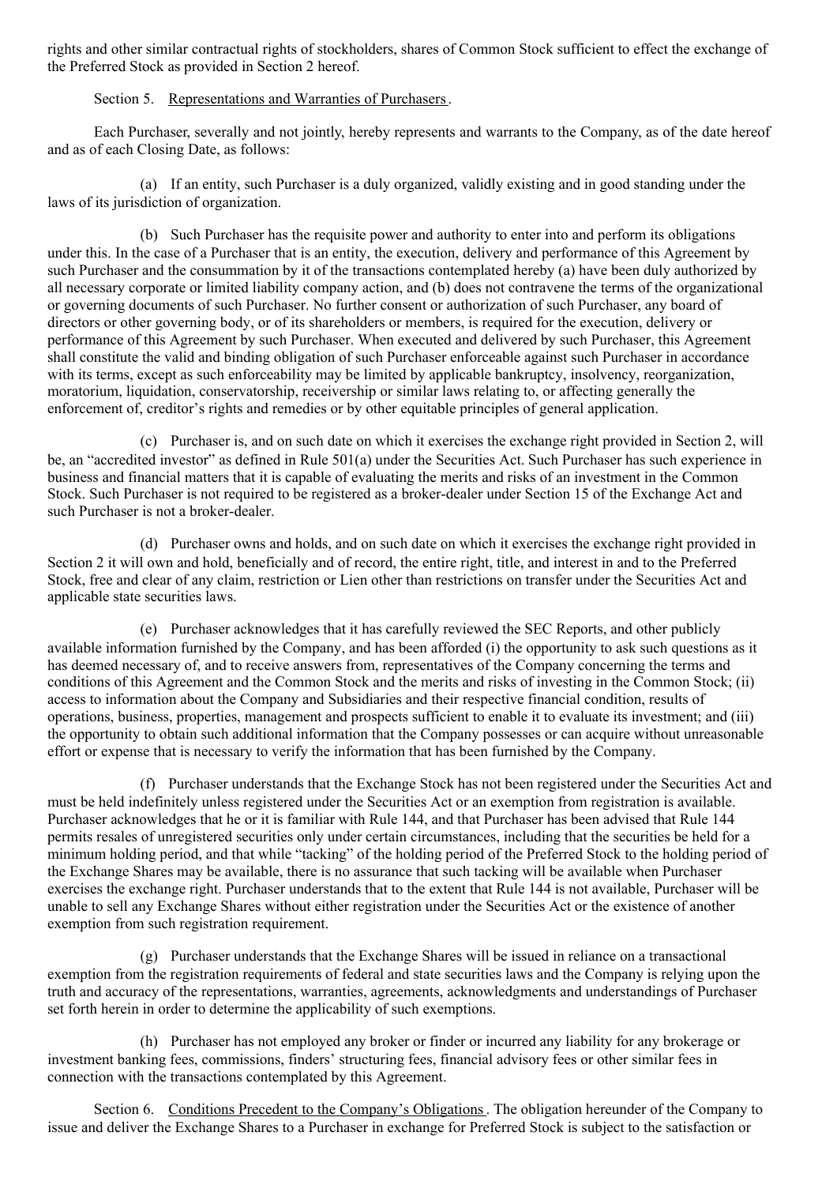rights and other similar contractual rights of stockholders, shares of Common Stock sufficient to effect the exchange of the Preferred Stock as provided in Section 2 hereof.

Section 5. Representations and Warranties of Purchasers.

Each Purchaser, severally and not jointly, hereby represents and warrants to the Company, as of the date hereof and as of each Closing Date, as follows:

(a) If an entity, such Purchaser is a duly organized, validly existing and in good standing under the laws of its jurisdiction of organization.

(b) Such Purchaser has the requisite power and authority to enter into and perform its obligations under this. In the case of a Purchaser that is an entity, the execution, delivery and performance of this Agreement by such Purchaser and the consummation by it of the transactions contemplated hereby (a) have been duly authorized by all necessary corporate or limited liability company action, and (b) does not contravene the terms of the organizational or governing documents of such Purchaser. No further consent or authorization of such Purchaser, any board of directors or other governing body, or of its shareholders or members, is required for the execution, delivery or performance of this Agreement by such Purchaser. When executed and delivered by such Purchaser, this Agreement shall constitute the valid and binding obligation of such Purchaser enforceable against such Purchaser in accordance with its terms, except as such enforceability may be limited by applicable bankruptcy, insolvency, reorganization, moratorium, liquidation, conservatorship, receivership or similar laws relating to, or affecting generally the enforcement of, creditor's rights and remedies or by other equitable principles of general application.

(c) Purchaser is, and on such date on which it exercises the exchange right provided in Section 2, will be, an "accredited investor" as defined in Rule 501(a) under the Securities Act. Such Purchaser has such experience in business and financial matters that it is capable of evaluating the merits and risks of an investment in the Common Stock. Such Purchaser is not required to be registered as a broker-dealer under Section 15 of the Exchange Act and such Purchaser is not a broker-dealer.

(d) Purchaser owns and holds, and on such date on which it exercises the exchange right provided in Section 2 it will own and hold, beneficially and of record, the entire right, title, and interest in and to the Preferred Stock, free and clear of any claim, restriction or Lien other than restrictions on transfer under the Securities Act and applicable state securities laws.

(e) Purchaser acknowledges that it has carefully reviewed the SEC Reports, and other publicly available information furnished by the Company, and has been afforded (i) the opportunity to ask such questions as it has deemed necessary of, and to receive answers from, representatives of the Company concerning the terms and conditions of this Agreement and the Common Stock and the merits and risks of investing in the Common Stock; (ii) access to information about the Company and Subsidiaries and their respective financial condition, results of operations, business, properties, management and prospects sufficient to enable it to evaluate its investment; and (iii) the opportunity to obtain such additional information that the Company possesses or can acquire without unreasonable effort or expense that is necessary to verify the information that has been furnished by the Company.

(f) Purchaser understands that the Exchange Stock has not been registered under the Securities Act and must be held indefinitely unless registered under the Securities Act or an exemption from registration is available. Purchaser acknowledges that he or it is familiar with Rule 144, and that Purchaser has been advised that Rule 144 permits resales of unregistered securities only under certain circumstances, including that the securities be held for a minimum holding period, and that while "tacking" of the holding period of the Preferred Stock to the holding period of the Exchange Shares may be available, there is no assurance that such tacking will be available when Purchaser exercises the exchange right. Purchaser understands that to the extent that Rule 144 is not available, Purchaser will be unable to sell any Exchange Shares without either registration under the Securities Act or the existence of another exemption from such registration requirement.

(g) Purchaser understands that the Exchange Shares will be issued in reliance on a transactional exemption from the registration requirements of federal and state securities laws and the Company is relying upon the truth and accuracy of the representations, warranties, agreements, acknowledgments and understandings of Purchaser set forth herein in order to determine the applicability of such exemptions.

(h) Purchaser has not employed any broker or finder or incurred any liability for any brokerage or investment banking fees, commissions, finders' structuring fees, financial advisory fees or other similar fees in connection with the transactions contemplated by this Agreement.

Section 6. Conditions Precedent to the Company's Obligations. The obligation hereunder of the Company to issue and deliver the Exchange Shares to a Purchaser in exchange for Preferred Stock is subject to the satisfaction or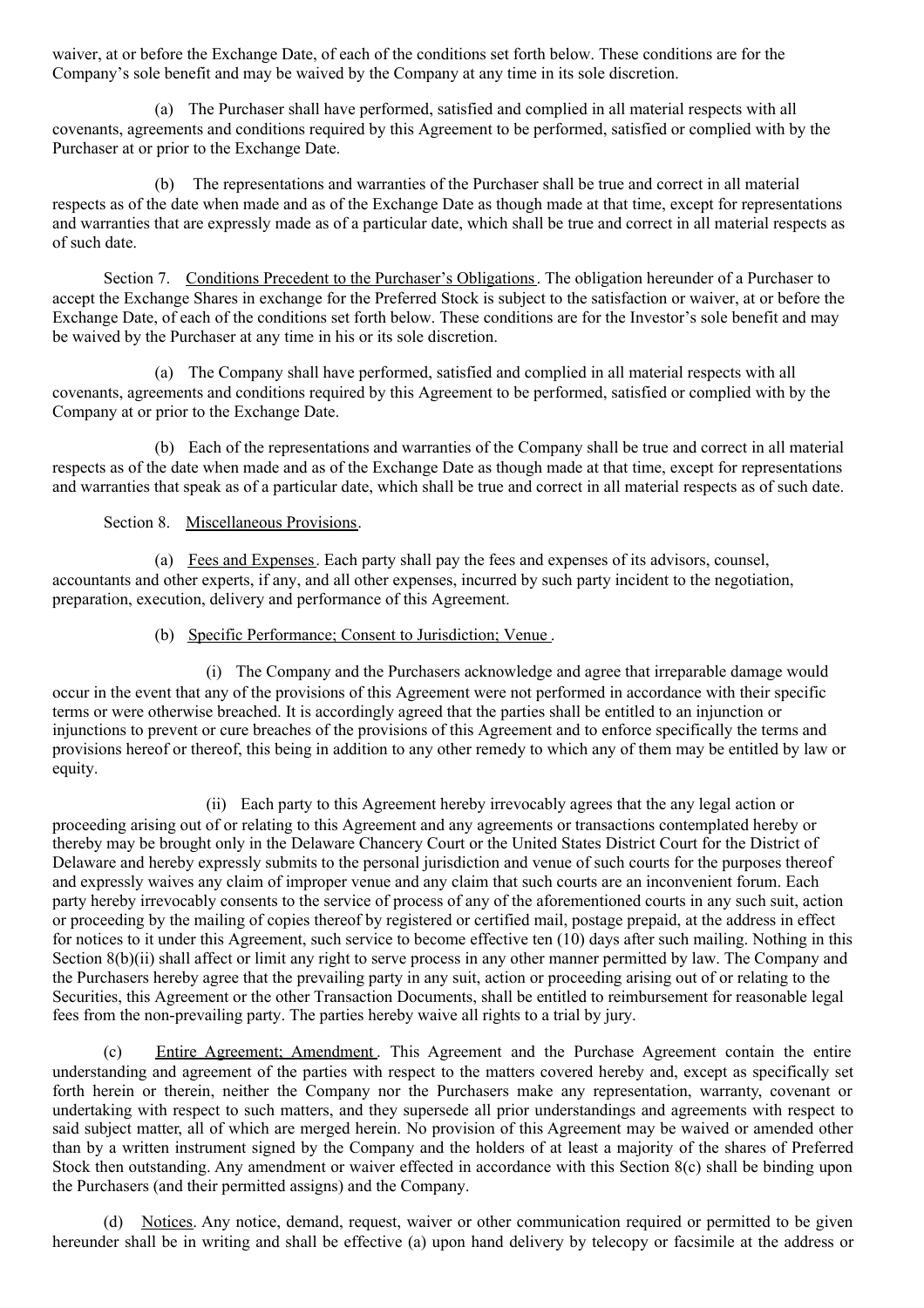waiver, at or before the Exchange Date, of each of the conditions set forth below. These conditions are for the Company's sole benefit and may be waived by the Company at any time in its sole discretion.

(a) The Purchaser shall have performed, satisfied and complied in all material respects with all covenants, agreements and conditions required by this Agreement to be performed, satisfied or complied with by the Purchaser at or prior to the Exchange Date.

(b) The representations and warranties of the Purchaser shall be true and correct in all material respects as of the date when made and as of the Exchange Date as though made at that time, except for representations and warranties that are expressly made as of a particular date, which shall be true and correct in all material respects as of such date.

Section 7. Conditions Precedent to the Purchaser's Obligations. The obligation hereunder of a Purchaser to accept the Exchange Shares in exchange for the Preferred Stock is subject to the satisfaction or waiver, at or before the Exchange Date, of each of the conditions set forth below. These conditions are for the Investor's sole benefit and may be waived by the Purchaser at any time in his or its sole discretion.

(a) The Company shall have performed, satisfied and complied in all material respects with all covenants, agreements and conditions required by this Agreement to be performed, satisfied or complied with by the Company at or prior to the Exchange Date.

(b) Each of the representations and warranties of the Company shall be true and correct in all material respects as of the date when made and as of the Exchange Date as though made at that time, except for representations and warranties that speak as of a particular date, which shall be true and correct in all material respects as of such date.

Section 8. Miscellaneous Provisions.

(a) Fees and Expenses. Each party shall pay the fees and expenses of its advisors, counsel, accountants and other experts, if any, and all other expenses, incurred by such party incident to the negotiation, preparation, execution, delivery and performance of this Agreement.

(b) Specific Performance; Consent to Jurisdiction; Venue.

(i) The Company and the Purchasers acknowledge and agree that irreparable damage would occur in the event that any of the provisions of this Agreement were not performed in accordance with their specific terms or were otherwise breached. It is accordingly agreed that the parties shall be entitled to an injunction or injunctions to prevent or cure breaches of the provisions of this Agreement and to enforce specifically the terms and provisions hereof or thereof, this being in addition to any other remedy to which any of them may be entitled by law or equity.

(ii) Each party to this Agreement hereby irrevocably agrees that the any legal action or proceeding arising out of or relating to this Agreement and any agreements or transactions contemplated hereby or thereby may be brought only in the Delaware Chancery Court or the United States District Court for the District of Delaware and hereby expressly submits to the personal jurisdiction and venue of such courts for the purposes thereof and expressly waives any claim of improper venue and any claim that such courts are an inconvenient forum. Each party hereby irrevocably consents to the service of process of any of the aforementioned courts in any such suit, action or proceeding by the mailing of copies thereof by registered or certified mail, postage prepaid, at the address in effect for notices to it under this Agreement, such service to become effective ten (10) days after such mailing. Nothing in this Section 8(b)(ii) shall affect or limit any right to serve process in any other manner permitted by law. The Company and the Purchasers hereby agree that the prevailing party in any suit, action or proceeding arising out of or relating to the Securities, this Agreement or the other Transaction Documents, shall be entitled to reimbursement for reasonable legal fees from the non-prevailing party. The parties hereby waive all rights to a trial by jury.

(c) Entire Agreement; Amendment. This Agreement and the Purchase Agreement contain the entire understanding and agreement of the parties with respect to the matters covered hereby and, except as specifically set forth herein or therein, neither the Company nor the Purchasers make any representation, warranty, covenant or undertaking with respect to such matters, and they supersede all prior understandings and agreements with respect to said subject matter, all of which are merged herein. No provision of this Agreement may be waived or amended other than by a written instrument signed by the Company and the holders of at least a majority of the shares of Preferred Stock then outstanding. Any amendment or waiver effected in accordance with this Section 8(c) shall be binding upon the Purchasers (and their permitted assigns) and the Company.

(d) Notices. Any notice, demand, request, waiver or other communication required or permitted to be given hereunder shall be in writing and shall be effective (a) upon hand delivery by telecopy or facsimile at the address or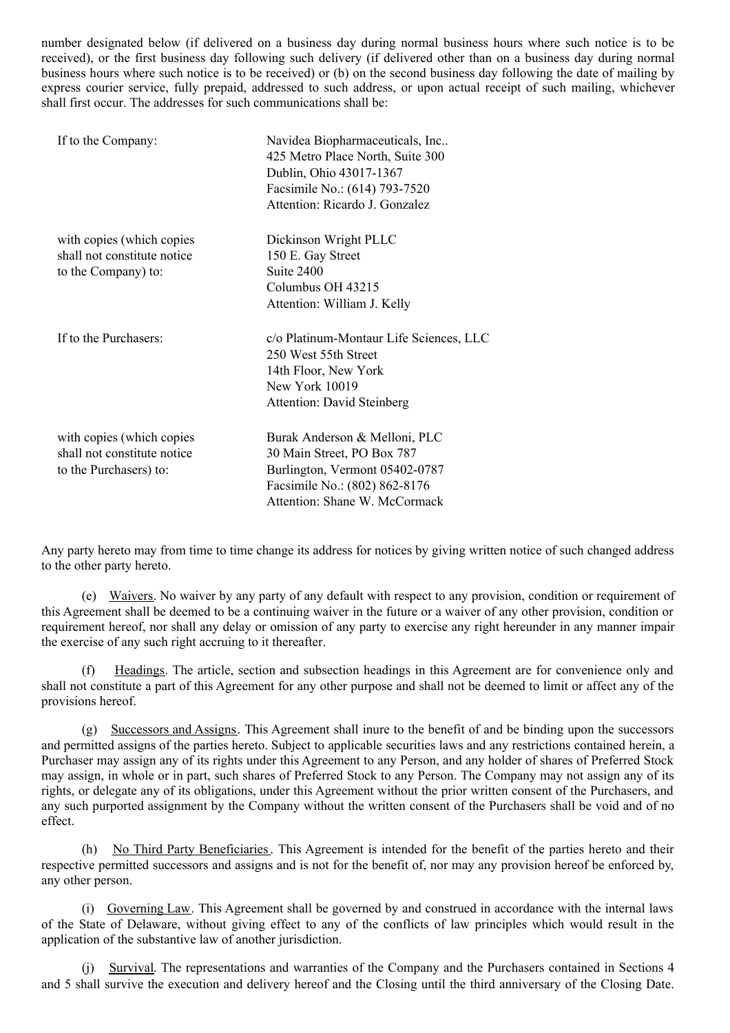number designated below (if delivered on a business day during normal business hours where such notice is to be received), or the first business day following such delivery (if delivered other than on a business day during normal business hours where such notice is to be received) or (b) on the second business day following the date of mailing by express courier service, fully prepaid, addressed to such address, or upon actual receipt of such mailing, whichever shall first occur. The addresses for such communications shall be:

| | |
|---|---|
| If to the Company: | Navidea Biopharmaceuticals, Inc..<br>425 Metro Place North, Suite 300<br>Dublin, Ohio 43017-1367<br>Facsimile No.: (614) 793-7520<br>Attention: Ricardo J. Gonzalez |
| with copies (which copies shall not constitute notice to the Company) to: | Dickinson Wright PLLC<br>150 E. Gay Street<br>Suite 2400<br>Columbus OH 43215<br>Attention: William J. Kelly |
| If to the Purchasers: | c/o Platinum-Montaur Life Sciences, LLC<br>250 West 55th Street<br>14th Floor, New York<br>New York 10019<br>Attention: David Steinberg |
| with copies (which copies shall not constitute notice to the Purchasers) to: | Burak Anderson & Melloni, PLC<br>30 Main Street, PO Box 787<br>Burlington, Vermont 05402-0787<br>Facsimile No.: (802) 862-8176<br>Attention: Shane W. McCormack |

Any party hereto may from time to time change its address for notices by giving written notice of such changed address to the other party hereto.

(e) Waivers. No waiver by any party of any default with respect to any provision, condition or requirement of this Agreement shall be deemed to be a continuing waiver in the future or a waiver of any other provision, condition or requirement hereof, nor shall any delay or omission of any party to exercise any right hereunder in any manner impair the exercise of any such right accruing to it thereafter.

(f) Headings. The article, section and subsection headings in this Agreement are for convenience only and shall not constitute a part of this Agreement for any other purpose and shall not be deemed to limit or affect any of the provisions hereof.

(g) Successors and Assigns. This Agreement shall inure to the benefit of and be binding upon the successors and permitted assigns of the parties hereto. Subject to applicable securities laws and any restrictions contained herein, a Purchaser may assign any of its rights under this Agreement to any Person, and any holder of shares of Preferred Stock may assign, in whole or in part, such shares of Preferred Stock to any Person. The Company may not assign any of its rights, or delegate any of its obligations, under this Agreement without the prior written consent of the Purchasers, and any such purported assignment by the Company without the written consent of the Purchasers shall be void and of no effect.

(h) No Third Party Beneficiaries. This Agreement is intended for the benefit of the parties hereto and their respective permitted successors and assigns and is not for the benefit of, nor may any provision hereof be enforced by, any other person.

(i) Governing Law. This Agreement shall be governed by and construed in accordance with the internal laws of the State of Delaware, without giving effect to any of the conflicts of law principles which would result in the application of the substantive law of another jurisdiction.

(j) Survival. The representations and warranties of the Company and the Purchasers contained in Sections 4 and 5 shall survive the execution and delivery hereof and the Closing until the third anniversary of the Closing Date.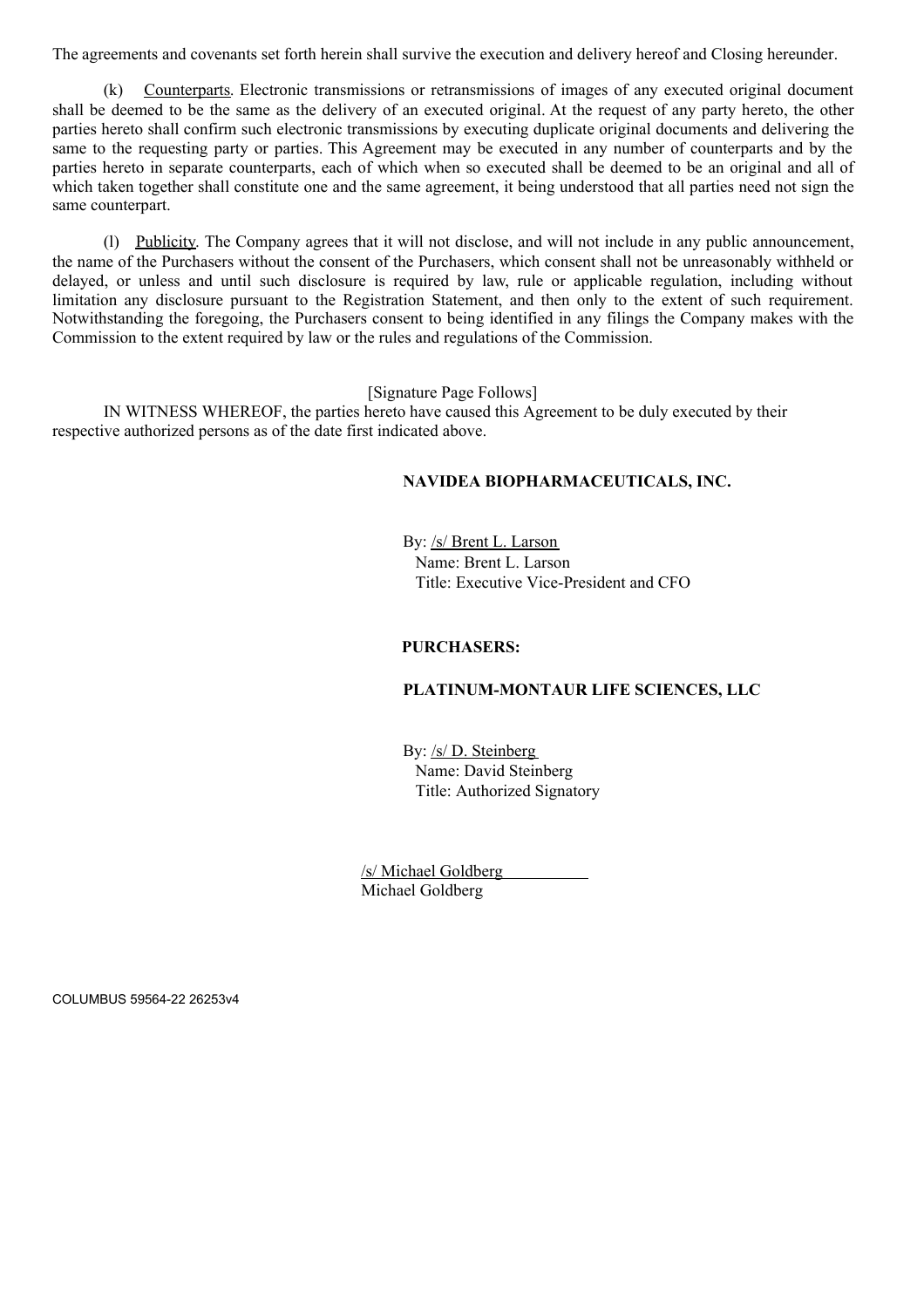The agreements and covenants set forth herein shall survive the execution and delivery hereof and Closing hereunder.

(k) Counterparts. Electronic transmissions or retransmissions of images of any executed original document shall be deemed to be the same as the delivery of an executed original. At the request of any party hereto, the other parties hereto shall confirm such electronic transmissions by executing duplicate original documents and delivering the same to the requesting party or parties. This Agreement may be executed in any number of counterparts and by the parties hereto in separate counterparts, each of which when so executed shall be deemed to be an original and all of which taken together shall constitute one and the same agreement, it being understood that all parties need not sign the same counterpart.

(l) Publicity. The Company agrees that it will not disclose, and will not include in any public announcement, the name of the Purchasers without the consent of the Purchasers, which consent shall not be unreasonably withheld or delayed, or unless and until such disclosure is required by law, rule or applicable regulation, including without limitation any disclosure pursuant to the Registration Statement, and then only to the extent of such requirement. Notwithstanding the foregoing, the Purchasers consent to being identified in any filings the Company makes with the Commission to the extent required by law or the rules and regulations of the Commission.

[Signature Page Follows]

IN WITNESS WHEREOF, the parties hereto have caused this Agreement to be duly executed by their respective authorized persons as of the date first indicated above.

**NAVIDEA BIOPHARMACEUTICALS, INC.**

By: /s/ Brent L. Larson
Name: Brent L. Larson
Title: Executive Vice-President and CFO

**PURCHASERS:**

**PLATINUM-MONTAUR LIFE SCIENCES, LLC**

By: /s/ D. Steinberg
Name: David Steinberg
Title: Authorized Signatory

/s/ Michael Goldberg
Michael Goldberg

COLUMBUS 59564-22 26253v4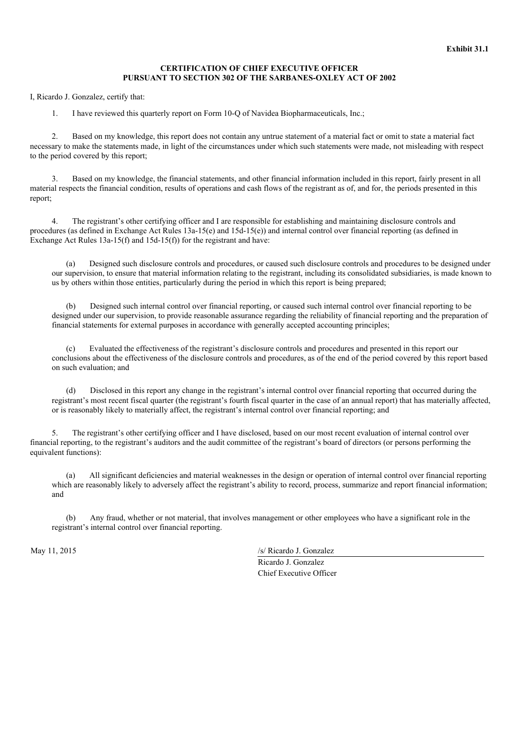**Exhibit 31.1**

**CERTIFICATION OF CHIEF EXECUTIVE OFFICER**
**PURSUANT TO SECTION 302 OF THE SARBANES-OXLEY ACT OF 2002**

I, Ricardo J. Gonzalez, certify that:

1. I have reviewed this quarterly report on Form 10-Q of Navidea Biopharmaceuticals, Inc.;

2. Based on my knowledge, this report does not contain any untrue statement of a material fact or omit to state a material fact necessary to make the statements made, in light of the circumstances under which such statements were made, not misleading with respect to the period covered by this report;

3. Based on my knowledge, the financial statements, and other financial information included in this report, fairly present in all material respects the financial condition, results of operations and cash flows of the registrant as of, and for, the periods presented in this report;

4. The registrant's other certifying officer and I are responsible for establishing and maintaining disclosure controls and procedures (as defined in Exchange Act Rules 13a-15(e) and 15d-15(e)) and internal control over financial reporting (as defined in Exchange Act Rules 13a-15(f) and 15d-15(f)) for the registrant and have:

   (a) Designed such disclosure controls and procedures, or caused such disclosure controls and procedures to be designed under our supervision, to ensure that material information relating to the registrant, including its consolidated subsidiaries, is made known to us by others within those entities, particularly during the period in which this report is being prepared;

   (b) Designed such internal control over financial reporting, or caused such internal control over financial reporting to be designed under our supervision, to provide reasonable assurance regarding the reliability of financial reporting and the preparation of financial statements for external purposes in accordance with generally accepted accounting principles;

   (c) Evaluated the effectiveness of the registrant's disclosure controls and procedures and presented in this report our conclusions about the effectiveness of the disclosure controls and procedures, as of the end of the period covered by this report based on such evaluation; and

   (d) Disclosed in this report any change in the registrant's internal control over financial reporting that occurred during the registrant's most recent fiscal quarter (the registrant's fourth fiscal quarter in the case of an annual report) that has materially affected, or is reasonably likely to materially affect, the registrant's internal control over financial reporting; and

5. The registrant's other certifying officer and I have disclosed, based on our most recent evaluation of internal control over financial reporting, to the registrant's auditors and the audit committee of the registrant's board of directors (or persons performing the equivalent functions):

   (a) All significant deficiencies and material weaknesses in the design or operation of internal control over financial reporting which are reasonably likely to adversely affect the registrant's ability to record, process, summarize and report financial information; and

   (b) Any fraud, whether or not material, that involves management or other employees who have a significant role in the registrant's internal control over financial reporting.

May 11, 2015

/s/ Ricardo J. Gonzalez
Ricardo J. Gonzalez
Chief Executive Officer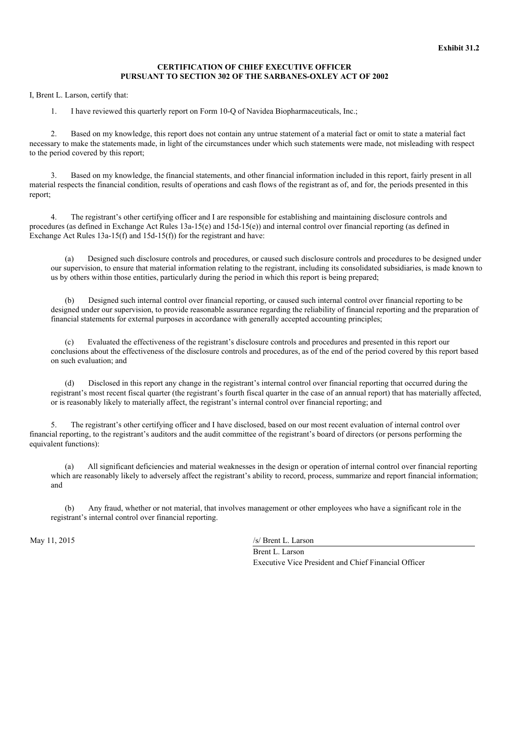**Exhibit 31.2**

**CERTIFICATION OF CHIEF EXECUTIVE OFFICER**
**PURSUANT TO SECTION 302 OF THE SARBANES-OXLEY ACT OF 2002**

I, Brent L. Larson, certify that:

1. I have reviewed this quarterly report on Form 10-Q of Navidea Biopharmaceuticals, Inc.;

2. Based on my knowledge, this report does not contain any untrue statement of a material fact or omit to state a material fact necessary to make the statements made, in light of the circumstances under which such statements were made, not misleading with respect to the period covered by this report;

3. Based on my knowledge, the financial statements, and other financial information included in this report, fairly present in all material respects the financial condition, results of operations and cash flows of the registrant as of, and for, the periods presented in this report;

4. The registrant's other certifying officer and I are responsible for establishing and maintaining disclosure controls and procedures (as defined in Exchange Act Rules 13a-15(e) and 15d-15(e)) and internal control over financial reporting (as defined in Exchange Act Rules 13a-15(f) and 15d-15(f)) for the registrant and have:

   (a) Designed such disclosure controls and procedures, or caused such disclosure controls and procedures to be designed under our supervision, to ensure that material information relating to the registrant, including its consolidated subsidiaries, is made known to us by others within those entities, particularly during the period in which this report is being prepared;

   (b) Designed such internal control over financial reporting, or caused such internal control over financial reporting to be designed under our supervision, to provide reasonable assurance regarding the reliability of financial reporting and the preparation of financial statements for external purposes in accordance with generally accepted accounting principles;

   (c) Evaluated the effectiveness of the registrant's disclosure controls and procedures and presented in this report our conclusions about the effectiveness of the disclosure controls and procedures, as of the end of the period covered by this report based on such evaluation; and

   (d) Disclosed in this report any change in the registrant's internal control over financial reporting that occurred during the registrant's most recent fiscal quarter (the registrant's fourth fiscal quarter in the case of an annual report) that has materially affected, or is reasonably likely to materially affect, the registrant's internal control over financial reporting; and

5. The registrant's other certifying officer and I have disclosed, based on our most recent evaluation of internal control over financial reporting, to the registrant's auditors and the audit committee of the registrant's board of directors (or persons performing the equivalent functions):

   (a) All significant deficiencies and material weaknesses in the design or operation of internal control over financial reporting which are reasonably likely to adversely affect the registrant's ability to record, process, summarize and report financial information; and

   (b) Any fraud, whether or not material, that involves management or other employees who have a significant role in the registrant's internal control over financial reporting.

May 11, 2015

/s/ Brent L. Larson

Brent L. Larson
Executive Vice President and Chief Financial Officer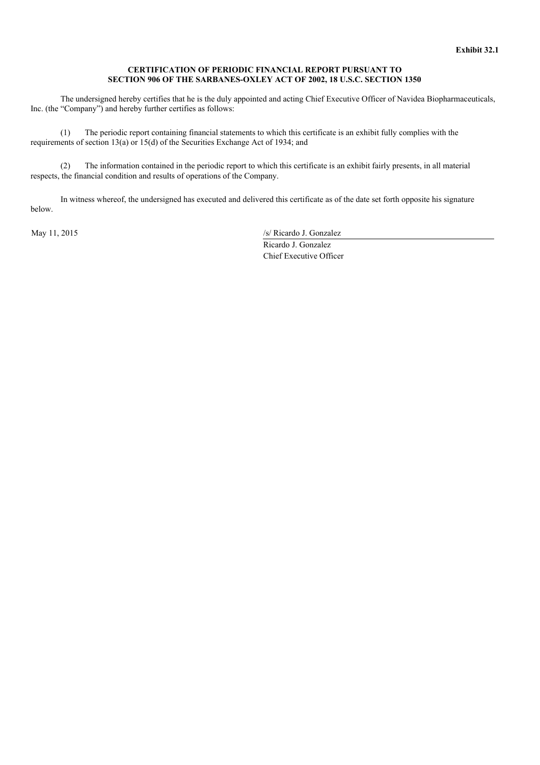**Exhibit 32.1**

**CERTIFICATION OF PERIODIC FINANCIAL REPORT PURSUANT TO SECTION 906 OF THE SARBANES-OXLEY ACT OF 2002, 18 U.S.C. SECTION 1350**

The undersigned hereby certifies that he is the duly appointed and acting Chief Executive Officer of Navidea Biopharmaceuticals, Inc. (the "Company") and hereby further certifies as follows:

(1) The periodic report containing financial statements to which this certificate is an exhibit fully complies with the requirements of section 13(a) or 15(d) of the Securities Exchange Act of 1934; and

(2) The information contained in the periodic report to which this certificate is an exhibit fairly presents, in all material respects, the financial condition and results of operations of the Company.

In witness whereof, the undersigned has executed and delivered this certificate as of the date set forth opposite his signature below.

May 11, 2015

/s/ Ricardo J. Gonzalez

Ricardo J. Gonzalez

Chief Executive Officer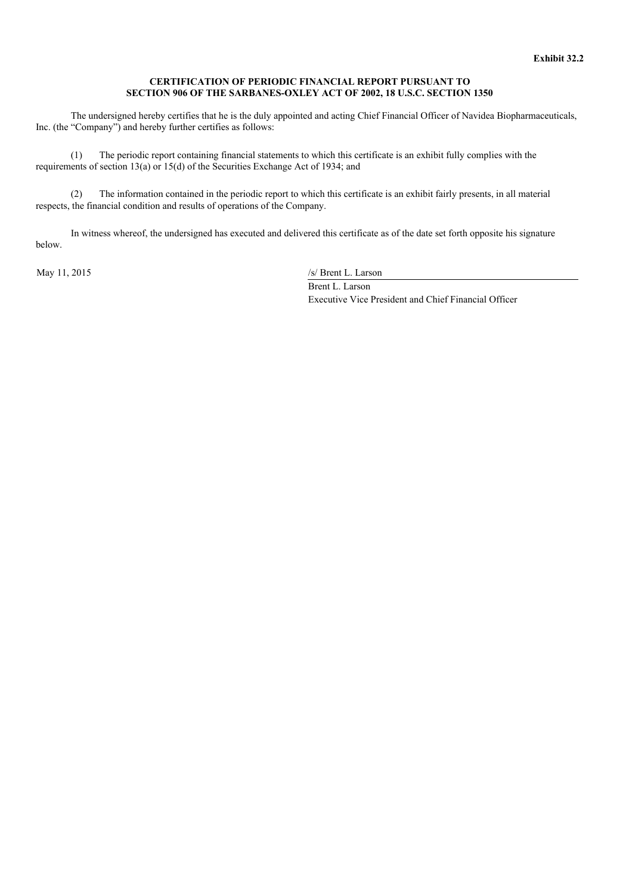**Exhibit 32.2**

**CERTIFICATION OF PERIODIC FINANCIAL REPORT PURSUANT TO SECTION 906 OF THE SARBANES-OXLEY ACT OF 2002, 18 U.S.C. SECTION 1350**

The undersigned hereby certifies that he is the duly appointed and acting Chief Financial Officer of Navidea Biopharmaceuticals, Inc. (the "Company") and hereby further certifies as follows:

(1) The periodic report containing financial statements to which this certificate is an exhibit fully complies with the requirements of section 13(a) or 15(d) of the Securities Exchange Act of 1934; and

(2) The information contained in the periodic report to which this certificate is an exhibit fairly presents, in all material respects, the financial condition and results of operations of the Company.

In witness whereof, the undersigned has executed and delivered this certificate as of the date set forth opposite his signature below.

May 11, 2015

/s/ Brent L. Larson

Brent L. Larson

Executive Vice President and Chief Financial Officer